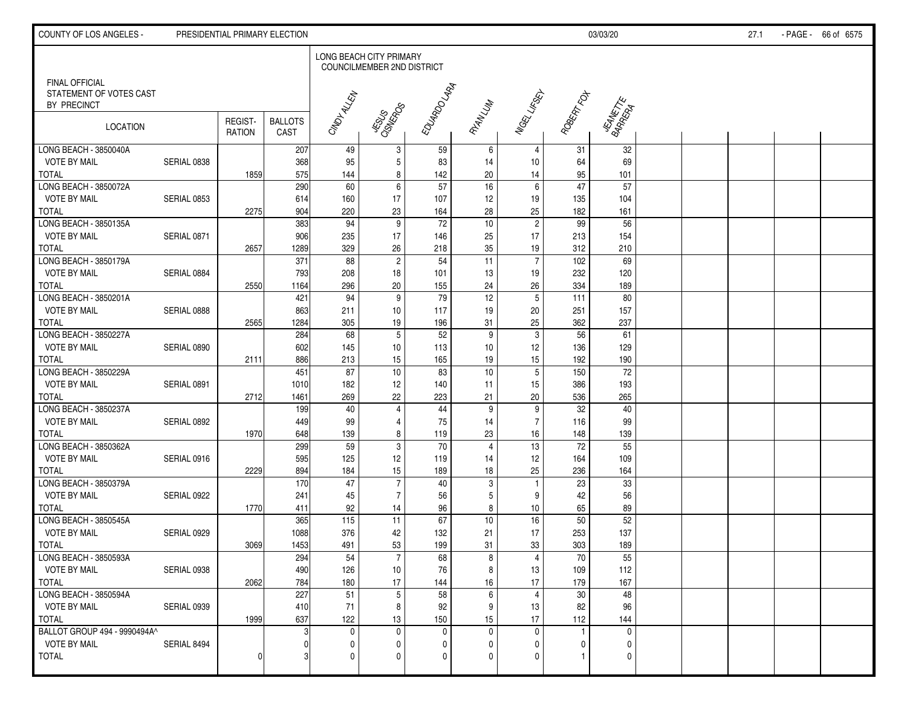COUNTY OF LOS ANGELES - PRESIDENTIAL PRIMARY ELECTION 03/03/20

FINAL OFFICIAL STATEMENT OF VOTES CAST BY PRECINCT

LONG BEACH CITY PRIMARY COUNCILMEMBER 2ND DISTRICT

| LOCATION | | REGIST-RATION | BALLOTS CAST | CINDY ALLEN | JESUS CISNEROS | EDUARDO LARA | RYAN LUM | NIGEL LIFSEY | ROBERT FOX | JEANETTE BARRERA |
|---|---|---|---|---|---|---|---|---|---|---|
| LONG BEACH - 3850040A | | | 207 | 49 | 3 | 59 | 6 | 4 | 31 | 32 |
| VOTE BY MAIL | SERIAL 0838 | | 368 | 95 | 5 | 83 | 14 | 10 | 64 | 69 |
| TOTAL | | 1859 | 575 | 144 | 8 | 142 | 20 | 14 | 95 | 101 |
| LONG BEACH - 3850072A | | | 290 | 60 | 6 | 57 | 16 | 6 | 47 | 57 |
| VOTE BY MAIL | SERIAL 0853 | | 614 | 160 | 17 | 107 | 12 | 19 | 135 | 104 |
| TOTAL | | 2275 | 904 | 220 | 23 | 164 | 28 | 25 | 182 | 161 |
| LONG BEACH - 3850135A | | | 383 | 94 | 9 | 72 | 10 | 2 | 99 | 56 |
| VOTE BY MAIL | SERIAL 0871 | | 906 | 235 | 17 | 146 | 25 | 17 | 213 | 154 |
| TOTAL | | 2657 | 1289 | 329 | 26 | 218 | 35 | 19 | 312 | 210 |
| LONG BEACH - 3850179A | | | 371 | 88 | 2 | 54 | 11 | 7 | 102 | 69 |
| VOTE BY MAIL | SERIAL 0884 | | 793 | 208 | 18 | 101 | 13 | 19 | 232 | 120 |
| TOTAL | | 2550 | 1164 | 296 | 20 | 155 | 24 | 26 | 334 | 189 |
| LONG BEACH - 3850201A | | | 421 | 94 | 9 | 79 | 12 | 5 | 111 | 80 |
| VOTE BY MAIL | SERIAL 0888 | | 863 | 211 | 10 | 117 | 19 | 20 | 251 | 157 |
| TOTAL | | 2565 | 1284 | 305 | 19 | 196 | 31 | 25 | 362 | 237 |
| LONG BEACH - 3850227A | | | 284 | 68 | 5 | 52 | 9 | 3 | 56 | 61 |
| VOTE BY MAIL | SERIAL 0890 | | 602 | 145 | 10 | 113 | 10 | 12 | 136 | 129 |
| TOTAL | | 2111 | 886 | 213 | 15 | 165 | 19 | 15 | 192 | 190 |
| LONG BEACH - 3850229A | | | 451 | 87 | 10 | 83 | 10 | 5 | 150 | 72 |
| VOTE BY MAIL | SERIAL 0891 | | 1010 | 182 | 12 | 140 | 11 | 15 | 386 | 193 |
| TOTAL | | 2712 | 1461 | 269 | 22 | 223 | 21 | 20 | 536 | 265 |
| LONG BEACH - 3850237A | | | 199 | 40 | 4 | 44 | 9 | 9 | 32 | 40 |
| VOTE BY MAIL | SERIAL 0892 | | 449 | 99 | 4 | 75 | 14 | 7 | 116 | 99 |
| TOTAL | | 1970 | 648 | 139 | 8 | 119 | 23 | 16 | 148 | 139 |
| LONG BEACH - 3850362A | | | 299 | 59 | 3 | 70 | 4 | 13 | 72 | 55 |
| VOTE BY MAIL | SERIAL 0916 | | 595 | 125 | 12 | 119 | 14 | 12 | 164 | 109 |
| TOTAL | | 2229 | 894 | 184 | 15 | 189 | 18 | 25 | 236 | 164 |
| LONG BEACH - 3850379A | | | 170 | 47 | 7 | 40 | 3 | 1 | 23 | 33 |
| VOTE BY MAIL | SERIAL 0922 | | 241 | 45 | 7 | 56 | 5 | 9 | 42 | 56 |
| TOTAL | | 1770 | 411 | 92 | 14 | 96 | 8 | 10 | 65 | 89 |
| LONG BEACH - 3850545A | | | 365 | 115 | 11 | 67 | 10 | 16 | 50 | 52 |
| VOTE BY MAIL | SERIAL 0929 | | 1088 | 376 | 42 | 132 | 21 | 17 | 253 | 137 |
| TOTAL | | 3069 | 1453 | 491 | 53 | 199 | 31 | 33 | 303 | 189 |
| LONG BEACH - 3850593A | | | 294 | 54 | 7 | 68 | 8 | 4 | 70 | 55 |
| VOTE BY MAIL | SERIAL 0938 | | 490 | 126 | 10 | 76 | 8 | 13 | 109 | 112 |
| TOTAL | | 2062 | 784 | 180 | 17 | 144 | 16 | 17 | 179 | 167 |
| LONG BEACH - 3850594A | | | 227 | 51 | 5 | 58 | 6 | 4 | 30 | 48 |
| VOTE BY MAIL | SERIAL 0939 | | 410 | 71 | 8 | 92 | 9 | 13 | 82 | 96 |
| TOTAL | | 1999 | 637 | 122 | 13 | 150 | 15 | 17 | 112 | 144 |
| BALLOT GROUP 494 - 9990494A^ | | | 3 | 0 | 0 | 0 | 0 | 0 | 1 | 0 |
| VOTE BY MAIL | SERIAL 8494 | | 0 | 0 | 0 | 0 | 0 | 0 | 0 | 0 |
| TOTAL | | 0 | 3 | 0 | 0 | 0 | 0 | 0 | 1 | 0 |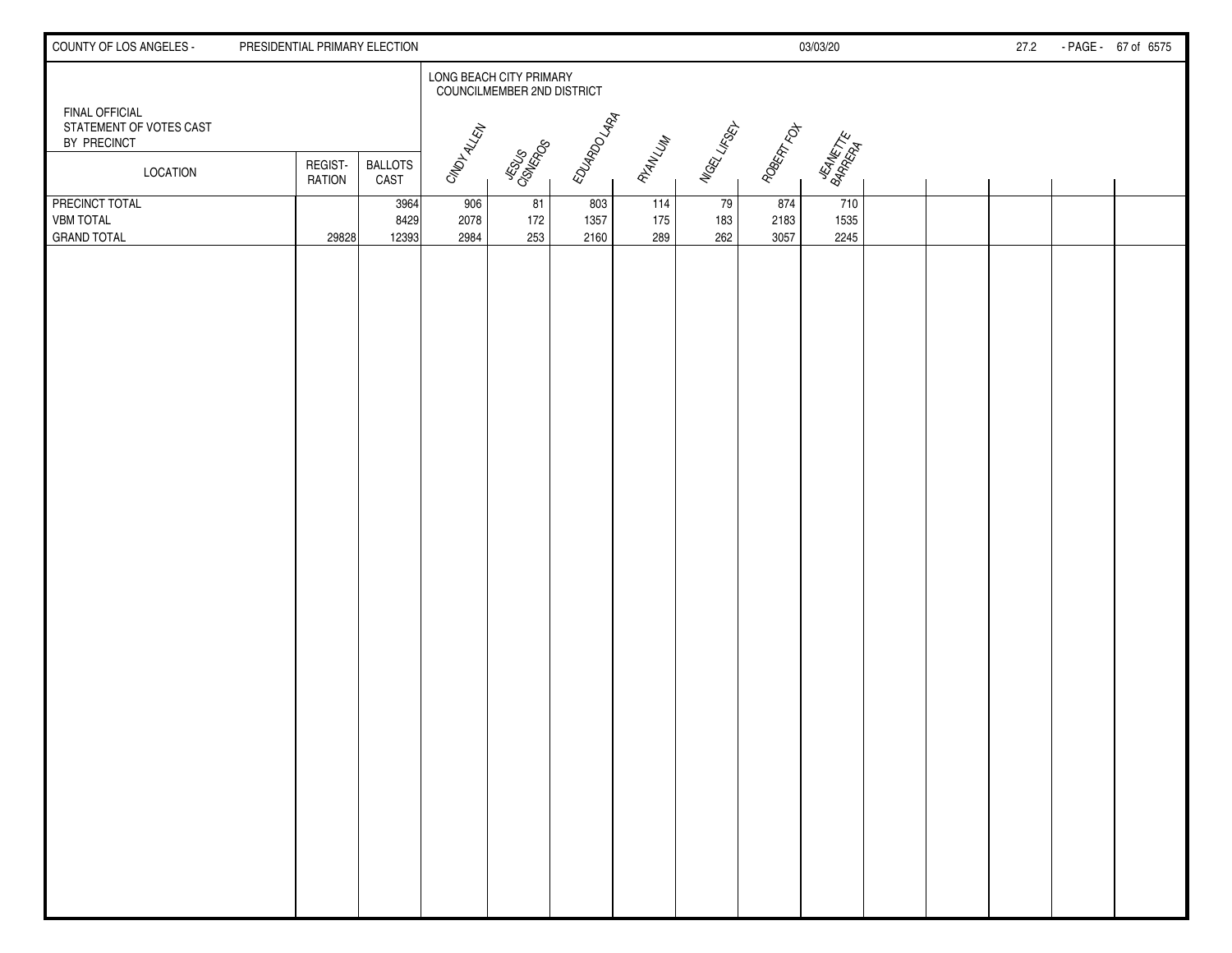FINAL OFFICIAL
STATEMENT OF VOTES CAST
BY PRECINCT

LONG BEACH CITY PRIMARY
COUNCILMEMBER 2ND DISTRICT

| LOCATION | REGIST-RATION | BALLOTS CAST | CINDY ALLEN | JESUS CISNEROS | EDUARDO LARA | RYAN LUM | NIGEL LIFSEY | ROBERT FOX | JEANETTE BARRERA |
|---|---|---|---|---|---|---|---|---|---|
| PRECINCT TOTAL | | 3964 | 906 | 81 | 803 | 114 | 79 | 874 | 710 |
| VBM TOTAL | | 8429 | 2078 | 172 | 1357 | 175 | 183 | 2183 | 1535 |
| GRAND TOTAL | 29828 | 12393 | 2984 | 253 | 2160 | 289 | 262 | 3057 | 2245 |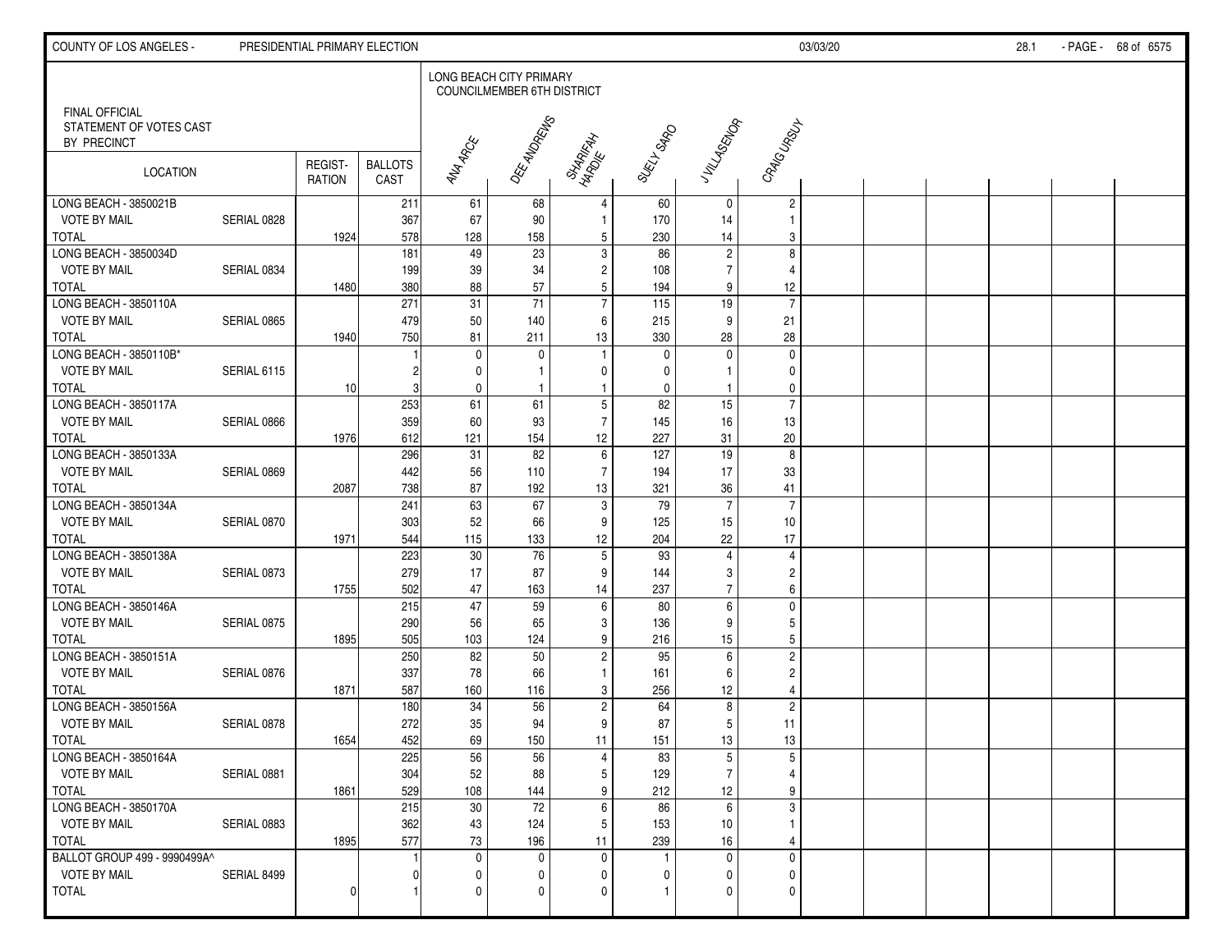LONG BEACH CITY PRIMARY
COUNCILMEMBER 6TH DISTRICT

FINAL OFFICIAL
STATEMENT OF VOTES CAST
BY PRECINCT

| LOCATION | | REGIST-RATION | BALLOTS CAST | ANA ARCE | DEE ANDREWS | SHARIFAH HARDIE | SUELY SARO | J VILLASENOR | CRAIG URSUY |
|---|---|---|---|---|---|---|---|---|---|
| LONG BEACH - 3850021B | | | 211 | 61 | 68 | 4 | 60 | 0 | 2 |
| VOTE BY MAIL | SERIAL 0828 | | 367 | 67 | 90 | 1 | 170 | 14 | 1 |
| TOTAL | | 1924 | 578 | 128 | 158 | 5 | 230 | 14 | 3 |
| LONG BEACH - 3850034D | | | 181 | 49 | 23 | 3 | 86 | 2 | 8 |
| VOTE BY MAIL | SERIAL 0834 | | 199 | 39 | 34 | 2 | 108 | 7 | 4 |
| TOTAL | | 1480 | 380 | 88 | 57 | 5 | 194 | 9 | 12 |
| LONG BEACH - 3850110A | | | 271 | 31 | 71 | 7 | 115 | 19 | 7 |
| VOTE BY MAIL | SERIAL 0865 | | 479 | 50 | 140 | 6 | 215 | 9 | 21 |
| TOTAL | | 1940 | 750 | 81 | 211 | 13 | 330 | 28 | 28 |
| LONG BEACH - 3850110B* | | | 1 | 0 | 0 | 1 | 0 | 0 | 0 |
| VOTE BY MAIL | SERIAL 6115 | | 2 | 0 | 1 | 0 | 0 | 1 | 0 |
| TOTAL | | 10 | 3 | 0 | 1 | 1 | 0 | 1 | 0 |
| LONG BEACH - 3850117A | | | 253 | 61 | 61 | 5 | 82 | 15 | 7 |
| VOTE BY MAIL | SERIAL 0866 | | 359 | 60 | 93 | 7 | 145 | 16 | 13 |
| TOTAL | | 1976 | 612 | 121 | 154 | 12 | 227 | 31 | 20 |
| LONG BEACH - 3850133A | | | 296 | 31 | 82 | 6 | 127 | 19 | 8 |
| VOTE BY MAIL | SERIAL 0869 | | 442 | 56 | 110 | 7 | 194 | 17 | 33 |
| TOTAL | | 2087 | 738 | 87 | 192 | 13 | 321 | 36 | 41 |
| LONG BEACH - 3850134A | | | 241 | 63 | 67 | 3 | 79 | 7 | 7 |
| VOTE BY MAIL | SERIAL 0870 | | 303 | 52 | 66 | 9 | 125 | 15 | 10 |
| TOTAL | | 1971 | 544 | 115 | 133 | 12 | 204 | 22 | 17 |
| LONG BEACH - 3850138A | | | 223 | 30 | 76 | 5 | 93 | 4 | 4 |
| VOTE BY MAIL | SERIAL 0873 | | 279 | 17 | 87 | 9 | 144 | 3 | 2 |
| TOTAL | | 1755 | 502 | 47 | 163 | 14 | 237 | 7 | 6 |
| LONG BEACH - 3850146A | | | 215 | 47 | 59 | 6 | 80 | 6 | 0 |
| VOTE BY MAIL | SERIAL 0875 | | 290 | 56 | 65 | 3 | 136 | 9 | 5 |
| TOTAL | | 1895 | 505 | 103 | 124 | 9 | 216 | 15 | 5 |
| LONG BEACH - 3850151A | | | 250 | 82 | 50 | 2 | 95 | 6 | 2 |
| VOTE BY MAIL | SERIAL 0876 | | 337 | 78 | 66 | 1 | 161 | 6 | 2 |
| TOTAL | | 1871 | 587 | 160 | 116 | 3 | 256 | 12 | 4 |
| LONG BEACH - 3850156A | | | 180 | 34 | 56 | 2 | 64 | 8 | 2 |
| VOTE BY MAIL | SERIAL 0878 | | 272 | 35 | 94 | 9 | 87 | 5 | 11 |
| TOTAL | | 1654 | 452 | 69 | 150 | 11 | 151 | 13 | 13 |
| LONG BEACH - 3850164A | | | 225 | 56 | 56 | 4 | 83 | 5 | 5 |
| VOTE BY MAIL | SERIAL 0881 | | 304 | 52 | 88 | 5 | 129 | 7 | 4 |
| TOTAL | | 1861 | 529 | 108 | 144 | 9 | 212 | 12 | 9 |
| LONG BEACH - 3850170A | | | 215 | 30 | 72 | 6 | 86 | 6 | 3 |
| VOTE BY MAIL | SERIAL 0883 | | 362 | 43 | 124 | 5 | 153 | 10 | 1 |
| TOTAL | | 1895 | 577 | 73 | 196 | 11 | 239 | 16 | 4 |
| BALLOT GROUP 499 - 9990499A^ | | | 1 | 0 | 0 | 0 | 1 | 0 | 0 |
| VOTE BY MAIL | SERIAL 8499 | | 0 | 0 | 0 | 0 | 0 | 0 | 0 |
| TOTAL | | 0 | 1 | 0 | 0 | 0 | 1 | 0 | 0 |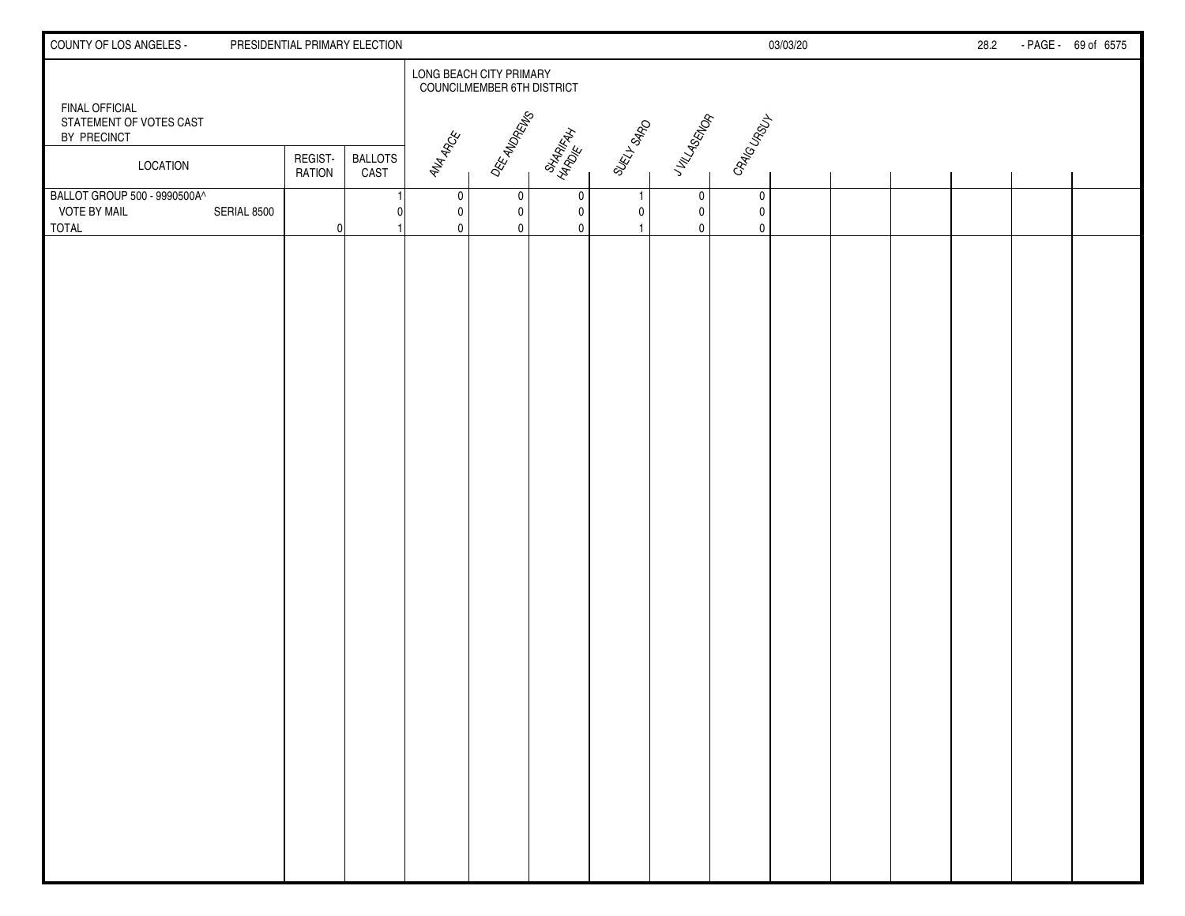FINAL OFFICIAL
STATEMENT OF VOTES CAST
BY PRECINCT

LONG BEACH CITY PRIMARY
COUNCILMEMBER 6TH DISTRICT

| LOCATION | | REGIST-RATION | BALLOTS CAST | ANA ARCE | DEE ANDREWS | SHARIFAH HARDIE | SUELY SARO | J VILLASENOR | CRAIG URSUY |
|---|---|---|---|---|---|---|---|---|---|
| BALLOT GROUP 500 - 9990500A^ | | | 1 | 0 | 0 | 0 | 1 | 0 | 0 |
| VOTE BY MAIL | SERIAL 8500 | | 0 | 0 | 0 | 0 | 0 | 0 | 0 |
| TOTAL | | 0 | 1 | 0 | 0 | 0 | 1 | 0 | 0 |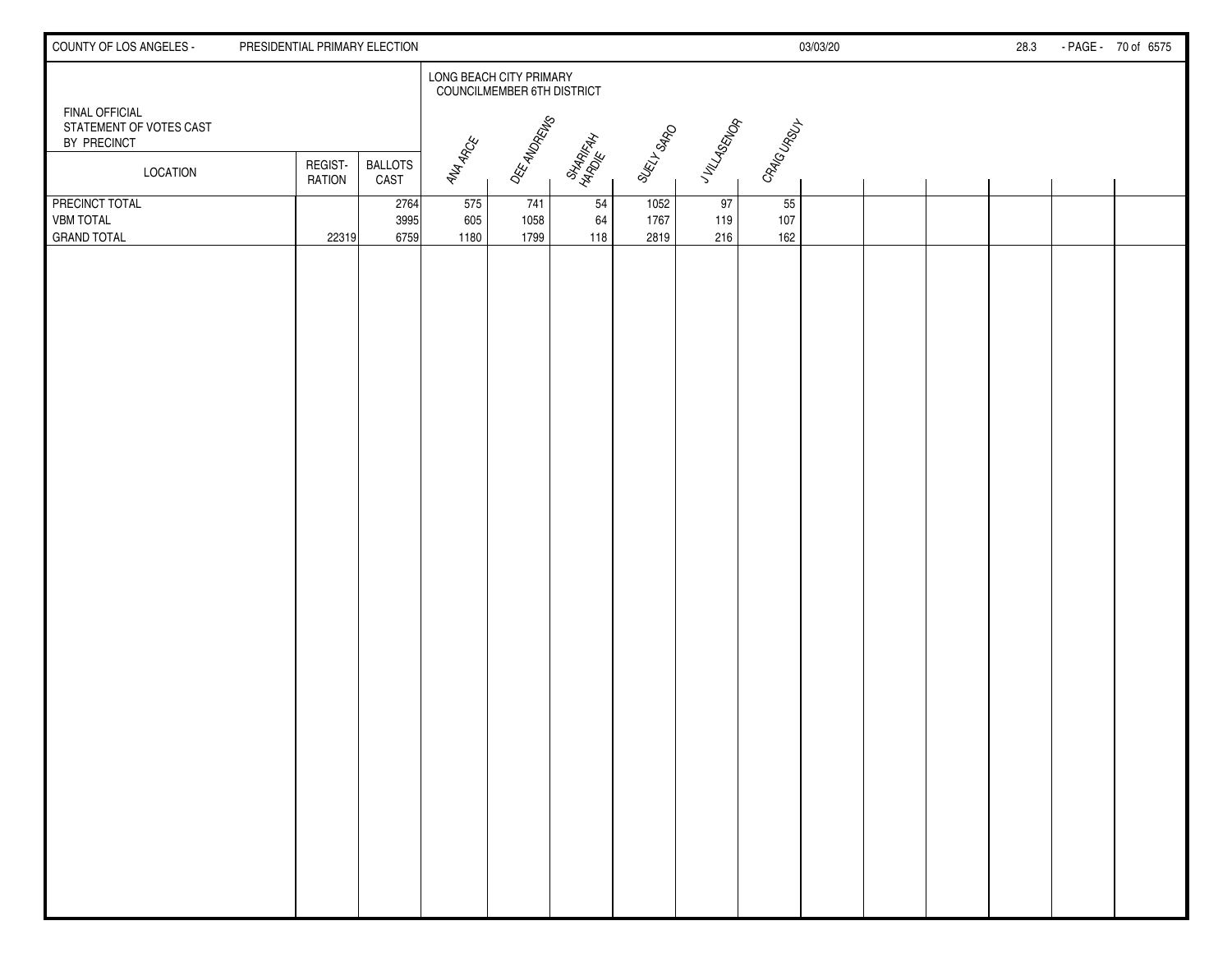FINAL OFFICIAL
STATEMENT OF VOTES CAST
BY PRECINCT

LONG BEACH CITY PRIMARY
COUNCILMEMBER 6TH DISTRICT

| LOCATION | REGIST-RATION | BALLOTS CAST | ANA ARCE | DEE ANDREWS | SHARIFAH HARDIE | SUELY SARO | J VILLASENOR | CRAIG URSUY |
|---|---|---|---|---|---|---|---|---|
| PRECINCT TOTAL | | 2764 | 575 | 741 | 54 | 1052 | 97 | 55 |
| VBM TOTAL | | 3995 | 605 | 1058 | 64 | 1767 | 119 | 107 |
| GRAND TOTAL | 22319 | 6759 | 1180 | 1799 | 118 | 2819 | 216 | 162 |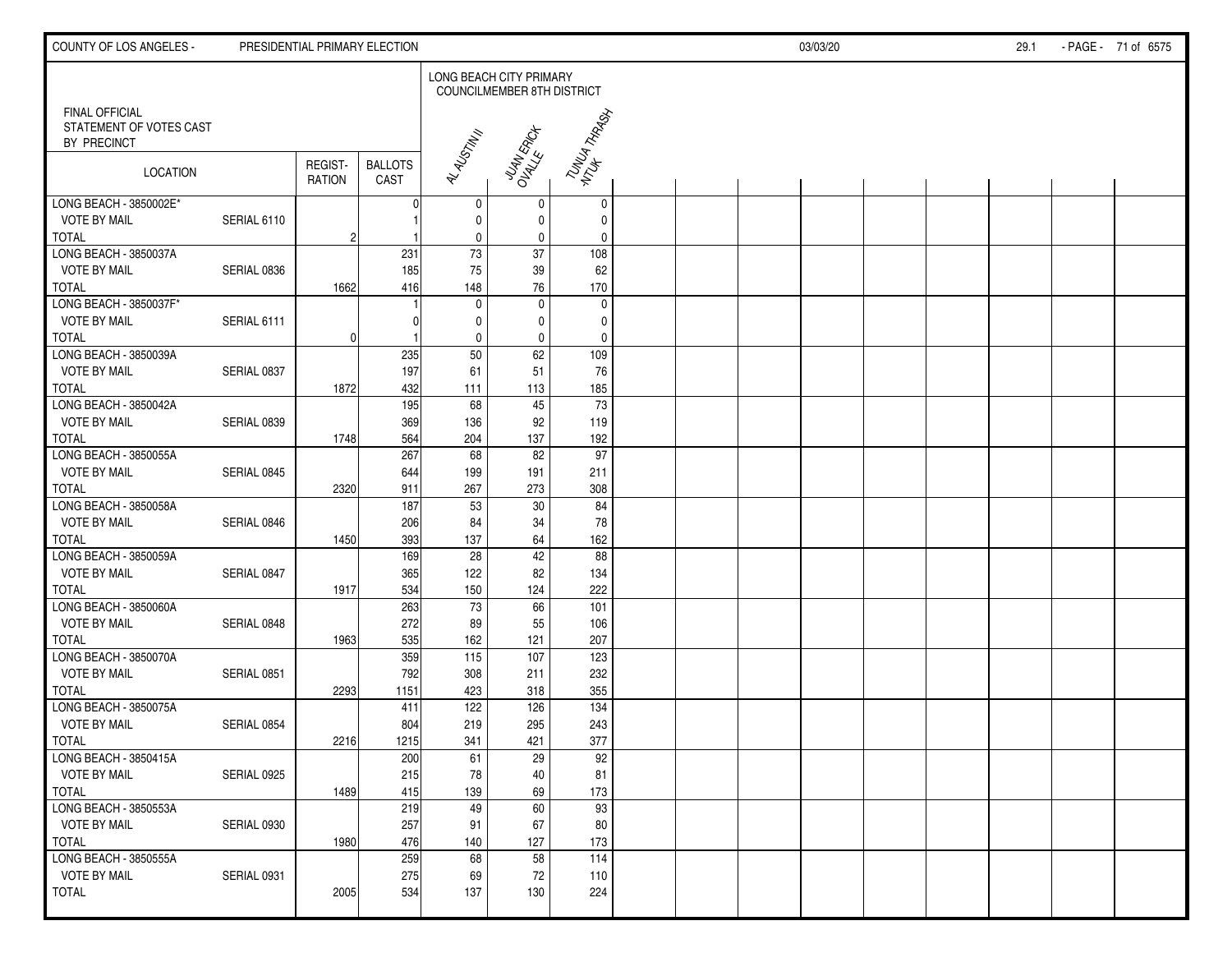COUNTY OF LOS ANGELES - PRESIDENTIAL PRIMARY ELECTION 03/03/20 29.1

FINAL OFFICIAL STATEMENT OF VOTES CAST BY PRECINCT

LONG BEACH CITY PRIMARY COUNCILMEMBER 8TH DISTRICT

| LOCATION | | REGIST-RATION | BALLOTS CAST | AL AUSTIN II | JUAN ERICK OVALLE | TUNUA THRASH-NTUK |
|---|---|---|---|---|---|---|
| LONG BEACH - 3850002E* | | | 0 | 0 | 0 | 0 |
| VOTE BY MAIL | SERIAL 6110 | | 1 | 0 | 0 | 0 |
| TOTAL | | 2 | 1 | 0 | 0 | 0 |
| LONG BEACH - 3850037A | | | 231 | 73 | 37 | 108 |
| VOTE BY MAIL | SERIAL 0836 | | 185 | 75 | 39 | 62 |
| TOTAL | | 1662 | 416 | 148 | 76 | 170 |
| LONG BEACH - 3850037F* | | | 1 | 0 | 0 | 0 |
| VOTE BY MAIL | SERIAL 6111 | | 0 | 0 | 0 | 0 |
| TOTAL | | 0 | 1 | 0 | 0 | 0 |
| LONG BEACH - 3850039A | | | 235 | 50 | 62 | 109 |
| VOTE BY MAIL | SERIAL 0837 | | 197 | 61 | 51 | 76 |
| TOTAL | | 1872 | 432 | 111 | 113 | 185 |
| LONG BEACH - 3850042A | | | 195 | 68 | 45 | 73 |
| VOTE BY MAIL | SERIAL 0839 | | 369 | 136 | 92 | 119 |
| TOTAL | | 1748 | 564 | 204 | 137 | 192 |
| LONG BEACH - 3850055A | | | 267 | 68 | 82 | 97 |
| VOTE BY MAIL | SERIAL 0845 | | 644 | 199 | 191 | 211 |
| TOTAL | | 2320 | 911 | 267 | 273 | 308 |
| LONG BEACH - 3850058A | | | 187 | 53 | 30 | 84 |
| VOTE BY MAIL | SERIAL 0846 | | 206 | 84 | 34 | 78 |
| TOTAL | | 1450 | 393 | 137 | 64 | 162 |
| LONG BEACH - 3850059A | | | 169 | 28 | 42 | 88 |
| VOTE BY MAIL | SERIAL 0847 | | 365 | 122 | 82 | 134 |
| TOTAL | | 1917 | 534 | 150 | 124 | 222 |
| LONG BEACH - 3850060A | | | 263 | 73 | 66 | 101 |
| VOTE BY MAIL | SERIAL 0848 | | 272 | 89 | 55 | 106 |
| TOTAL | | 1963 | 535 | 162 | 121 | 207 |
| LONG BEACH - 3850070A | | | 359 | 115 | 107 | 123 |
| VOTE BY MAIL | SERIAL 0851 | | 792 | 308 | 211 | 232 |
| TOTAL | | 2293 | 1151 | 423 | 318 | 355 |
| LONG BEACH - 3850075A | | | 411 | 122 | 126 | 134 |
| VOTE BY MAIL | SERIAL 0854 | | 804 | 219 | 295 | 243 |
| TOTAL | | 2216 | 1215 | 341 | 421 | 377 |
| LONG BEACH - 3850415A | | | 200 | 61 | 29 | 92 |
| VOTE BY MAIL | SERIAL 0925 | | 215 | 78 | 40 | 81 |
| TOTAL | | 1489 | 415 | 139 | 69 | 173 |
| LONG BEACH - 3850553A | | | 219 | 49 | 60 | 93 |
| VOTE BY MAIL | SERIAL 0930 | | 257 | 91 | 67 | 80 |
| TOTAL | | 1980 | 476 | 140 | 127 | 173 |
| LONG BEACH - 3850555A | | | 259 | 68 | 58 | 114 |
| VOTE BY MAIL | SERIAL 0931 | | 275 | 69 | 72 | 110 |
| TOTAL | | 2005 | 534 | 137 | 130 | 224 |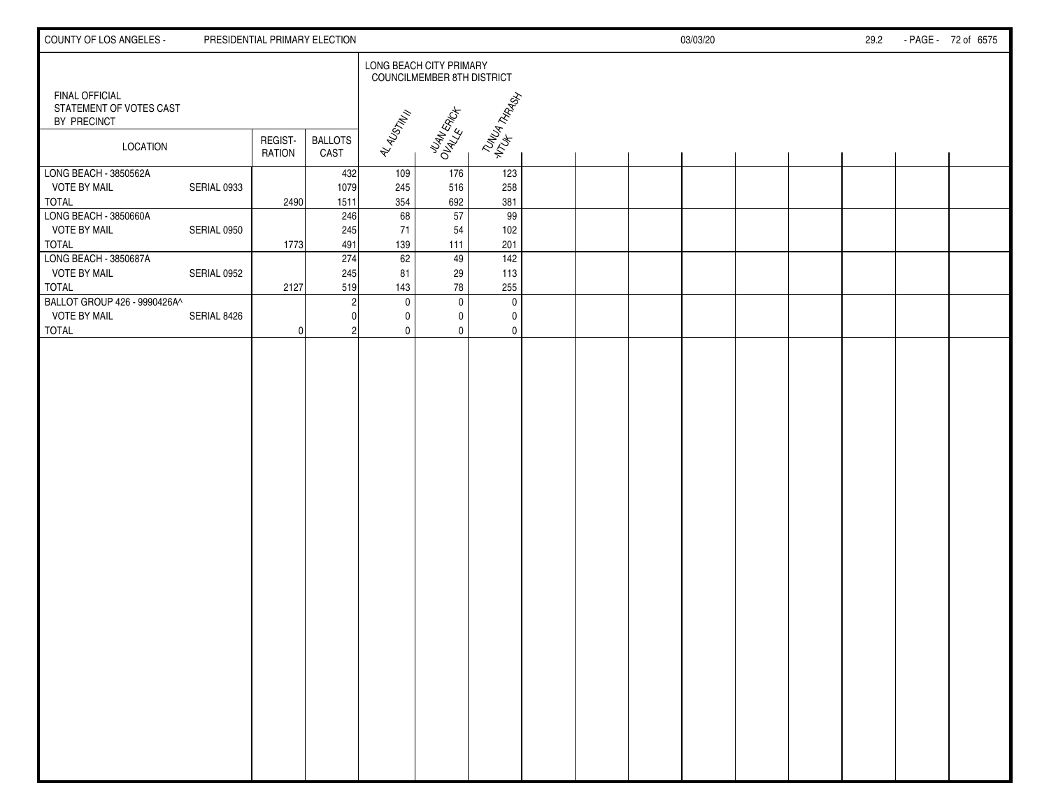FINAL OFFICIAL
STATEMENT OF VOTES CAST
BY PRECINCT

| LOCATION | | REGIST-RATION | BALLOTS CAST | LONG BEACH CITY PRIMARY COUNCILMEMBER 8TH DISTRICT | | |
|---|---|---|---|---|---|---|
| | | | | AL AUSTIN II | JUAN ERICK OVALLE | TUNUA THRASH-NTUK |
| LONG BEACH - 3850562A | | | 432 | 109 | 176 | 123 |
| VOTE BY MAIL | SERIAL 0933 | | 1079 | 245 | 516 | 258 |
| TOTAL | | 2490 | 1511 | 354 | 692 | 381 |
| LONG BEACH - 3850660A | | | 246 | 68 | 57 | 99 |
| VOTE BY MAIL | SERIAL 0950 | | 245 | 71 | 54 | 102 |
| TOTAL | | 1773 | 491 | 139 | 111 | 201 |
| LONG BEACH - 3850687A | | | 274 | 62 | 49 | 142 |
| VOTE BY MAIL | SERIAL 0952 | | 245 | 81 | 29 | 113 |
| TOTAL | | 2127 | 519 | 143 | 78 | 255 |
| BALLOT GROUP 426 - 9990426A^ | | | 2 | 0 | 0 | 0 |
| VOTE BY MAIL | SERIAL 8426 | | 0 | 0 | 0 | 0 |
| TOTAL | | 0 | 2 | 0 | 0 | 0 |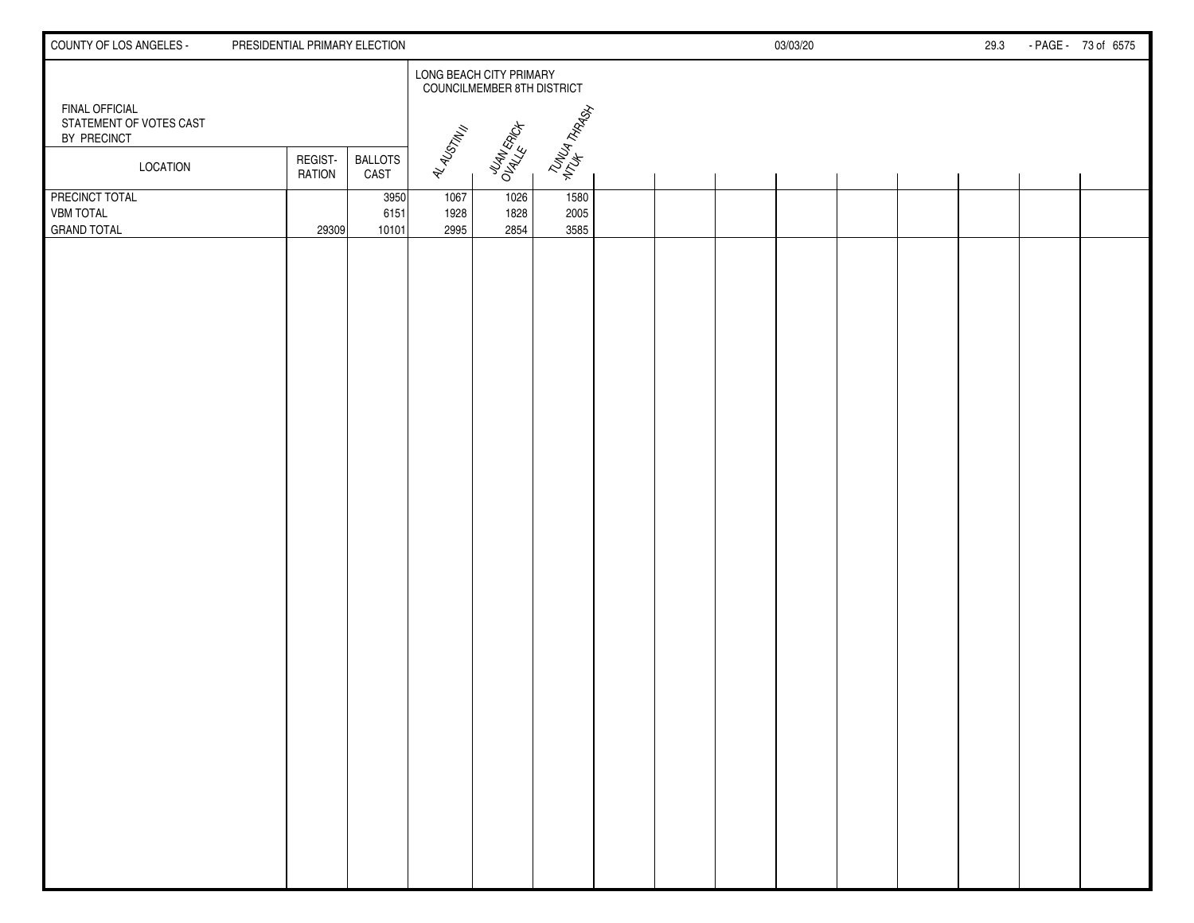FINAL OFFICIAL
STATEMENT OF VOTES CAST
BY PRECINCT

LONG BEACH CITY PRIMARY
COUNCILMEMBER 8TH DISTRICT

| LOCATION | REGIST-RATION | BALLOTS CAST | AL AUSTIN II | JUAN ERICK OVALLE | TUNUA THRASH-NTUK |
|---|---|---|---|---|---|
| PRECINCT TOTAL | | 3950 | 1067 | 1026 | 1580 |
| VBM TOTAL | | 6151 | 1928 | 1828 | 2005 |
| GRAND TOTAL | 29309 | 10101 | 2995 | 2854 | 3585 |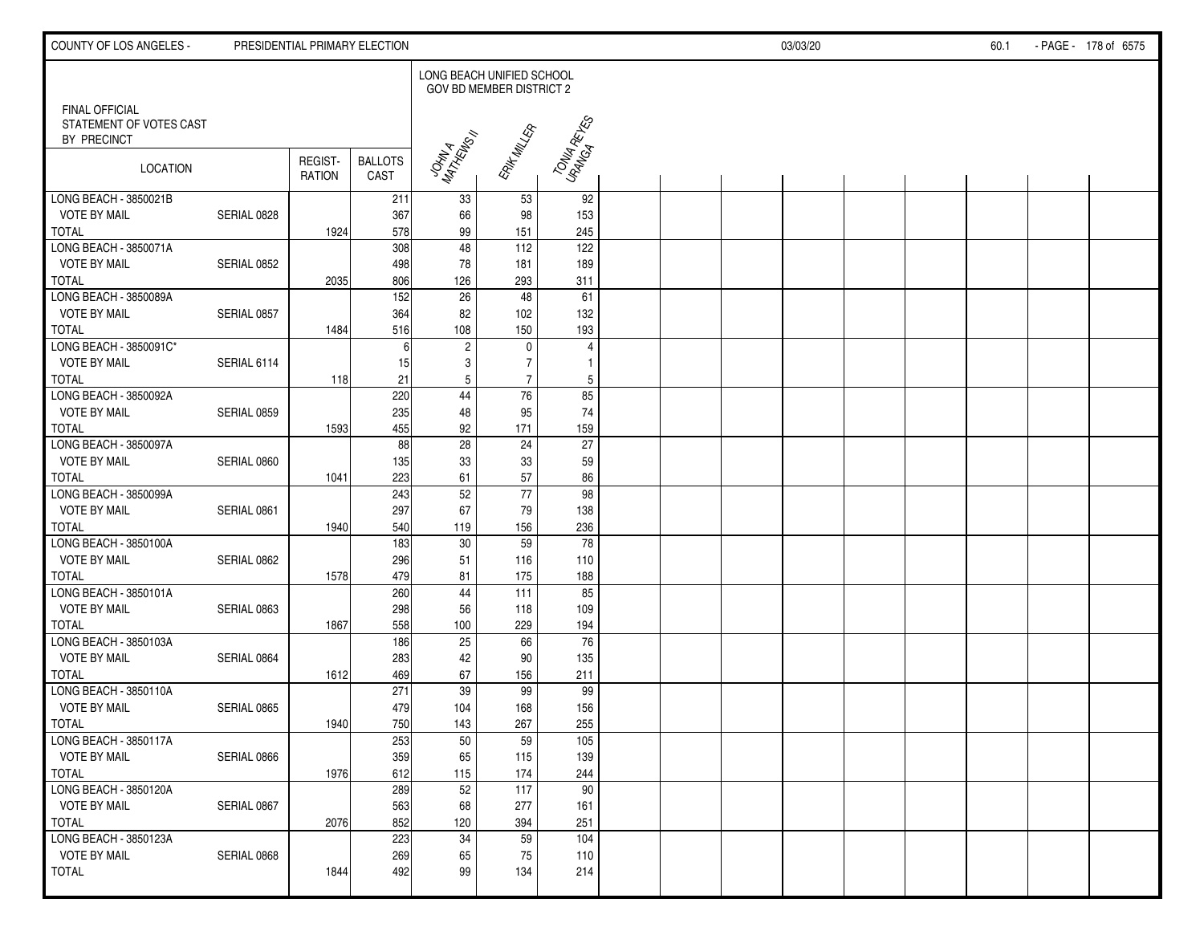FINAL OFFICIAL STATEMENT OF VOTES CAST BY PRECINCT

| LOCATION | | REGIST-RATION | BALLOTS CAST | LONG BEACH UNIFIED SCHOOL GOV BD MEMBER DISTRICT 2 | | |
|---|---|---|---|---|---|---|
| | | | | JOHN A MATHEWS II | ERIK MILLER | TONIA REYES URANGA |
| LONG BEACH - 3850021B | | | 211 | 33 | 53 | 92 |
| VOTE BY MAIL | SERIAL 0828 | | 367 | 66 | 98 | 153 |
| TOTAL | | 1924 | 578 | 99 | 151 | 245 |
| LONG BEACH - 3850071A | | | 308 | 48 | 112 | 122 |
| VOTE BY MAIL | SERIAL 0852 | | 498 | 78 | 181 | 189 |
| TOTAL | | 2035 | 806 | 126 | 293 | 311 |
| LONG BEACH - 3850089A | | | 152 | 26 | 48 | 61 |
| VOTE BY MAIL | SERIAL 0857 | | 364 | 82 | 102 | 132 |
| TOTAL | | 1484 | 516 | 108 | 150 | 193 |
| LONG BEACH - 3850091C* | | | 6 | 2 | 0 | 4 |
| VOTE BY MAIL | SERIAL 6114 | | 15 | 3 | 7 | 1 |
| TOTAL | | 118 | 21 | 5 | 7 | 5 |
| LONG BEACH - 3850092A | | | 220 | 44 | 76 | 85 |
| VOTE BY MAIL | SERIAL 0859 | | 235 | 48 | 95 | 74 |
| TOTAL | | 1593 | 455 | 92 | 171 | 159 |
| LONG BEACH - 3850097A | | | 88 | 28 | 24 | 27 |
| VOTE BY MAIL | SERIAL 0860 | | 135 | 33 | 33 | 59 |
| TOTAL | | 1041 | 223 | 61 | 57 | 86 |
| LONG BEACH - 3850099A | | | 243 | 52 | 77 | 98 |
| VOTE BY MAIL | SERIAL 0861 | | 297 | 67 | 79 | 138 |
| TOTAL | | 1940 | 540 | 119 | 156 | 236 |
| LONG BEACH - 3850100A | | | 183 | 30 | 59 | 78 |
| VOTE BY MAIL | SERIAL 0862 | | 296 | 51 | 116 | 110 |
| TOTAL | | 1578 | 479 | 81 | 175 | 188 |
| LONG BEACH - 3850101A | | | 260 | 44 | 111 | 85 |
| VOTE BY MAIL | SERIAL 0863 | | 298 | 56 | 118 | 109 |
| TOTAL | | 1867 | 558 | 100 | 229 | 194 |
| LONG BEACH - 3850103A | | | 186 | 25 | 66 | 76 |
| VOTE BY MAIL | SERIAL 0864 | | 283 | 42 | 90 | 135 |
| TOTAL | | 1612 | 469 | 67 | 156 | 211 |
| LONG BEACH - 3850110A | | | 271 | 39 | 99 | 99 |
| VOTE BY MAIL | SERIAL 0865 | | 479 | 104 | 168 | 156 |
| TOTAL | | 1940 | 750 | 143 | 267 | 255 |
| LONG BEACH - 3850117A | | | 253 | 50 | 59 | 105 |
| VOTE BY MAIL | SERIAL 0866 | | 359 | 65 | 115 | 139 |
| TOTAL | | 1976 | 612 | 115 | 174 | 244 |
| LONG BEACH - 3850120A | | | 289 | 52 | 117 | 90 |
| VOTE BY MAIL | SERIAL 0867 | | 563 | 68 | 277 | 161 |
| TOTAL | | 2076 | 852 | 120 | 394 | 251 |
| LONG BEACH - 3850123A | | | 223 | 34 | 59 | 104 |
| VOTE BY MAIL | SERIAL 0868 | | 269 | 65 | 75 | 110 |
| TOTAL | | 1844 | 492 | 99 | 134 | 214 |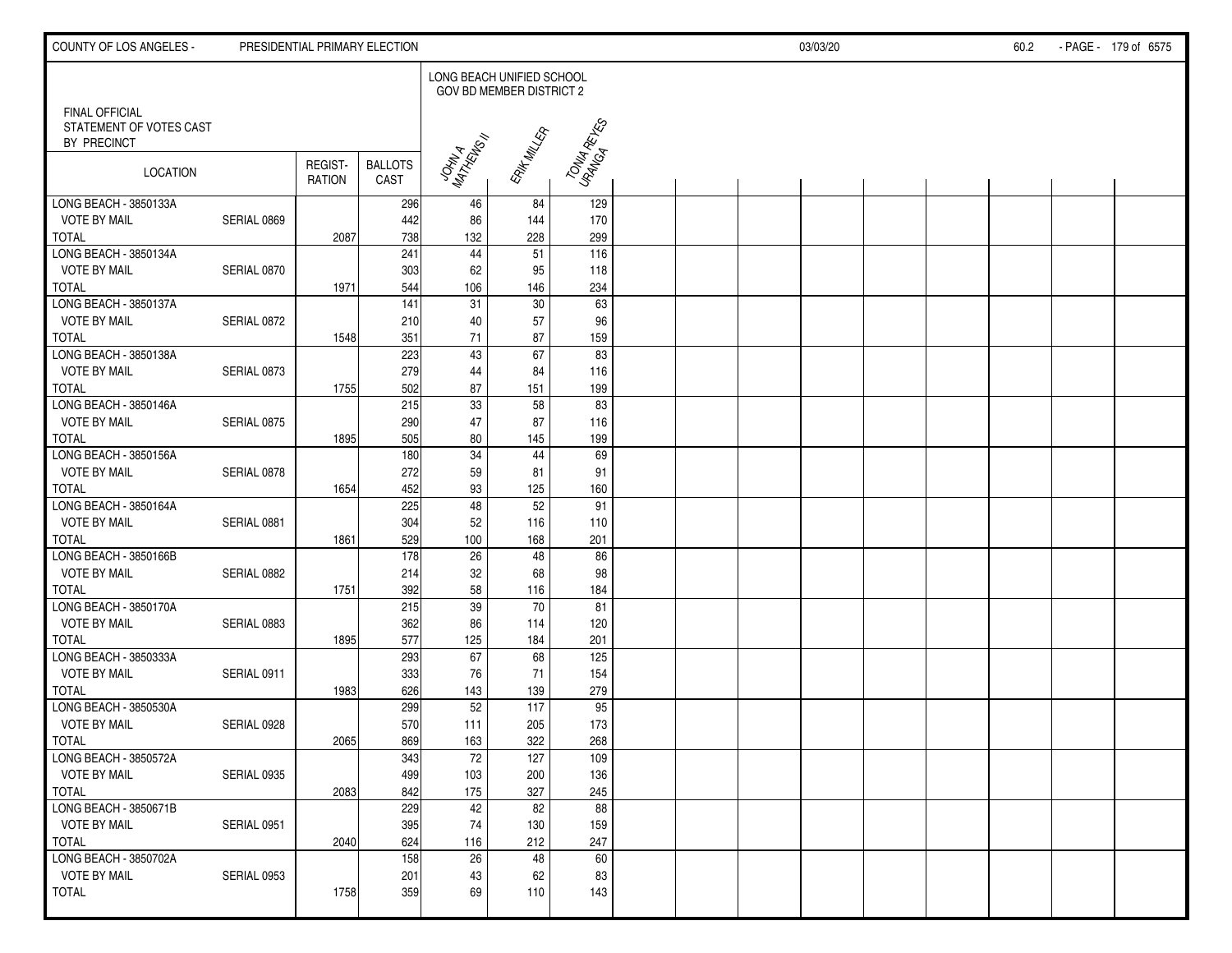COUNTY OF LOS ANGELES - PRESIDENTIAL PRIMARY ELECTION 03/03/20

FINAL OFFICIAL STATEMENT OF VOTES CAST BY PRECINCT

| LOCATION | | REGIST-RATION | BALLOTS CAST | LONG BEACH UNIFIED SCHOOL GOV BD MEMBER DISTRICT 2 | | |
|---|---|---|---|---|---|---|
| | | | | JOHN A MATHEWS II | ERIK MILLER | TONIA REYES URANGA |
| LONG BEACH - 3850133A | | | 296 | 46 | 84 | 129 |
| VOTE BY MAIL | SERIAL 0869 | | 442 | 86 | 144 | 170 |
| TOTAL | | 2087 | 738 | 132 | 228 | 299 |
| LONG BEACH - 3850134A | | | 241 | 44 | 51 | 116 |
| VOTE BY MAIL | SERIAL 0870 | | 303 | 62 | 95 | 118 |
| TOTAL | | 1971 | 544 | 106 | 146 | 234 |
| LONG BEACH - 3850137A | | | 141 | 31 | 30 | 63 |
| VOTE BY MAIL | SERIAL 0872 | | 210 | 40 | 57 | 96 |
| TOTAL | | 1548 | 351 | 71 | 87 | 159 |
| LONG BEACH - 3850138A | | | 223 | 43 | 67 | 83 |
| VOTE BY MAIL | SERIAL 0873 | | 279 | 44 | 84 | 116 |
| TOTAL | | 1755 | 502 | 87 | 151 | 199 |
| LONG BEACH - 3850146A | | | 215 | 33 | 58 | 83 |
| VOTE BY MAIL | SERIAL 0875 | | 290 | 47 | 87 | 116 |
| TOTAL | | 1895 | 505 | 80 | 145 | 199 |
| LONG BEACH - 3850156A | | | 180 | 34 | 44 | 69 |
| VOTE BY MAIL | SERIAL 0878 | | 272 | 59 | 81 | 91 |
| TOTAL | | 1654 | 452 | 93 | 125 | 160 |
| LONG BEACH - 3850164A | | | 225 | 48 | 52 | 91 |
| VOTE BY MAIL | SERIAL 0881 | | 304 | 52 | 116 | 110 |
| TOTAL | | 1861 | 529 | 100 | 168 | 201 |
| LONG BEACH - 3850166B | | | 178 | 26 | 48 | 86 |
| VOTE BY MAIL | SERIAL 0882 | | 214 | 32 | 68 | 98 |
| TOTAL | | 1751 | 392 | 58 | 116 | 184 |
| LONG BEACH - 3850170A | | | 215 | 39 | 70 | 81 |
| VOTE BY MAIL | SERIAL 0883 | | 362 | 86 | 114 | 120 |
| TOTAL | | 1895 | 577 | 125 | 184 | 201 |
| LONG BEACH - 3850333A | | | 293 | 67 | 68 | 125 |
| VOTE BY MAIL | SERIAL 0911 | | 333 | 76 | 71 | 154 |
| TOTAL | | 1983 | 626 | 143 | 139 | 279 |
| LONG BEACH - 3850530A | | | 299 | 52 | 117 | 95 |
| VOTE BY MAIL | SERIAL 0928 | | 570 | 111 | 205 | 173 |
| TOTAL | | 2065 | 869 | 163 | 322 | 268 |
| LONG BEACH - 3850572A | | | 343 | 72 | 127 | 109 |
| VOTE BY MAIL | SERIAL 0935 | | 499 | 103 | 200 | 136 |
| TOTAL | | 2083 | 842 | 175 | 327 | 245 |
| LONG BEACH - 3850671B | | | 229 | 42 | 82 | 88 |
| VOTE BY MAIL | SERIAL 0951 | | 395 | 74 | 130 | 159 |
| TOTAL | | 2040 | 624 | 116 | 212 | 247 |
| LONG BEACH - 3850702A | | | 158 | 26 | 48 | 60 |
| VOTE BY MAIL | SERIAL 0953 | | 201 | 43 | 62 | 83 |
| TOTAL | | 1758 | 359 | 69 | 110 | 143 |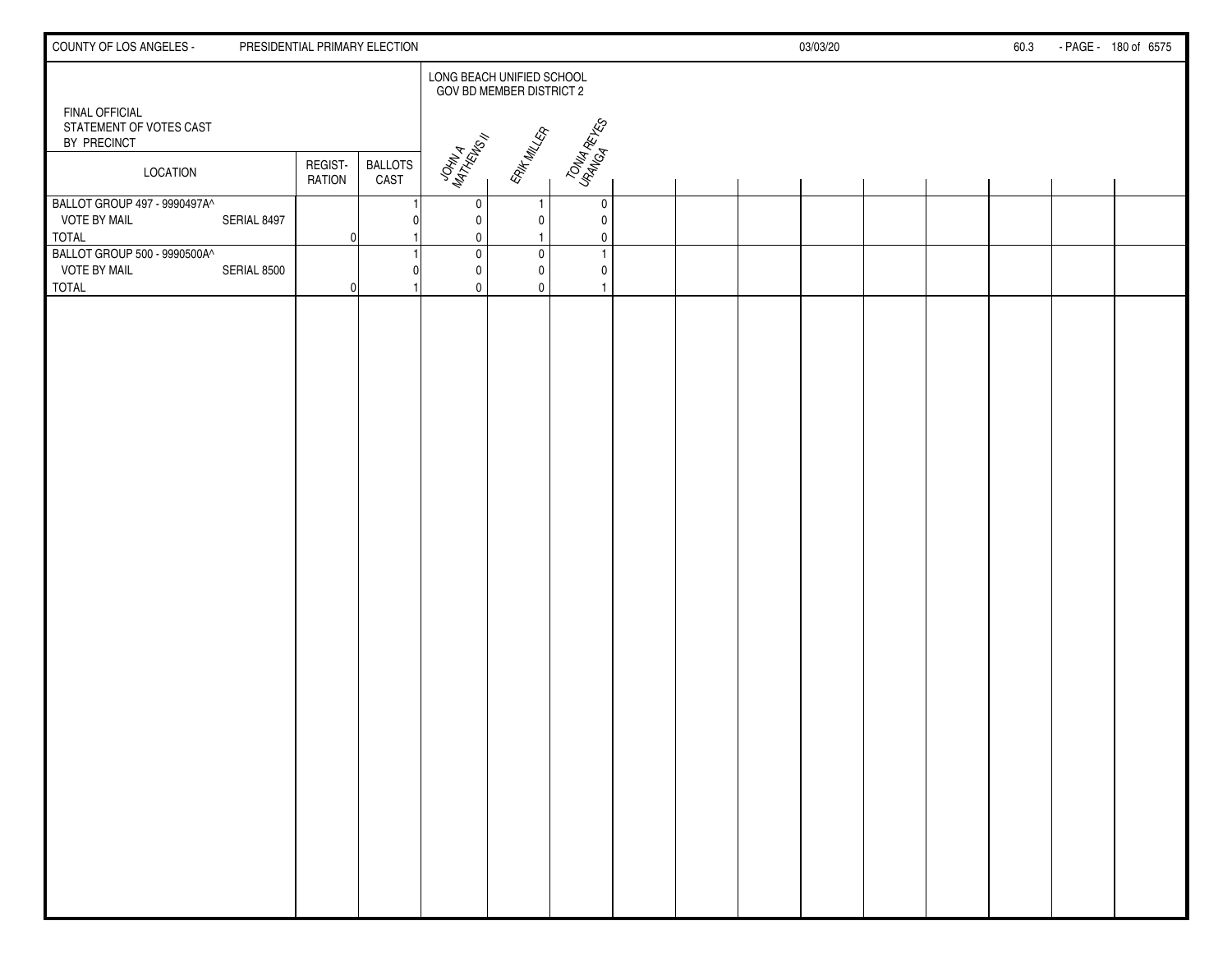FINAL OFFICIAL
STATEMENT OF VOTES CAST
BY PRECINCT

| LOCATION | | REGISTRATION | BALLOTS CAST | LONG BEACH UNIFIED SCHOOL GOV BD MEMBER DISTRICT 2 | | |
|---|---|---|---|---|---|---|
| | | | | JOHN A MATHEWS II | ERIK MILLER | TONIA REYES URANGA |
| BALLOT GROUP 497 - 9990497A^ | | | 1 | 0 | 1 | 0 |
| VOTE BY MAIL | SERIAL 8497 | | 0 | 0 | 0 | 0 |
| TOTAL | | 0 | 1 | 0 | 1 | 0 |
| BALLOT GROUP 500 - 9990500A^ | | | 1 | 0 | 0 | 1 |
| VOTE BY MAIL | SERIAL 8500 | | 0 | 0 | 0 | 0 |
| TOTAL | | 0 | 1 | 0 | 0 | 1 |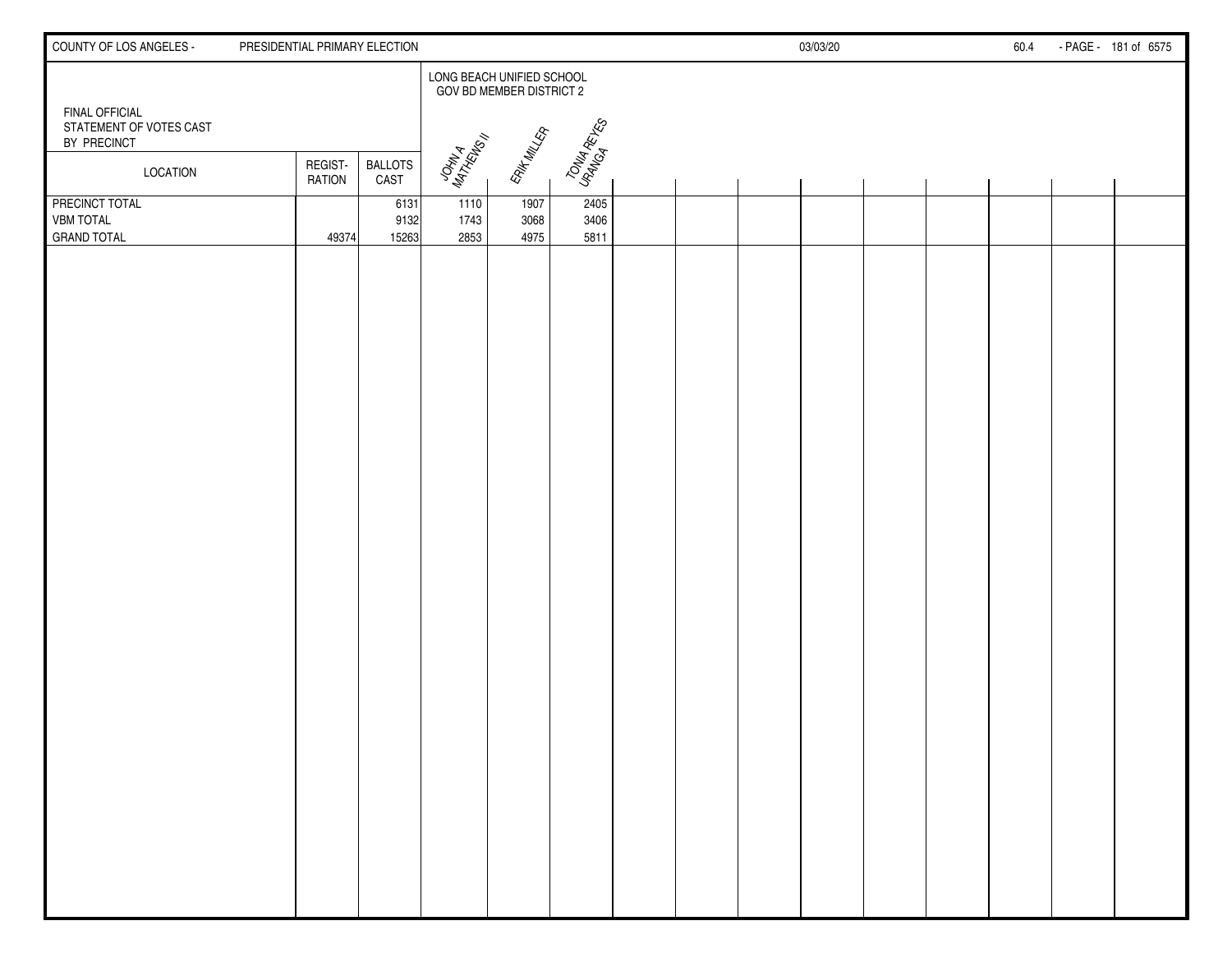FINAL OFFICIAL
STATEMENT OF VOTES CAST
BY PRECINCT

LONG BEACH UNIFIED SCHOOL GOV BD MEMBER DISTRICT 2

| LOCATION | REGISTRATION | BALLOTS CAST | JOHN A MATHEWS II | ERIK MILLER | TONIA REYES URANGA |
|---|---|---|---|---|---|
| PRECINCT TOTAL | | 6131 | 1110 | 1907 | 2405 |
| VBM TOTAL | | 9132 | 1743 | 3068 | 3406 |
| GRAND TOTAL | 49374 | 15263 | 2853 | 4975 | 5811 |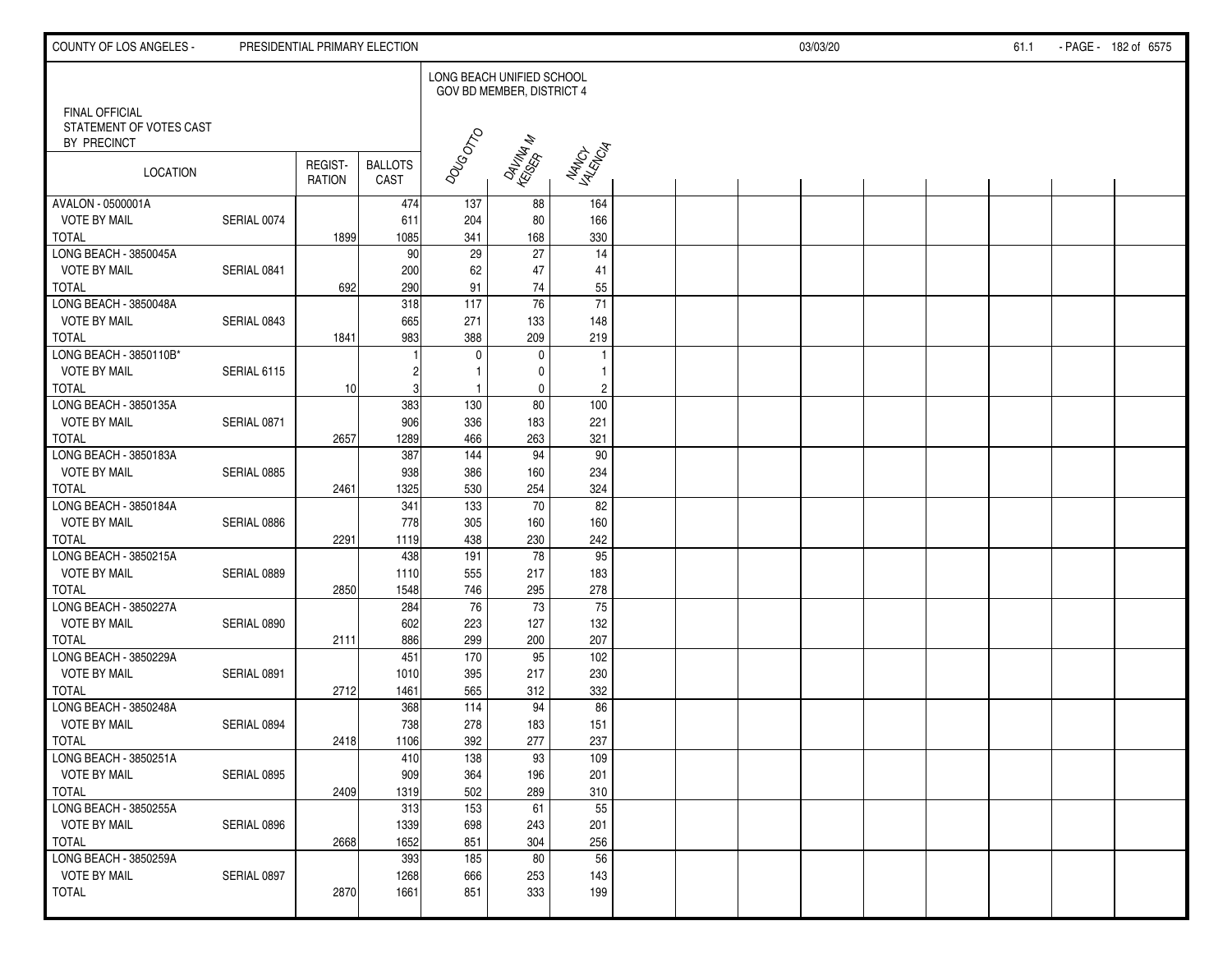COUNTY OF LOS ANGELES - PRESIDENTIAL PRIMARY ELECTION 03/03/20

FINAL OFFICIAL STATEMENT OF VOTES CAST BY PRECINCT

| LOCATION | | REGIST-RATION | BALLOTS CAST | LONG BEACH UNIFIED SCHOOL GOV BD MEMBER, DISTRICT 4 | | |
|---|---|---|---|---|---|---|
| | | | | DOUG OTTO | DAVINA M KEISER | NANCY VALENCIA |
| AVALON - 0500001A | | | 474 | 137 | 88 | 164 |
| VOTE BY MAIL | SERIAL 0074 | | 611 | 204 | 80 | 166 |
| TOTAL | | 1899 | 1085 | 341 | 168 | 330 |
| LONG BEACH - 3850045A | | | 90 | 29 | 27 | 14 |
| VOTE BY MAIL | SERIAL 0841 | | 200 | 62 | 47 | 41 |
| TOTAL | | 692 | 290 | 91 | 74 | 55 |
| LONG BEACH - 3850048A | | | 318 | 117 | 76 | 71 |
| VOTE BY MAIL | SERIAL 0843 | | 665 | 271 | 133 | 148 |
| TOTAL | | 1841 | 983 | 388 | 209 | 219 |
| LONG BEACH - 3850110B* | | | 1 | 0 | 0 | 1 |
| VOTE BY MAIL | SERIAL 6115 | | 2 | 1 | 0 | 1 |
| TOTAL | | 10 | 3 | 1 | 0 | 2 |
| LONG BEACH - 3850135A | | | 383 | 130 | 80 | 100 |
| VOTE BY MAIL | SERIAL 0871 | | 906 | 336 | 183 | 221 |
| TOTAL | | 2657 | 1289 | 466 | 263 | 321 |
| LONG BEACH - 3850183A | | | 387 | 144 | 94 | 90 |
| VOTE BY MAIL | SERIAL 0885 | | 938 | 386 | 160 | 234 |
| TOTAL | | 2461 | 1325 | 530 | 254 | 324 |
| LONG BEACH - 3850184A | | | 341 | 133 | 70 | 82 |
| VOTE BY MAIL | SERIAL 0886 | | 778 | 305 | 160 | 160 |
| TOTAL | | 2291 | 1119 | 438 | 230 | 242 |
| LONG BEACH - 3850215A | | | 438 | 191 | 78 | 95 |
| VOTE BY MAIL | SERIAL 0889 | | 1110 | 555 | 217 | 183 |
| TOTAL | | 2850 | 1548 | 746 | 295 | 278 |
| LONG BEACH - 3850227A | | | 284 | 76 | 73 | 75 |
| VOTE BY MAIL | SERIAL 0890 | | 602 | 223 | 127 | 132 |
| TOTAL | | 2111 | 886 | 299 | 200 | 207 |
| LONG BEACH - 3850229A | | | 451 | 170 | 95 | 102 |
| VOTE BY MAIL | SERIAL 0891 | | 1010 | 395 | 217 | 230 |
| TOTAL | | 2712 | 1461 | 565 | 312 | 332 |
| LONG BEACH - 3850248A | | | 368 | 114 | 94 | 86 |
| VOTE BY MAIL | SERIAL 0894 | | 738 | 278 | 183 | 151 |
| TOTAL | | 2418 | 1106 | 392 | 277 | 237 |
| LONG BEACH - 3850251A | | | 410 | 138 | 93 | 109 |
| VOTE BY MAIL | SERIAL 0895 | | 909 | 364 | 196 | 201 |
| TOTAL | | 2409 | 1319 | 502 | 289 | 310 |
| LONG BEACH - 3850255A | | | 313 | 153 | 61 | 55 |
| VOTE BY MAIL | SERIAL 0896 | | 1339 | 698 | 243 | 201 |
| TOTAL | | 2668 | 1652 | 851 | 304 | 256 |
| LONG BEACH - 3850259A | | | 393 | 185 | 80 | 56 |
| VOTE BY MAIL | SERIAL 0897 | | 1268 | 666 | 253 | 143 |
| TOTAL | | 2870 | 1661 | 851 | 333 | 199 |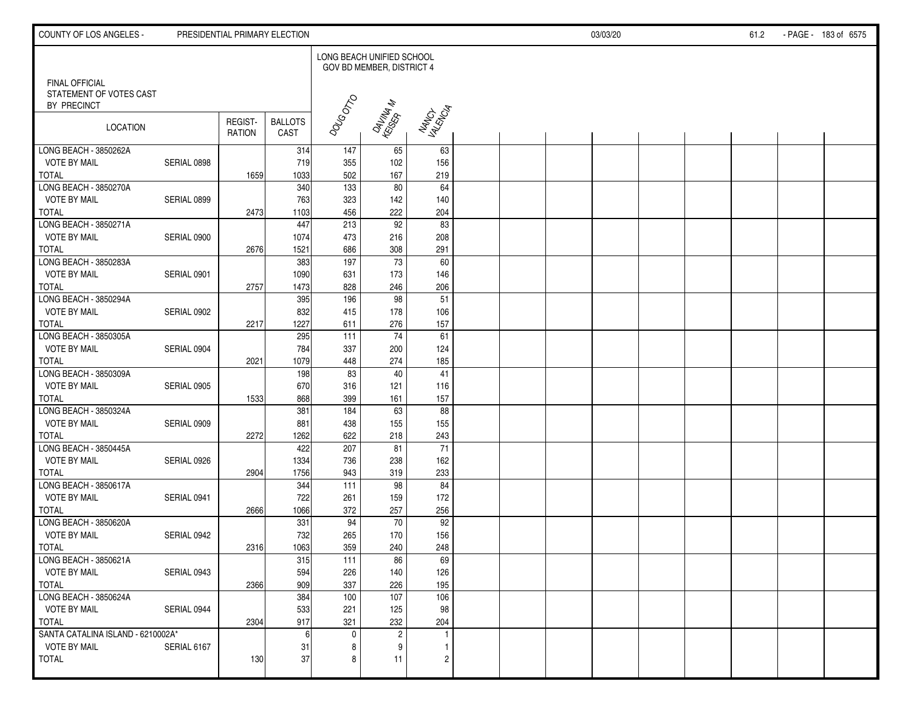COUNTY OF LOS ANGELES - PRESIDENTIAL PRIMARY ELECTION 03/03/20

FINAL OFFICIAL STATEMENT OF VOTES CAST BY PRECINCT

| LOCATION | | REGIST-RATION | BALLOTS CAST | LONG BEACH UNIFIED SCHOOL GOV BD MEMBER, DISTRICT 4 | | |
|---|---|---|---|---|---|---|
| | | | | DOUG OTTO | DAVINA M KEISER | NANCY VALENCIA |
| LONG BEACH - 3850262A | | | 314 | 147 | 65 | 63 |
| VOTE BY MAIL | SERIAL 0898 | | 719 | 355 | 102 | 156 |
| TOTAL | | 1659 | 1033 | 502 | 167 | 219 |
| LONG BEACH - 3850270A | | | 340 | 133 | 80 | 64 |
| VOTE BY MAIL | SERIAL 0899 | | 763 | 323 | 142 | 140 |
| TOTAL | | 2473 | 1103 | 456 | 222 | 204 |
| LONG BEACH - 3850271A | | | 447 | 213 | 92 | 83 |
| VOTE BY MAIL | SERIAL 0900 | | 1074 | 473 | 216 | 208 |
| TOTAL | | 2676 | 1521 | 686 | 308 | 291 |
| LONG BEACH - 3850283A | | | 383 | 197 | 73 | 60 |
| VOTE BY MAIL | SERIAL 0901 | | 1090 | 631 | 173 | 146 |
| TOTAL | | 2757 | 1473 | 828 | 246 | 206 |
| LONG BEACH - 3850294A | | | 395 | 196 | 98 | 51 |
| VOTE BY MAIL | SERIAL 0902 | | 832 | 415 | 178 | 106 |
| TOTAL | | 2217 | 1227 | 611 | 276 | 157 |
| LONG BEACH - 3850305A | | | 295 | 111 | 74 | 61 |
| VOTE BY MAIL | SERIAL 0904 | | 784 | 337 | 200 | 124 |
| TOTAL | | 2021 | 1079 | 448 | 274 | 185 |
| LONG BEACH - 3850309A | | | 198 | 83 | 40 | 41 |
| VOTE BY MAIL | SERIAL 0905 | | 670 | 316 | 121 | 116 |
| TOTAL | | 1533 | 868 | 399 | 161 | 157 |
| LONG BEACH - 3850324A | | | 381 | 184 | 63 | 88 |
| VOTE BY MAIL | SERIAL 0909 | | 881 | 438 | 155 | 155 |
| TOTAL | | 2272 | 1262 | 622 | 218 | 243 |
| LONG BEACH - 3850445A | | | 422 | 207 | 81 | 71 |
| VOTE BY MAIL | SERIAL 0926 | | 1334 | 736 | 238 | 162 |
| TOTAL | | 2904 | 1756 | 943 | 319 | 233 |
| LONG BEACH - 3850617A | | | 344 | 111 | 98 | 84 |
| VOTE BY MAIL | SERIAL 0941 | | 722 | 261 | 159 | 172 |
| TOTAL | | 2666 | 1066 | 372 | 257 | 256 |
| LONG BEACH - 3850620A | | | 331 | 94 | 70 | 92 |
| VOTE BY MAIL | SERIAL 0942 | | 732 | 265 | 170 | 156 |
| TOTAL | | 2316 | 1063 | 359 | 240 | 248 |
| LONG BEACH - 3850621A | | | 315 | 111 | 86 | 69 |
| VOTE BY MAIL | SERIAL 0943 | | 594 | 226 | 140 | 126 |
| TOTAL | | 2366 | 909 | 337 | 226 | 195 |
| LONG BEACH - 3850624A | | | 384 | 100 | 107 | 106 |
| VOTE BY MAIL | SERIAL 0944 | | 533 | 221 | 125 | 98 |
| TOTAL | | 2304 | 917 | 321 | 232 | 204 |
| SANTA CATALINA ISLAND - 6210002A* | | | 6 | 0 | 2 | 1 |
| VOTE BY MAIL | SERIAL 6167 | | 31 | 8 | 9 | 1 |
| TOTAL | | 130 | 37 | 8 | 11 | 2 |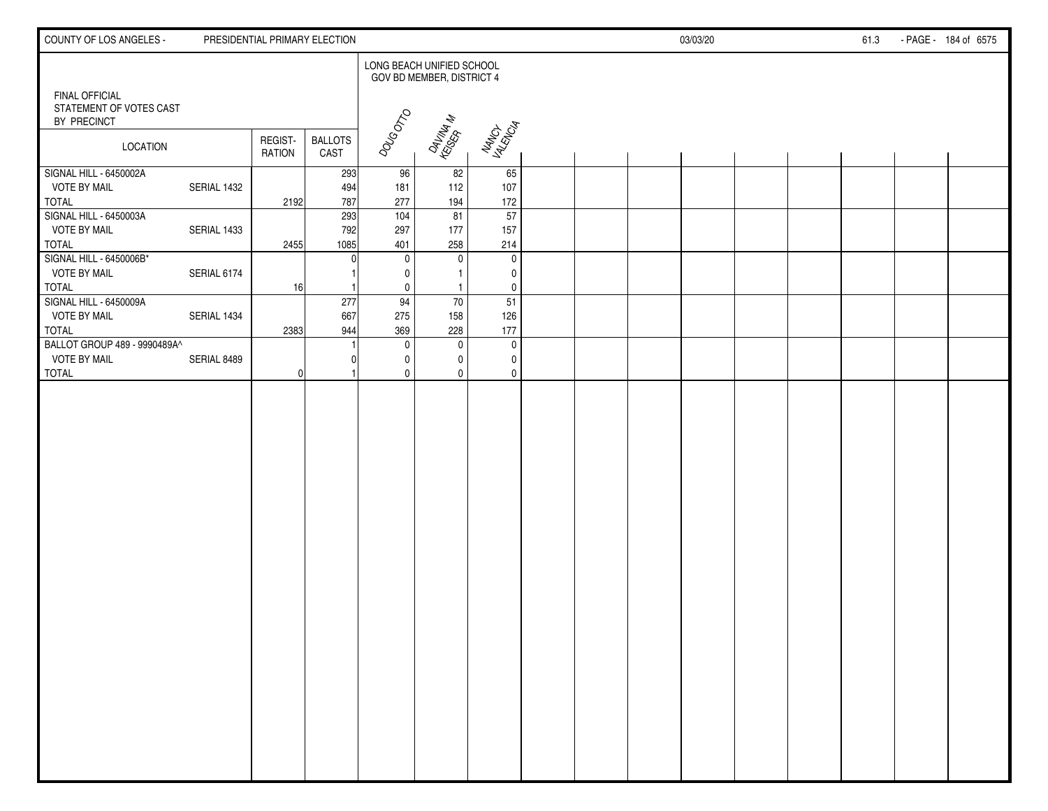FINAL OFFICIAL STATEMENT OF VOTES CAST BY PRECINCT

LONG BEACH UNIFIED SCHOOL GOV BD MEMBER, DISTRICT 4

| LOCATION | | REGISTRATION | BALLOTS CAST | DOUG OTTO | DAVINA M KEISER | NANCY VALENCIA |
|---|---|---|---|---|---|---|
| SIGNAL HILL - 6450002A | | | 293 | 96 | 82 | 65 |
| VOTE BY MAIL | SERIAL 1432 | | 494 | 181 | 112 | 107 |
| TOTAL | | 2192 | 787 | 277 | 194 | 172 |
| SIGNAL HILL - 6450003A | | | 293 | 104 | 81 | 57 |
| VOTE BY MAIL | SERIAL 1433 | | 792 | 297 | 177 | 157 |
| TOTAL | | 2455 | 1085 | 401 | 258 | 214 |
| SIGNAL HILL - 6450006B* | | | 0 | 0 | 0 | 0 |
| VOTE BY MAIL | SERIAL 6174 | | 1 | 0 | 1 | 0 |
| TOTAL | | 16 | 1 | 0 | 1 | 0 |
| SIGNAL HILL - 6450009A | | | 277 | 94 | 70 | 51 |
| VOTE BY MAIL | SERIAL 1434 | | 667 | 275 | 158 | 126 |
| TOTAL | | 2383 | 944 | 369 | 228 | 177 |
| BALLOT GROUP 489 - 9990489A^ | | | 1 | 0 | 0 | 0 |
| VOTE BY MAIL | SERIAL 8489 | | 0 | 0 | 0 | 0 |
| TOTAL | | 0 | 1 | 0 | 0 | 0 |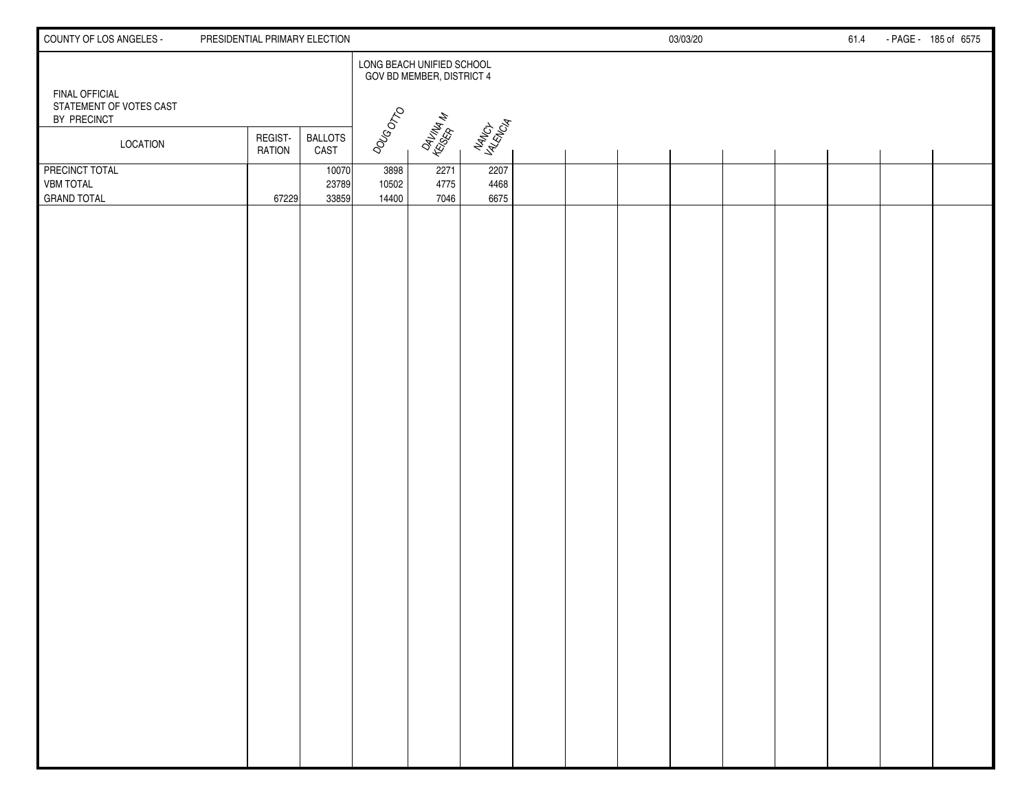COUNTY OF LOS ANGELES - PRESIDENTIAL PRIMARY ELECTION 03/03/20

FINAL OFFICIAL
STATEMENT OF VOTES CAST
BY PRECINCT

| LOCATION | REGIST-RATION | BALLOTS CAST | LONG BEACH UNIFIED SCHOOL GOV BD MEMBER, DISTRICT 4 | | |
|---|---|---|---|---|---|
| | | | DOUG OTTO | DAVINA M KEISER | NANCY VALENCIA |
| PRECINCT TOTAL | | 10070 | 3898 | 2271 | 2207 |
| VBM TOTAL | | 23789 | 10502 | 4775 | 4468 |
| GRAND TOTAL | 67229 | 33859 | 14400 | 7046 | 6675 |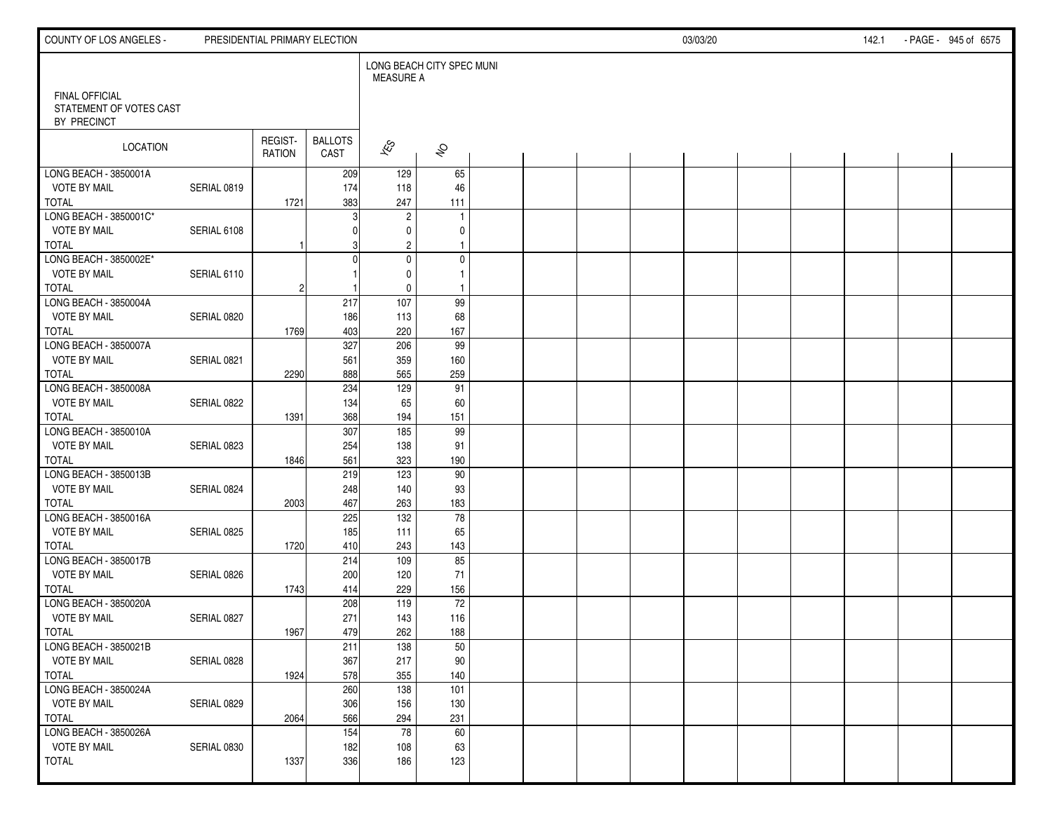FINAL OFFICIAL
STATEMENT OF VOTES CAST
BY PRECINCT

| LOCATION | | REGIST-RATION | BALLOTS CAST | LONG BEACH CITY SPEC MUNI MEASURE A YES | NO |
|---|---|---|---|---|---|
| LONG BEACH - 3850001A | | | 209 | 129 | 65 |
| VOTE BY MAIL | SERIAL 0819 | | 174 | 118 | 46 |
| TOTAL | | 1721 | 383 | 247 | 111 |
| LONG BEACH - 3850001C* | | | 3 | 2 | 1 |
| VOTE BY MAIL | SERIAL 6108 | | 0 | 0 | 0 |
| TOTAL | | 1 | 3 | 2 | 1 |
| LONG BEACH - 3850002E* | | | 0 | 0 | 0 |
| VOTE BY MAIL | SERIAL 6110 | | 1 | 0 | 1 |
| TOTAL | | 2 | 1 | 0 | 1 |
| LONG BEACH - 3850004A | | | 217 | 107 | 99 |
| VOTE BY MAIL | SERIAL 0820 | | 186 | 113 | 68 |
| TOTAL | | 1769 | 403 | 220 | 167 |
| LONG BEACH - 3850007A | | | 327 | 206 | 99 |
| VOTE BY MAIL | SERIAL 0821 | | 561 | 359 | 160 |
| TOTAL | | 2290 | 888 | 565 | 259 |
| LONG BEACH - 3850008A | | | 234 | 129 | 91 |
| VOTE BY MAIL | SERIAL 0822 | | 134 | 65 | 60 |
| TOTAL | | 1391 | 368 | 194 | 151 |
| LONG BEACH - 3850010A | | | 307 | 185 | 99 |
| VOTE BY MAIL | SERIAL 0823 | | 254 | 138 | 91 |
| TOTAL | | 1846 | 561 | 323 | 190 |
| LONG BEACH - 3850013B | | | 219 | 123 | 90 |
| VOTE BY MAIL | SERIAL 0824 | | 248 | 140 | 93 |
| TOTAL | | 2003 | 467 | 263 | 183 |
| LONG BEACH - 3850016A | | | 225 | 132 | 78 |
| VOTE BY MAIL | SERIAL 0825 | | 185 | 111 | 65 |
| TOTAL | | 1720 | 410 | 243 | 143 |
| LONG BEACH - 3850017B | | | 214 | 109 | 85 |
| VOTE BY MAIL | SERIAL 0826 | | 200 | 120 | 71 |
| TOTAL | | 1743 | 414 | 229 | 156 |
| LONG BEACH - 3850020A | | | 208 | 119 | 72 |
| VOTE BY MAIL | SERIAL 0827 | | 271 | 143 | 116 |
| TOTAL | | 1967 | 479 | 262 | 188 |
| LONG BEACH - 3850021B | | | 211 | 138 | 50 |
| VOTE BY MAIL | SERIAL 0828 | | 367 | 217 | 90 |
| TOTAL | | 1924 | 578 | 355 | 140 |
| LONG BEACH - 3850024A | | | 260 | 138 | 101 |
| VOTE BY MAIL | SERIAL 0829 | | 306 | 156 | 130 |
| TOTAL | | 2064 | 566 | 294 | 231 |
| LONG BEACH - 3850026A | | | 154 | 78 | 60 |
| VOTE BY MAIL | SERIAL 0830 | | 182 | 108 | 63 |
| TOTAL | | 1337 | 336 | 186 | 123 |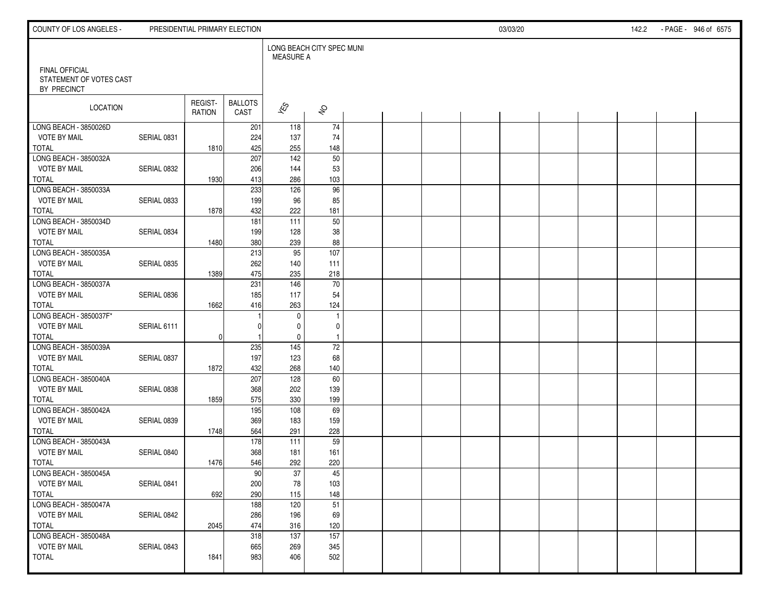FINAL OFFICIAL
STATEMENT OF VOTES CAST
BY PRECINCT

| LOCATION | | REGISTRATION | BALLOTS CAST | LONG BEACH CITY SPEC MUNI MEASURE A | |
|---|---|---|---|---|---|
| | | | | YES | NO |
| LONG BEACH - 3850026D | | | 201 | 118 | 74 |
| VOTE BY MAIL | SERIAL 0831 | | 224 | 137 | 74 |
| TOTAL | | 1810 | 425 | 255 | 148 |
| LONG BEACH - 3850032A | | | 207 | 142 | 50 |
| VOTE BY MAIL | SERIAL 0832 | | 206 | 144 | 53 |
| TOTAL | | 1930 | 413 | 286 | 103 |
| LONG BEACH - 3850033A | | | 233 | 126 | 96 |
| VOTE BY MAIL | SERIAL 0833 | | 199 | 96 | 85 |
| TOTAL | | 1878 | 432 | 222 | 181 |
| LONG BEACH - 3850034D | | | 181 | 111 | 50 |
| VOTE BY MAIL | SERIAL 0834 | | 199 | 128 | 38 |
| TOTAL | | 1480 | 380 | 239 | 88 |
| LONG BEACH - 3850035A | | | 213 | 95 | 107 |
| VOTE BY MAIL | SERIAL 0835 | | 262 | 140 | 111 |
| TOTAL | | 1389 | 475 | 235 | 218 |
| LONG BEACH - 3850037A | | | 231 | 146 | 70 |
| VOTE BY MAIL | SERIAL 0836 | | 185 | 117 | 54 |
| TOTAL | | 1662 | 416 | 263 | 124 |
| LONG BEACH - 3850037F* | | | 1 | 0 | 1 |
| VOTE BY MAIL | SERIAL 6111 | | 0 | 0 | 0 |
| TOTAL | | 0 | 1 | 0 | 1 |
| LONG BEACH - 3850039A | | | 235 | 145 | 72 |
| VOTE BY MAIL | SERIAL 0837 | | 197 | 123 | 68 |
| TOTAL | | 1872 | 432 | 268 | 140 |
| LONG BEACH - 3850040A | | | 207 | 128 | 60 |
| VOTE BY MAIL | SERIAL 0838 | | 368 | 202 | 139 |
| TOTAL | | 1859 | 575 | 330 | 199 |
| LONG BEACH - 3850042A | | | 195 | 108 | 69 |
| VOTE BY MAIL | SERIAL 0839 | | 369 | 183 | 159 |
| TOTAL | | 1748 | 564 | 291 | 228 |
| LONG BEACH - 3850043A | | | 178 | 111 | 59 |
| VOTE BY MAIL | SERIAL 0840 | | 368 | 181 | 161 |
| TOTAL | | 1476 | 546 | 292 | 220 |
| LONG BEACH - 3850045A | | | 90 | 37 | 45 |
| VOTE BY MAIL | SERIAL 0841 | | 200 | 78 | 103 |
| TOTAL | | 692 | 290 | 115 | 148 |
| LONG BEACH - 3850047A | | | 188 | 120 | 51 |
| VOTE BY MAIL | SERIAL 0842 | | 286 | 196 | 69 |
| TOTAL | | 2045 | 474 | 316 | 120 |
| LONG BEACH - 3850048A | | | 318 | 137 | 157 |
| VOTE BY MAIL | SERIAL 0843 | | 665 | 269 | 345 |
| TOTAL | | 1841 | 983 | 406 | 502 |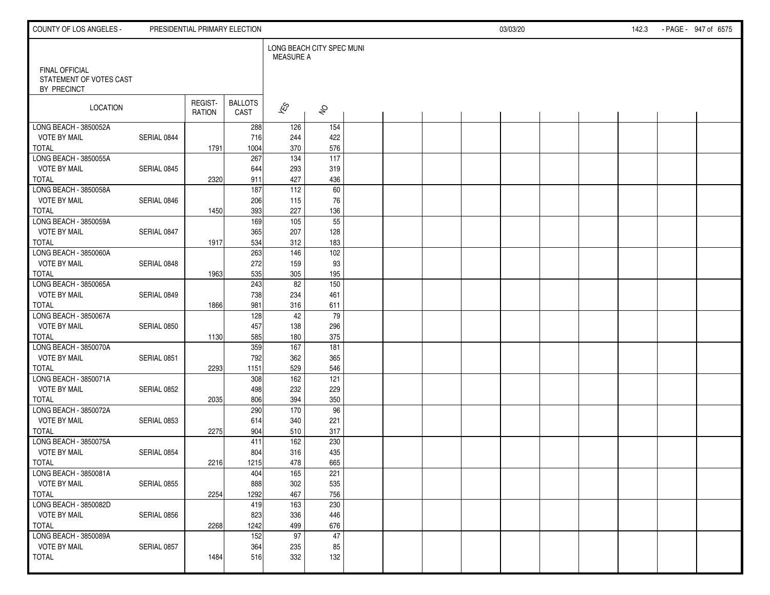FINAL OFFICIAL STATEMENT OF VOTES CAST BY PRECINCT

LONG BEACH CITY SPEC MUNI MEASURE A

| LOCATION | | REGIST-RATION | BALLOTS CAST | YES | NO |
|---|---|---|---|---|---|
| LONG BEACH - 3850052A | | | 288 | 126 | 154 |
| VOTE BY MAIL | SERIAL 0844 | | 716 | 244 | 422 |
| TOTAL | | 1791 | 1004 | 370 | 576 |
| LONG BEACH - 3850055A | | | 267 | 134 | 117 |
| VOTE BY MAIL | SERIAL 0845 | | 644 | 293 | 319 |
| TOTAL | | 2320 | 911 | 427 | 436 |
| LONG BEACH - 3850058A | | | 187 | 112 | 60 |
| VOTE BY MAIL | SERIAL 0846 | | 206 | 115 | 76 |
| TOTAL | | 1450 | 393 | 227 | 136 |
| LONG BEACH - 3850059A | | | 169 | 105 | 55 |
| VOTE BY MAIL | SERIAL 0847 | | 365 | 207 | 128 |
| TOTAL | | 1917 | 534 | 312 | 183 |
| LONG BEACH - 3850060A | | | 263 | 146 | 102 |
| VOTE BY MAIL | SERIAL 0848 | | 272 | 159 | 93 |
| TOTAL | | 1963 | 535 | 305 | 195 |
| LONG BEACH - 3850065A | | | 243 | 82 | 150 |
| VOTE BY MAIL | SERIAL 0849 | | 738 | 234 | 461 |
| TOTAL | | 1866 | 981 | 316 | 611 |
| LONG BEACH - 3850067A | | | 128 | 42 | 79 |
| VOTE BY MAIL | SERIAL 0850 | | 457 | 138 | 296 |
| TOTAL | | 1130 | 585 | 180 | 375 |
| LONG BEACH - 3850070A | | | 359 | 167 | 181 |
| VOTE BY MAIL | SERIAL 0851 | | 792 | 362 | 365 |
| TOTAL | | 2293 | 1151 | 529 | 546 |
| LONG BEACH - 3850071A | | | 308 | 162 | 121 |
| VOTE BY MAIL | SERIAL 0852 | | 498 | 232 | 229 |
| TOTAL | | 2035 | 806 | 394 | 350 |
| LONG BEACH - 3850072A | | | 290 | 170 | 96 |
| VOTE BY MAIL | SERIAL 0853 | | 614 | 340 | 221 |
| TOTAL | | 2275 | 904 | 510 | 317 |
| LONG BEACH - 3850075A | | | 411 | 162 | 230 |
| VOTE BY MAIL | SERIAL 0854 | | 804 | 316 | 435 |
| TOTAL | | 2216 | 1215 | 478 | 665 |
| LONG BEACH - 3850081A | | | 404 | 165 | 221 |
| VOTE BY MAIL | SERIAL 0855 | | 888 | 302 | 535 |
| TOTAL | | 2254 | 1292 | 467 | 756 |
| LONG BEACH - 3850082D | | | 419 | 163 | 230 |
| VOTE BY MAIL | SERIAL 0856 | | 823 | 336 | 446 |
| TOTAL | | 2268 | 1242 | 499 | 676 |
| LONG BEACH - 3850089A | | | 152 | 97 | 47 |
| VOTE BY MAIL | SERIAL 0857 | | 364 | 235 | 85 |
| TOTAL | | 1484 | 516 | 332 | 132 |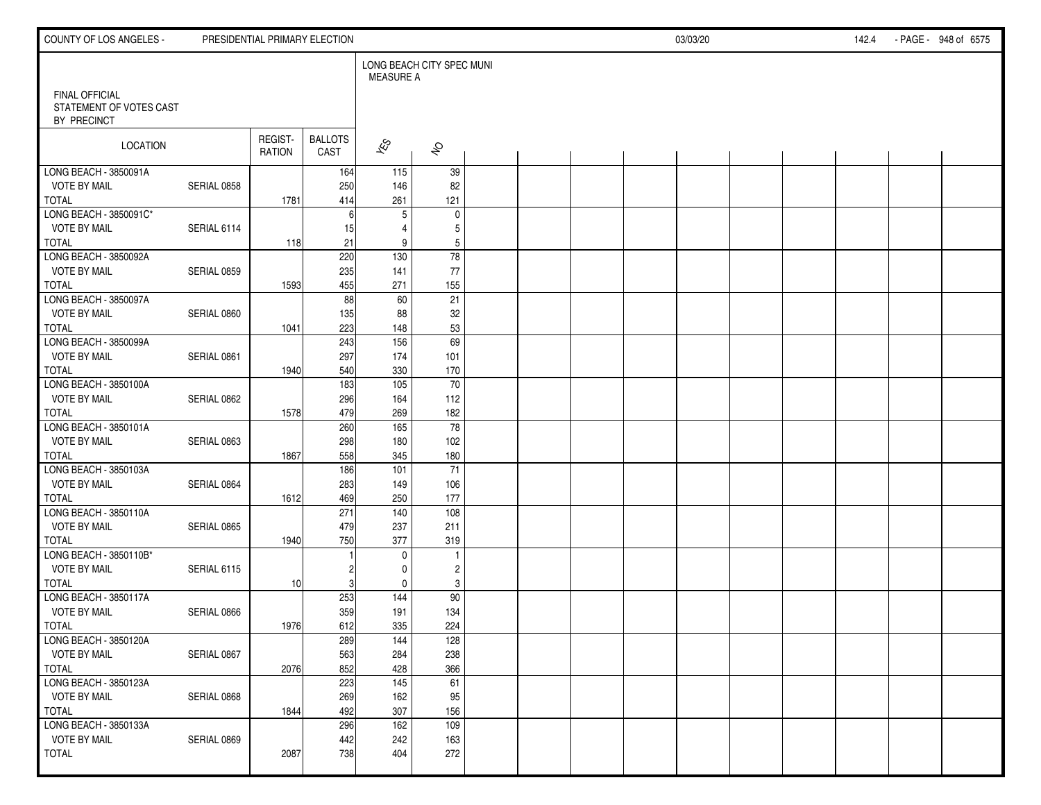FINAL OFFICIAL STATEMENT OF VOTES CAST BY PRECINCT

LONG BEACH CITY SPEC MUNI MEASURE A

| LOCATION | | REGIST-RATION | BALLOTS CAST | YES | NO |
|---|---|---|---|---|---|
| LONG BEACH - 3850091A | | | 164 | 115 | 39 |
| VOTE BY MAIL | SERIAL 0858 | | 250 | 146 | 82 |
| TOTAL | | 1781 | 414 | 261 | 121 |
| LONG BEACH - 3850091C* | | | 6 | 5 | 0 |
| VOTE BY MAIL | SERIAL 6114 | | 15 | 4 | 5 |
| TOTAL | | 118 | 21 | 9 | 5 |
| LONG BEACH - 3850092A | | | 220 | 130 | 78 |
| VOTE BY MAIL | SERIAL 0859 | | 235 | 141 | 77 |
| TOTAL | | 1593 | 455 | 271 | 155 |
| LONG BEACH - 3850097A | | | 88 | 60 | 21 |
| VOTE BY MAIL | SERIAL 0860 | | 135 | 88 | 32 |
| TOTAL | | 1041 | 223 | 148 | 53 |
| LONG BEACH - 3850099A | | | 243 | 156 | 69 |
| VOTE BY MAIL | SERIAL 0861 | | 297 | 174 | 101 |
| TOTAL | | 1940 | 540 | 330 | 170 |
| LONG BEACH - 3850100A | | | 183 | 105 | 70 |
| VOTE BY MAIL | SERIAL 0862 | | 296 | 164 | 112 |
| TOTAL | | 1578 | 479 | 269 | 182 |
| LONG BEACH - 3850101A | | | 260 | 165 | 78 |
| VOTE BY MAIL | SERIAL 0863 | | 298 | 180 | 102 |
| TOTAL | | 1867 | 558 | 345 | 180 |
| LONG BEACH - 3850103A | | | 186 | 101 | 71 |
| VOTE BY MAIL | SERIAL 0864 | | 283 | 149 | 106 |
| TOTAL | | 1612 | 469 | 250 | 177 |
| LONG BEACH - 3850110A | | | 271 | 140 | 108 |
| VOTE BY MAIL | SERIAL 0865 | | 479 | 237 | 211 |
| TOTAL | | 1940 | 750 | 377 | 319 |
| LONG BEACH - 3850110B* | | | 1 | 0 | 1 |
| VOTE BY MAIL | SERIAL 6115 | | 2 | 0 | 2 |
| TOTAL | | 10 | 3 | 0 | 3 |
| LONG BEACH - 3850117A | | | 253 | 144 | 90 |
| VOTE BY MAIL | SERIAL 0866 | | 359 | 191 | 134 |
| TOTAL | | 1976 | 612 | 335 | 224 |
| LONG BEACH - 3850120A | | | 289 | 144 | 128 |
| VOTE BY MAIL | SERIAL 0867 | | 563 | 284 | 238 |
| TOTAL | | 2076 | 852 | 428 | 366 |
| LONG BEACH - 3850123A | | | 223 | 145 | 61 |
| VOTE BY MAIL | SERIAL 0868 | | 269 | 162 | 95 |
| TOTAL | | 1844 | 492 | 307 | 156 |
| LONG BEACH - 3850133A | | | 296 | 162 | 109 |
| VOTE BY MAIL | SERIAL 0869 | | 442 | 242 | 163 |
| TOTAL | | 2087 | 738 | 404 | 272 |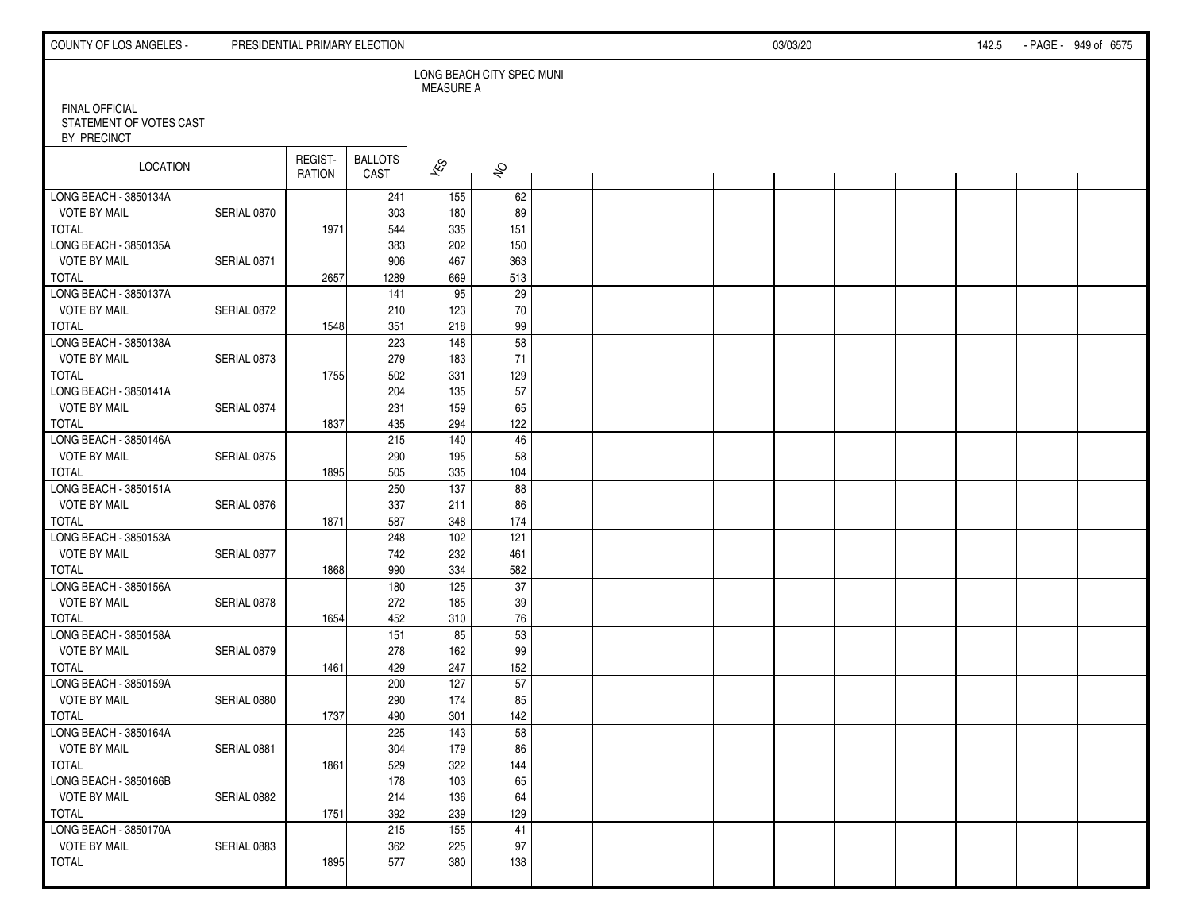FINAL OFFICIAL STATEMENT OF VOTES CAST BY PRECINCT

LONG BEACH CITY SPEC MUNI MEASURE A

| LOCATION | | REGIST-RATION | BALLOTS CAST | YES | NO |
|---|---|---|---|---|---|
| LONG BEACH - 3850134A | | | 241 | 155 | 62 |
| VOTE BY MAIL | SERIAL 0870 | | 303 | 180 | 89 |
| TOTAL | | 1971 | 544 | 335 | 151 |
| LONG BEACH - 3850135A | | | 383 | 202 | 150 |
| VOTE BY MAIL | SERIAL 0871 | | 906 | 467 | 363 |
| TOTAL | | 2657 | 1289 | 669 | 513 |
| LONG BEACH - 3850137A | | | 141 | 95 | 29 |
| VOTE BY MAIL | SERIAL 0872 | | 210 | 123 | 70 |
| TOTAL | | 1548 | 351 | 218 | 99 |
| LONG BEACH - 3850138A | | | 223 | 148 | 58 |
| VOTE BY MAIL | SERIAL 0873 | | 279 | 183 | 71 |
| TOTAL | | 1755 | 502 | 331 | 129 |
| LONG BEACH - 3850141A | | | 204 | 135 | 57 |
| VOTE BY MAIL | SERIAL 0874 | | 231 | 159 | 65 |
| TOTAL | | 1837 | 435 | 294 | 122 |
| LONG BEACH - 3850146A | | | 215 | 140 | 46 |
| VOTE BY MAIL | SERIAL 0875 | | 290 | 195 | 58 |
| TOTAL | | 1895 | 505 | 335 | 104 |
| LONG BEACH - 3850151A | | | 250 | 137 | 88 |
| VOTE BY MAIL | SERIAL 0876 | | 337 | 211 | 86 |
| TOTAL | | 1871 | 587 | 348 | 174 |
| LONG BEACH - 3850153A | | | 248 | 102 | 121 |
| VOTE BY MAIL | SERIAL 0877 | | 742 | 232 | 461 |
| TOTAL | | 1868 | 990 | 334 | 582 |
| LONG BEACH - 3850156A | | | 180 | 125 | 37 |
| VOTE BY MAIL | SERIAL 0878 | | 272 | 185 | 39 |
| TOTAL | | 1654 | 452 | 310 | 76 |
| LONG BEACH - 3850158A | | | 151 | 85 | 53 |
| VOTE BY MAIL | SERIAL 0879 | | 278 | 162 | 99 |
| TOTAL | | 1461 | 429 | 247 | 152 |
| LONG BEACH - 3850159A | | | 200 | 127 | 57 |
| VOTE BY MAIL | SERIAL 0880 | | 290 | 174 | 85 |
| TOTAL | | 1737 | 490 | 301 | 142 |
| LONG BEACH - 3850164A | | | 225 | 143 | 58 |
| VOTE BY MAIL | SERIAL 0881 | | 304 | 179 | 86 |
| TOTAL | | 1861 | 529 | 322 | 144 |
| LONG BEACH - 3850166B | | | 178 | 103 | 65 |
| VOTE BY MAIL | SERIAL 0882 | | 214 | 136 | 64 |
| TOTAL | | 1751 | 392 | 239 | 129 |
| LONG BEACH - 3850170A | | | 215 | 155 | 41 |
| VOTE BY MAIL | SERIAL 0883 | | 362 | 225 | 97 |
| TOTAL | | 1895 | 577 | 380 | 138 |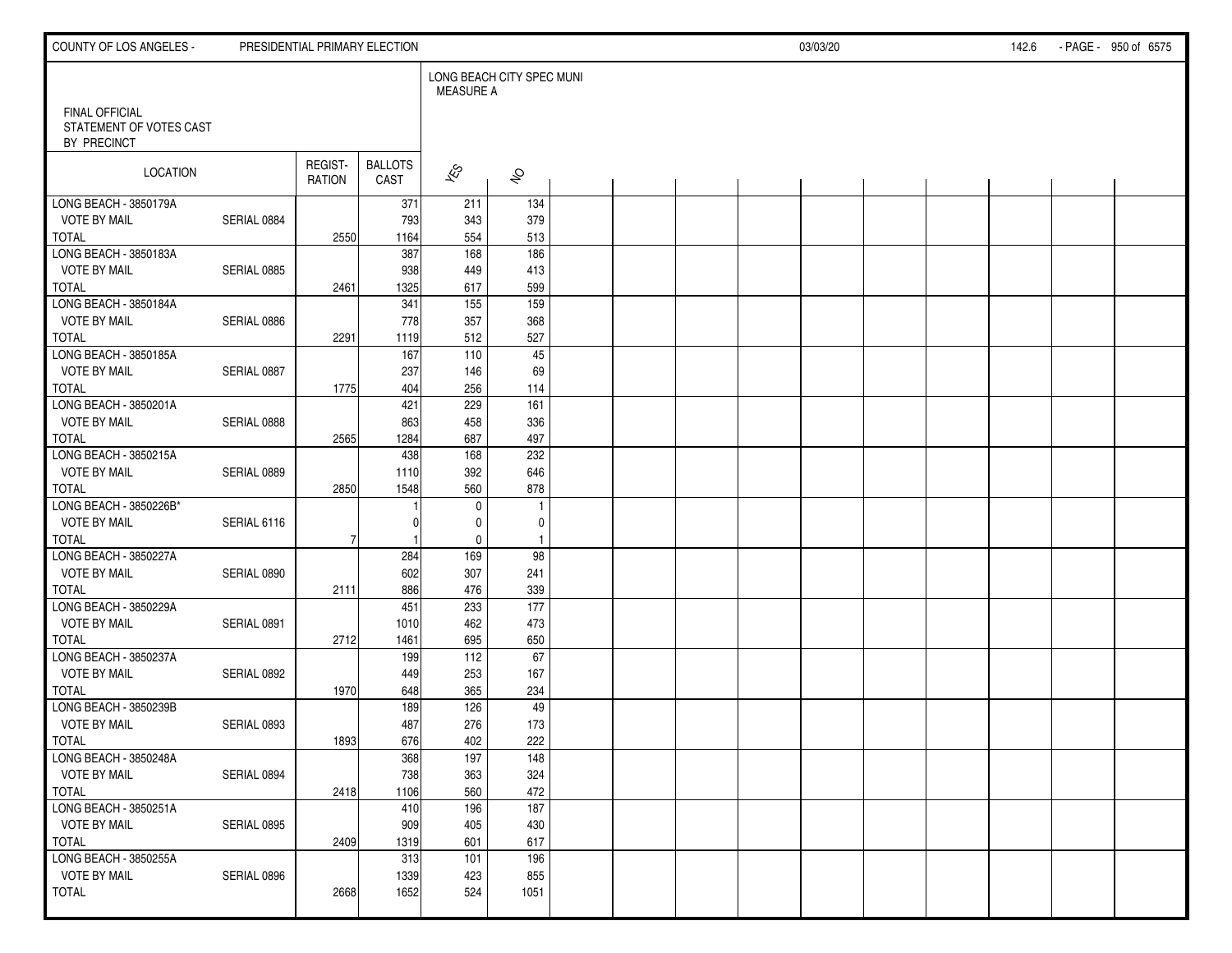FINAL OFFICIAL STATEMENT OF VOTES CAST BY PRECINCT

LONG BEACH CITY SPEC MUNI MEASURE A

| LOCATION | | REGISTRATION | BALLOTS CAST | YES | NO |
|---|---|---|---|---|---|
| LONG BEACH - 3850179A | | | 371 | 211 | 134 |
| VOTE BY MAIL | SERIAL 0884 | | 793 | 343 | 379 |
| TOTAL | | 2550 | 1164 | 554 | 513 |
| LONG BEACH - 3850183A | | | 387 | 168 | 186 |
| VOTE BY MAIL | SERIAL 0885 | | 938 | 449 | 413 |
| TOTAL | | 2461 | 1325 | 617 | 599 |
| LONG BEACH - 3850184A | | | 341 | 155 | 159 |
| VOTE BY MAIL | SERIAL 0886 | | 778 | 357 | 368 |
| TOTAL | | 2291 | 1119 | 512 | 527 |
| LONG BEACH - 3850185A | | | 167 | 110 | 45 |
| VOTE BY MAIL | SERIAL 0887 | | 237 | 146 | 69 |
| TOTAL | | 1775 | 404 | 256 | 114 |
| LONG BEACH - 3850201A | | | 421 | 229 | 161 |
| VOTE BY MAIL | SERIAL 0888 | | 863 | 458 | 336 |
| TOTAL | | 2565 | 1284 | 687 | 497 |
| LONG BEACH - 3850215A | | | 438 | 168 | 232 |
| VOTE BY MAIL | SERIAL 0889 | | 1110 | 392 | 646 |
| TOTAL | | 2850 | 1548 | 560 | 878 |
| LONG BEACH - 3850226B* | | | 1 | 0 | 1 |
| VOTE BY MAIL | SERIAL 6116 | | 0 | 0 | 0 |
| TOTAL | | 7 | 1 | 0 | 1 |
| LONG BEACH - 3850227A | | | 284 | 169 | 98 |
| VOTE BY MAIL | SERIAL 0890 | | 602 | 307 | 241 |
| TOTAL | | 2111 | 886 | 476 | 339 |
| LONG BEACH - 3850229A | | | 451 | 233 | 177 |
| VOTE BY MAIL | SERIAL 0891 | | 1010 | 462 | 473 |
| TOTAL | | 2712 | 1461 | 695 | 650 |
| LONG BEACH - 3850237A | | | 199 | 112 | 67 |
| VOTE BY MAIL | SERIAL 0892 | | 449 | 253 | 167 |
| TOTAL | | 1970 | 648 | 365 | 234 |
| LONG BEACH - 3850239B | | | 189 | 126 | 49 |
| VOTE BY MAIL | SERIAL 0893 | | 487 | 276 | 173 |
| TOTAL | | 1893 | 676 | 402 | 222 |
| LONG BEACH - 3850248A | | | 368 | 197 | 148 |
| VOTE BY MAIL | SERIAL 0894 | | 738 | 363 | 324 |
| TOTAL | | 2418 | 1106 | 560 | 472 |
| LONG BEACH - 3850251A | | | 410 | 196 | 187 |
| VOTE BY MAIL | SERIAL 0895 | | 909 | 405 | 430 |
| TOTAL | | 2409 | 1319 | 601 | 617 |
| LONG BEACH - 3850255A | | | 313 | 101 | 196 |
| VOTE BY MAIL | SERIAL 0896 | | 1339 | 423 | 855 |
| TOTAL | | 2668 | 1652 | 524 | 1051 |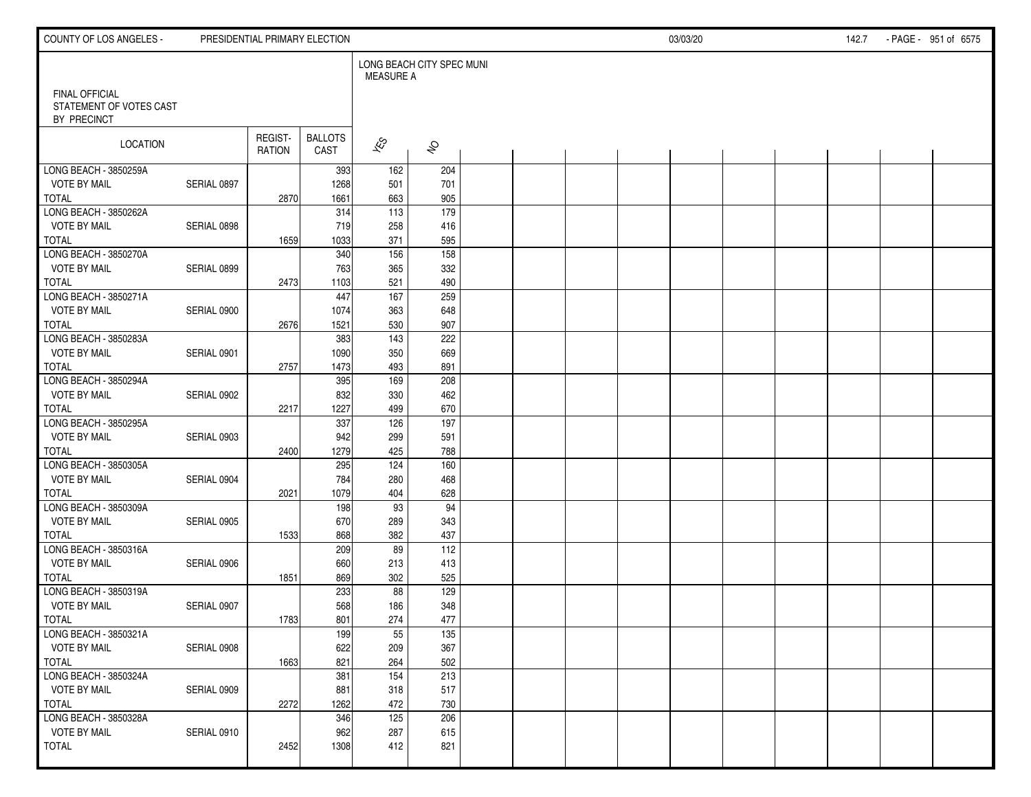FINAL OFFICIAL STATEMENT OF VOTES CAST BY PRECINCT

LONG BEACH CITY SPEC MUNI MEASURE A

| LOCATION | | REGISTRATION | BALLOTS CAST | YES | NO |
|---|---|---|---|---|---|
| LONG BEACH - 3850259A | | | 393 | 162 | 204 |
| VOTE BY MAIL | SERIAL 0897 | | 1268 | 501 | 701 |
| TOTAL | | 2870 | 1661 | 663 | 905 |
| LONG BEACH - 3850262A | | | 314 | 113 | 179 |
| VOTE BY MAIL | SERIAL 0898 | | 719 | 258 | 416 |
| TOTAL | | 1659 | 1033 | 371 | 595 |
| LONG BEACH - 3850270A | | | 340 | 156 | 158 |
| VOTE BY MAIL | SERIAL 0899 | | 763 | 365 | 332 |
| TOTAL | | 2473 | 1103 | 521 | 490 |
| LONG BEACH - 3850271A | | | 447 | 167 | 259 |
| VOTE BY MAIL | SERIAL 0900 | | 1074 | 363 | 648 |
| TOTAL | | 2676 | 1521 | 530 | 907 |
| LONG BEACH - 3850283A | | | 383 | 143 | 222 |
| VOTE BY MAIL | SERIAL 0901 | | 1090 | 350 | 669 |
| TOTAL | | 2757 | 1473 | 493 | 891 |
| LONG BEACH - 3850294A | | | 395 | 169 | 208 |
| VOTE BY MAIL | SERIAL 0902 | | 832 | 330 | 462 |
| TOTAL | | 2217 | 1227 | 499 | 670 |
| LONG BEACH - 3850295A | | | 337 | 126 | 197 |
| VOTE BY MAIL | SERIAL 0903 | | 942 | 299 | 591 |
| TOTAL | | 2400 | 1279 | 425 | 788 |
| LONG BEACH - 3850305A | | | 295 | 124 | 160 |
| VOTE BY MAIL | SERIAL 0904 | | 784 | 280 | 468 |
| TOTAL | | 2021 | 1079 | 404 | 628 |
| LONG BEACH - 3850309A | | | 198 | 93 | 94 |
| VOTE BY MAIL | SERIAL 0905 | | 670 | 289 | 343 |
| TOTAL | | 1533 | 868 | 382 | 437 |
| LONG BEACH - 3850316A | | | 209 | 89 | 112 |
| VOTE BY MAIL | SERIAL 0906 | | 660 | 213 | 413 |
| TOTAL | | 1851 | 869 | 302 | 525 |
| LONG BEACH - 3850319A | | | 233 | 88 | 129 |
| VOTE BY MAIL | SERIAL 0907 | | 568 | 186 | 348 |
| TOTAL | | 1783 | 801 | 274 | 477 |
| LONG BEACH - 3850321A | | | 199 | 55 | 135 |
| VOTE BY MAIL | SERIAL 0908 | | 622 | 209 | 367 |
| TOTAL | | 1663 | 821 | 264 | 502 |
| LONG BEACH - 3850324A | | | 381 | 154 | 213 |
| VOTE BY MAIL | SERIAL 0909 | | 881 | 318 | 517 |
| TOTAL | | 2272 | 1262 | 472 | 730 |
| LONG BEACH - 3850328A | | | 346 | 125 | 206 |
| VOTE BY MAIL | SERIAL 0910 | | 962 | 287 | 615 |
| TOTAL | | 2452 | 1308 | 412 | 821 |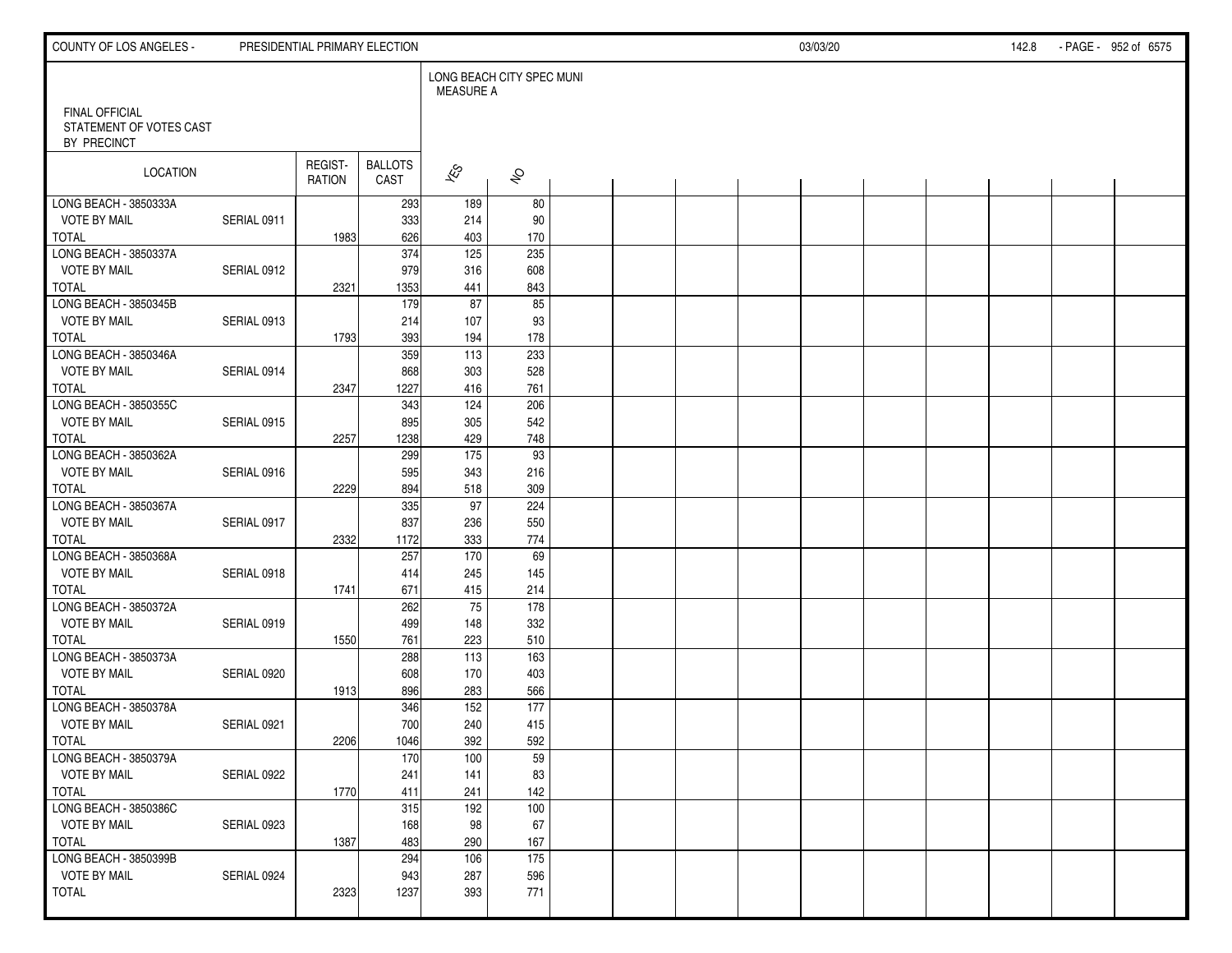FINAL OFFICIAL
STATEMENT OF VOTES CAST
BY PRECINCT

| LOCATION | | REGIST-RATION | BALLOTS CAST | LONG BEACH CITY SPEC MUNI MEASURE A | |
|---|---|---|---|---|---|
| | | | | YES | NO |
| LONG BEACH - 3850333A | | | 293 | 189 | 80 |
| VOTE BY MAIL | SERIAL 0911 | | 333 | 214 | 90 |
| TOTAL | | 1983 | 626 | 403 | 170 |
| LONG BEACH - 3850337A | | | 374 | 125 | 235 |
| VOTE BY MAIL | SERIAL 0912 | | 979 | 316 | 608 |
| TOTAL | | 2321 | 1353 | 441 | 843 |
| LONG BEACH - 3850345B | | | 179 | 87 | 85 |
| VOTE BY MAIL | SERIAL 0913 | | 214 | 107 | 93 |
| TOTAL | | 1793 | 393 | 194 | 178 |
| LONG BEACH - 3850346A | | | 359 | 113 | 233 |
| VOTE BY MAIL | SERIAL 0914 | | 868 | 303 | 528 |
| TOTAL | | 2347 | 1227 | 416 | 761 |
| LONG BEACH - 3850355C | | | 343 | 124 | 206 |
| VOTE BY MAIL | SERIAL 0915 | | 895 | 305 | 542 |
| TOTAL | | 2257 | 1238 | 429 | 748 |
| LONG BEACH - 3850362A | | | 299 | 175 | 93 |
| VOTE BY MAIL | SERIAL 0916 | | 595 | 343 | 216 |
| TOTAL | | 2229 | 894 | 518 | 309 |
| LONG BEACH - 3850367A | | | 335 | 97 | 224 |
| VOTE BY MAIL | SERIAL 0917 | | 837 | 236 | 550 |
| TOTAL | | 2332 | 1172 | 333 | 774 |
| LONG BEACH - 3850368A | | | 257 | 170 | 69 |
| VOTE BY MAIL | SERIAL 0918 | | 414 | 245 | 145 |
| TOTAL | | 1741 | 671 | 415 | 214 |
| LONG BEACH - 3850372A | | | 262 | 75 | 178 |
| VOTE BY MAIL | SERIAL 0919 | | 499 | 148 | 332 |
| TOTAL | | 1550 | 761 | 223 | 510 |
| LONG BEACH - 3850373A | | | 288 | 113 | 163 |
| VOTE BY MAIL | SERIAL 0920 | | 608 | 170 | 403 |
| TOTAL | | 1913 | 896 | 283 | 566 |
| LONG BEACH - 3850378A | | | 346 | 152 | 177 |
| VOTE BY MAIL | SERIAL 0921 | | 700 | 240 | 415 |
| TOTAL | | 2206 | 1046 | 392 | 592 |
| LONG BEACH - 3850379A | | | 170 | 100 | 59 |
| VOTE BY MAIL | SERIAL 0922 | | 241 | 141 | 83 |
| TOTAL | | 1770 | 411 | 241 | 142 |
| LONG BEACH - 3850386C | | | 315 | 192 | 100 |
| VOTE BY MAIL | SERIAL 0923 | | 168 | 98 | 67 |
| TOTAL | | 1387 | 483 | 290 | 167 |
| LONG BEACH - 3850399B | | | 294 | 106 | 175 |
| VOTE BY MAIL | SERIAL 0924 | | 943 | 287 | 596 |
| TOTAL | | 2323 | 1237 | 393 | 771 |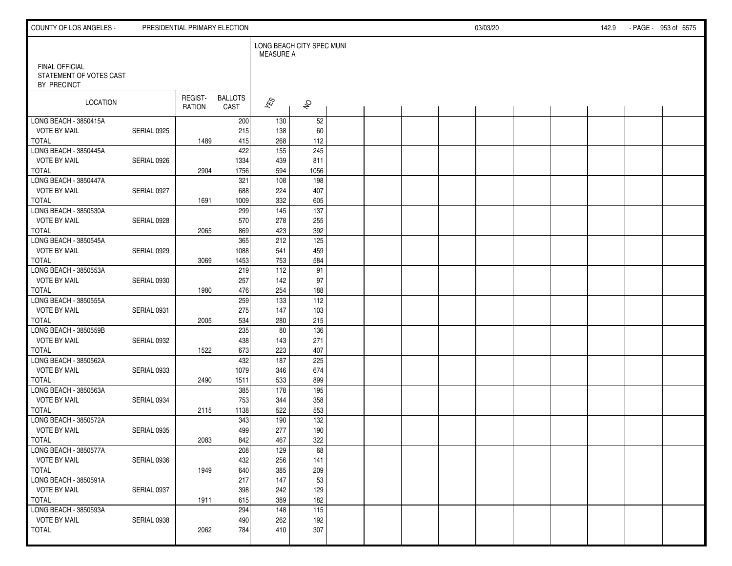COUNTY OF LOS ANGELES - PRESIDENTIAL PRIMARY ELECTION 03/03/20

FINAL OFFICIAL STATEMENT OF VOTES CAST BY PRECINCT

LONG BEACH CITY SPEC MUNI MEASURE A

| LOCATION | | REGIST-RATION | BALLOTS CAST | YES | NO |
|---|---|---|---|---|---|
| LONG BEACH - 3850415A | | | 200 | 130 | 52 |
| VOTE BY MAIL | SERIAL 0925 | | 215 | 138 | 60 |
| TOTAL | | 1489 | 415 | 268 | 112 |
| LONG BEACH - 3850445A | | | 422 | 155 | 245 |
| VOTE BY MAIL | SERIAL 0926 | | 1334 | 439 | 811 |
| TOTAL | | 2904 | 1756 | 594 | 1056 |
| LONG BEACH - 3850447A | | | 321 | 108 | 198 |
| VOTE BY MAIL | SERIAL 0927 | | 688 | 224 | 407 |
| TOTAL | | 1691 | 1009 | 332 | 605 |
| LONG BEACH - 3850530A | | | 299 | 145 | 137 |
| VOTE BY MAIL | SERIAL 0928 | | 570 | 278 | 255 |
| TOTAL | | 2065 | 869 | 423 | 392 |
| LONG BEACH - 3850545A | | | 365 | 212 | 125 |
| VOTE BY MAIL | SERIAL 0929 | | 1088 | 541 | 459 |
| TOTAL | | 3069 | 1453 | 753 | 584 |
| LONG BEACH - 3850553A | | | 219 | 112 | 91 |
| VOTE BY MAIL | SERIAL 0930 | | 257 | 142 | 97 |
| TOTAL | | 1980 | 476 | 254 | 188 |
| LONG BEACH - 3850555A | | | 259 | 133 | 112 |
| VOTE BY MAIL | SERIAL 0931 | | 275 | 147 | 103 |
| TOTAL | | 2005 | 534 | 280 | 215 |
| LONG BEACH - 3850559B | | | 235 | 80 | 136 |
| VOTE BY MAIL | SERIAL 0932 | | 438 | 143 | 271 |
| TOTAL | | 1522 | 673 | 223 | 407 |
| LONG BEACH - 3850562A | | | 432 | 187 | 225 |
| VOTE BY MAIL | SERIAL 0933 | | 1079 | 346 | 674 |
| TOTAL | | 2490 | 1511 | 533 | 899 |
| LONG BEACH - 3850563A | | | 385 | 178 | 195 |
| VOTE BY MAIL | SERIAL 0934 | | 753 | 344 | 358 |
| TOTAL | | 2115 | 1138 | 522 | 553 |
| LONG BEACH - 3850572A | | | 343 | 190 | 132 |
| VOTE BY MAIL | SERIAL 0935 | | 499 | 277 | 190 |
| TOTAL | | 2083 | 842 | 467 | 322 |
| LONG BEACH - 3850577A | | | 208 | 129 | 68 |
| VOTE BY MAIL | SERIAL 0936 | | 432 | 256 | 141 |
| TOTAL | | 1949 | 640 | 385 | 209 |
| LONG BEACH - 3850591A | | | 217 | 147 | 53 |
| VOTE BY MAIL | SERIAL 0937 | | 398 | 242 | 129 |
| TOTAL | | 1911 | 615 | 389 | 182 |
| LONG BEACH - 3850593A | | | 294 | 148 | 115 |
| VOTE BY MAIL | SERIAL 0938 | | 490 | 262 | 192 |
| TOTAL | | 2062 | 784 | 410 | 307 |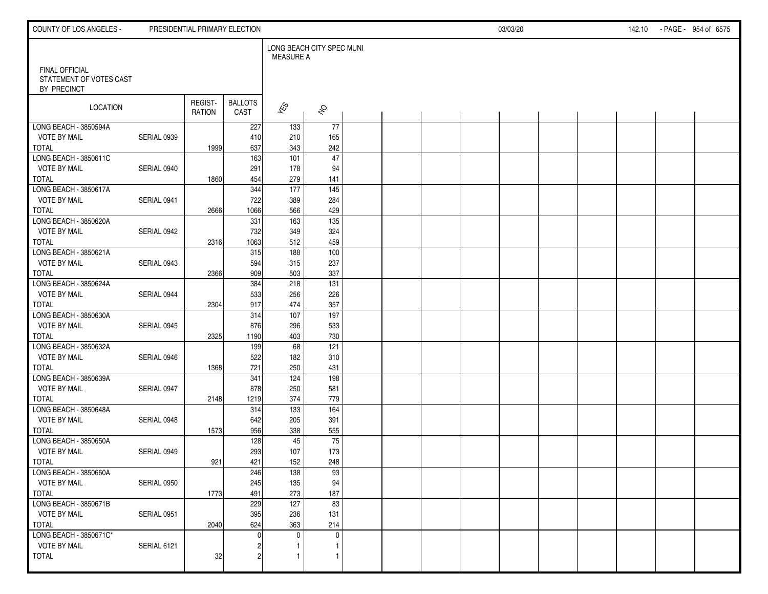FINAL OFFICIAL
STATEMENT OF VOTES CAST
BY PRECINCT

LONG BEACH CITY SPEC MUNI
MEASURE A

| LOCATION | | REGIST-RATION | BALLOTS CAST | YES | NO |
|---|---|---|---|---|---|
| LONG BEACH - 3850594A | | | 227 | 133 | 77 |
| VOTE BY MAIL | SERIAL 0939 | | 410 | 210 | 165 |
| TOTAL | | 1999 | 637 | 343 | 242 |
| LONG BEACH - 3850611C | | | 163 | 101 | 47 |
| VOTE BY MAIL | SERIAL 0940 | | 291 | 178 | 94 |
| TOTAL | | 1860 | 454 | 279 | 141 |
| LONG BEACH - 3850617A | | | 344 | 177 | 145 |
| VOTE BY MAIL | SERIAL 0941 | | 722 | 389 | 284 |
| TOTAL | | 2666 | 1066 | 566 | 429 |
| LONG BEACH - 3850620A | | | 331 | 163 | 135 |
| VOTE BY MAIL | SERIAL 0942 | | 732 | 349 | 324 |
| TOTAL | | 2316 | 1063 | 512 | 459 |
| LONG BEACH - 3850621A | | | 315 | 188 | 100 |
| VOTE BY MAIL | SERIAL 0943 | | 594 | 315 | 237 |
| TOTAL | | 2366 | 909 | 503 | 337 |
| LONG BEACH - 3850624A | | | 384 | 218 | 131 |
| VOTE BY MAIL | SERIAL 0944 | | 533 | 256 | 226 |
| TOTAL | | 2304 | 917 | 474 | 357 |
| LONG BEACH - 3850630A | | | 314 | 107 | 197 |
| VOTE BY MAIL | SERIAL 0945 | | 876 | 296 | 533 |
| TOTAL | | 2325 | 1190 | 403 | 730 |
| LONG BEACH - 3850632A | | | 199 | 68 | 121 |
| VOTE BY MAIL | SERIAL 0946 | | 522 | 182 | 310 |
| TOTAL | | 1368 | 721 | 250 | 431 |
| LONG BEACH - 3850639A | | | 341 | 124 | 198 |
| VOTE BY MAIL | SERIAL 0947 | | 878 | 250 | 581 |
| TOTAL | | 2148 | 1219 | 374 | 779 |
| LONG BEACH - 3850648A | | | 314 | 133 | 164 |
| VOTE BY MAIL | SERIAL 0948 | | 642 | 205 | 391 |
| TOTAL | | 1573 | 956 | 338 | 555 |
| LONG BEACH - 3850650A | | | 128 | 45 | 75 |
| VOTE BY MAIL | SERIAL 0949 | | 293 | 107 | 173 |
| TOTAL | | 921 | 421 | 152 | 248 |
| LONG BEACH - 3850660A | | | 246 | 138 | 93 |
| VOTE BY MAIL | SERIAL 0950 | | 245 | 135 | 94 |
| TOTAL | | 1773 | 491 | 273 | 187 |
| LONG BEACH - 3850671B | | | 229 | 127 | 83 |
| VOTE BY MAIL | SERIAL 0951 | | 395 | 236 | 131 |
| TOTAL | | 2040 | 624 | 363 | 214 |
| LONG BEACH - 3850671C* | | | 0 | 0 | 0 |
| VOTE BY MAIL | SERIAL 6121 | | 2 | 1 | 1 |
| TOTAL | | 32 | 2 | 1 | 1 |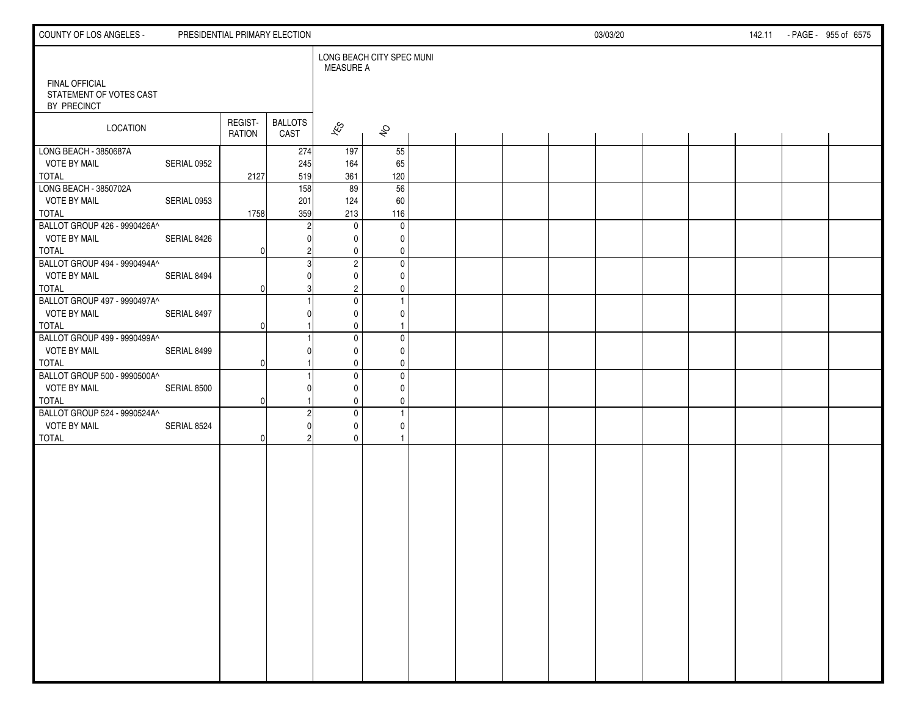COUNTY OF LOS ANGELES - PRESIDENTIAL PRIMARY ELECTION 03/03/20 142.11

FINAL OFFICIAL
STATEMENT OF VOTES CAST
BY PRECINCT

| LOCATION | | REGIST-RATION | BALLOTS CAST | LONG BEACH CITY SPEC MUNI MEASURE A | |
|---|---|---|---|---|---|
| | | | | YES | NO |
| LONG BEACH - 3850687A | | | 274 | 197 | 55 |
| VOTE BY MAIL | SERIAL 0952 | | 245 | 164 | 65 |
| TOTAL | | 2127 | 519 | 361 | 120 |
| LONG BEACH - 3850702A | | | 158 | 89 | 56 |
| VOTE BY MAIL | SERIAL 0953 | | 201 | 124 | 60 |
| TOTAL | | 1758 | 359 | 213 | 116 |
| BALLOT GROUP 426 - 9990426A^ | | | 2 | 0 | 0 |
| VOTE BY MAIL | SERIAL 8426 | | 0 | 0 | 0 |
| TOTAL | | 0 | 2 | 0 | 0 |
| BALLOT GROUP 494 - 9990494A^ | | | 3 | 2 | 0 |
| VOTE BY MAIL | SERIAL 8494 | | 0 | 0 | 0 |
| TOTAL | | 0 | 3 | 2 | 0 |
| BALLOT GROUP 497 - 9990497A^ | | | 1 | 0 | 1 |
| VOTE BY MAIL | SERIAL 8497 | | 0 | 0 | 0 |
| TOTAL | | 0 | 1 | 0 | 1 |
| BALLOT GROUP 499 - 9990499A^ | | | 1 | 0 | 0 |
| VOTE BY MAIL | SERIAL 8499 | | 0 | 0 | 0 |
| TOTAL | | 0 | 1 | 0 | 0 |
| BALLOT GROUP 500 - 9990500A^ | | | 1 | 0 | 0 |
| VOTE BY MAIL | SERIAL 8500 | | 0 | 0 | 0 |
| TOTAL | | 0 | 1 | 0 | 0 |
| BALLOT GROUP 524 - 9990524A^ | | | 2 | 0 | 1 |
| VOTE BY MAIL | SERIAL 8524 | | 0 | 0 | 0 |
| TOTAL | | 0 | 2 | 0 | 1 |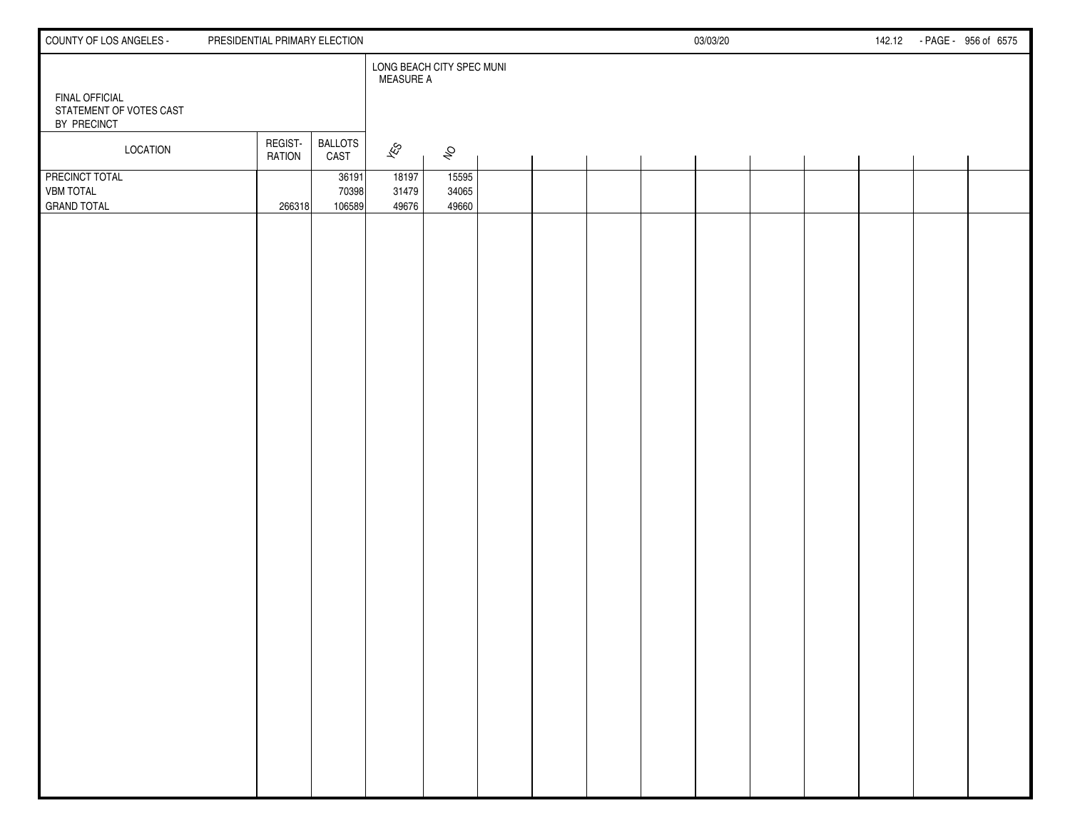COUNTY OF LOS ANGELES - PRESIDENTIAL PRIMARY ELECTION 03/03/20 142.12

FINAL OFFICIAL
STATEMENT OF VOTES CAST
BY PRECINCT

LONG BEACH CITY SPEC MUNI
MEASURE A

| LOCATION | REGIST-RATION | BALLOTS CAST | YES | NO |
|---|---|---|---|---|
| PRECINCT TOTAL | | 36191 | 18197 | 15595 |
| VBM TOTAL | | 70398 | 31479 | 34065 |
| GRAND TOTAL | 266318 | 106589 | 49676 | 49660 |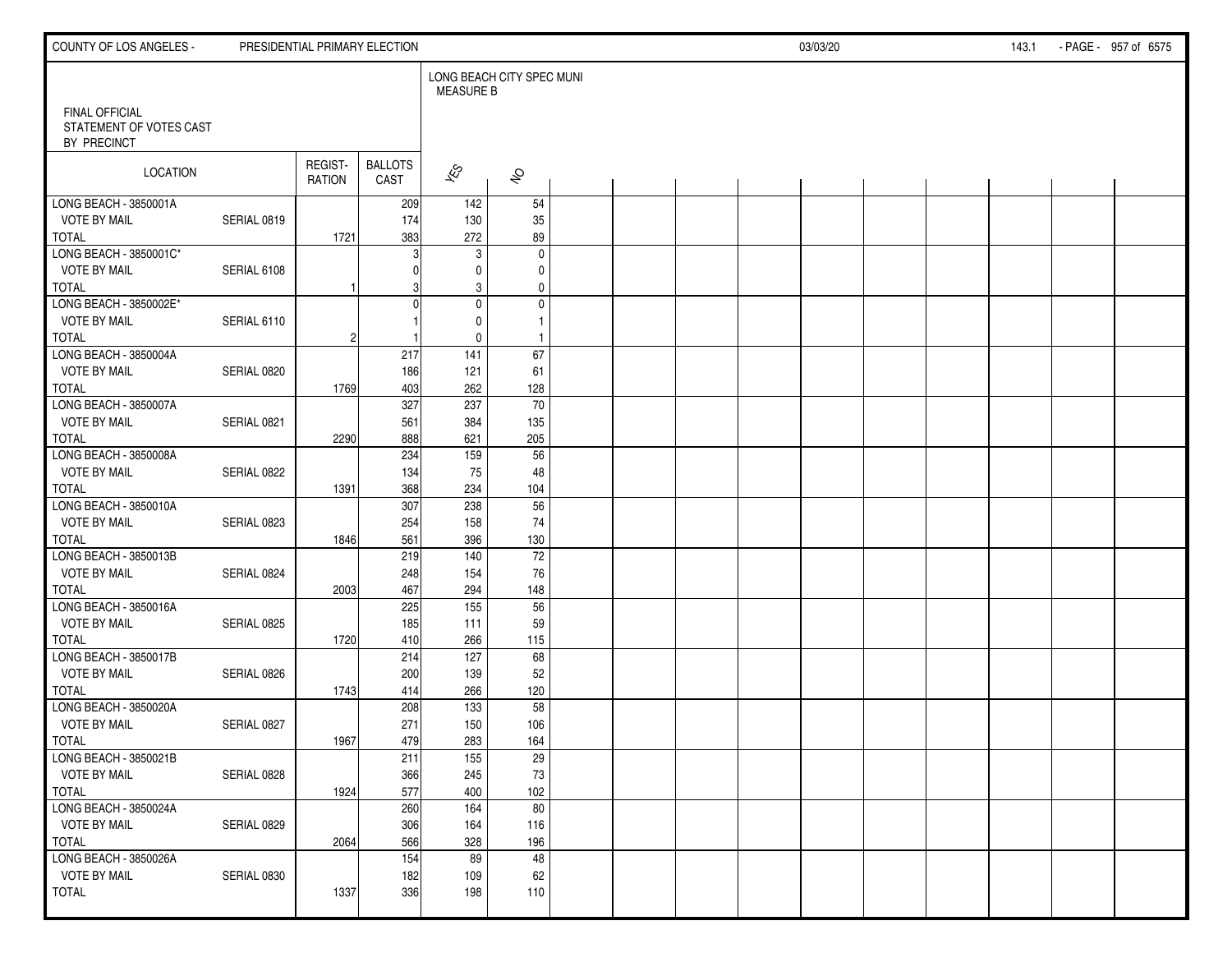FINAL OFFICIAL
STATEMENT OF VOTES CAST
BY PRECINCT

LONG BEACH CITY SPEC MUNI
MEASURE B

| LOCATION | | REGIST-RATION | BALLOTS CAST | YES | NO |
|---|---|---|---|---|---|
| LONG BEACH - 3850001A | | | 209 | 142 | 54 |
| VOTE BY MAIL | SERIAL 0819 | | 174 | 130 | 35 |
| TOTAL | | 1721 | 383 | 272 | 89 |
| LONG BEACH - 3850001C* | | | 3 | 3 | 0 |
| VOTE BY MAIL | SERIAL 6108 | | 0 | 0 | 0 |
| TOTAL | | 1 | 3 | 3 | 0 |
| LONG BEACH - 3850002E* | | | 0 | 0 | 0 |
| VOTE BY MAIL | SERIAL 6110 | | 1 | 0 | 1 |
| TOTAL | | 2 | 1 | 0 | 1 |
| LONG BEACH - 3850004A | | | 217 | 141 | 67 |
| VOTE BY MAIL | SERIAL 0820 | | 186 | 121 | 61 |
| TOTAL | | 1769 | 403 | 262 | 128 |
| LONG BEACH - 3850007A | | | 327 | 237 | 70 |
| VOTE BY MAIL | SERIAL 0821 | | 561 | 384 | 135 |
| TOTAL | | 2290 | 888 | 621 | 205 |
| LONG BEACH - 3850008A | | | 234 | 159 | 56 |
| VOTE BY MAIL | SERIAL 0822 | | 134 | 75 | 48 |
| TOTAL | | 1391 | 368 | 234 | 104 |
| LONG BEACH - 3850010A | | | 307 | 238 | 56 |
| VOTE BY MAIL | SERIAL 0823 | | 254 | 158 | 74 |
| TOTAL | | 1846 | 561 | 396 | 130 |
| LONG BEACH - 3850013B | | | 219 | 140 | 72 |
| VOTE BY MAIL | SERIAL 0824 | | 248 | 154 | 76 |
| TOTAL | | 2003 | 467 | 294 | 148 |
| LONG BEACH - 3850016A | | | 225 | 155 | 56 |
| VOTE BY MAIL | SERIAL 0825 | | 185 | 111 | 59 |
| TOTAL | | 1720 | 410 | 266 | 115 |
| LONG BEACH - 3850017B | | | 214 | 127 | 68 |
| VOTE BY MAIL | SERIAL 0826 | | 200 | 139 | 52 |
| TOTAL | | 1743 | 414 | 266 | 120 |
| LONG BEACH - 3850020A | | | 208 | 133 | 58 |
| VOTE BY MAIL | SERIAL 0827 | | 271 | 150 | 106 |
| TOTAL | | 1967 | 479 | 283 | 164 |
| LONG BEACH - 3850021B | | | 211 | 155 | 29 |
| VOTE BY MAIL | SERIAL 0828 | | 366 | 245 | 73 |
| TOTAL | | 1924 | 577 | 400 | 102 |
| LONG BEACH - 3850024A | | | 260 | 164 | 80 |
| VOTE BY MAIL | SERIAL 0829 | | 306 | 164 | 116 |
| TOTAL | | 2064 | 566 | 328 | 196 |
| LONG BEACH - 3850026A | | | 154 | 89 | 48 |
| VOTE BY MAIL | SERIAL 0830 | | 182 | 109 | 62 |
| TOTAL | | 1337 | 336 | 198 | 110 |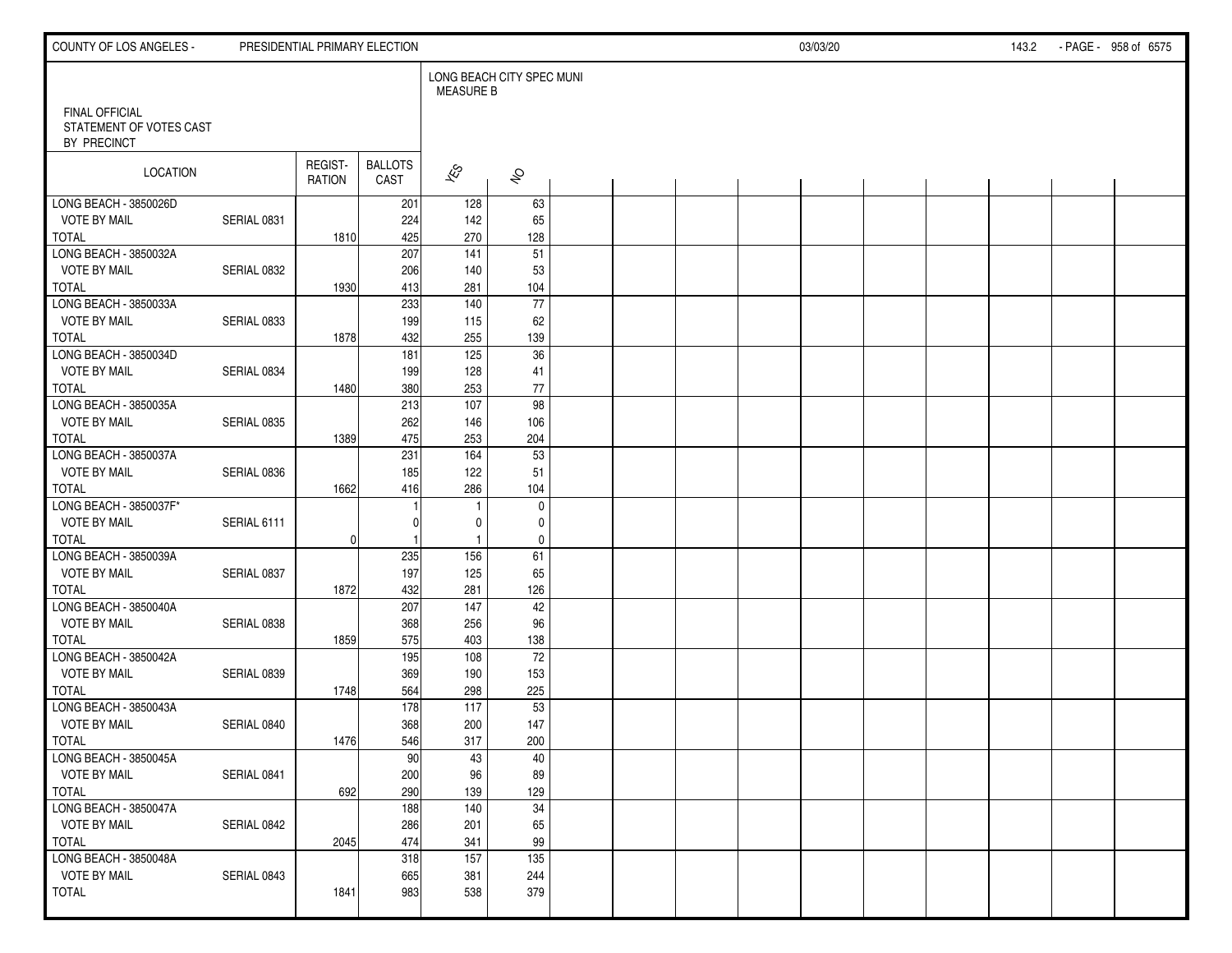FINAL OFFICIAL STATEMENT OF VOTES CAST BY PRECINCT

LONG BEACH CITY SPEC MUNI MEASURE B

| LOCATION | | REGIST-RATION | BALLOTS CAST | YES | NO |
|---|---|---|---|---|---|
| LONG BEACH - 3850026D | | | 201 | 128 | 63 |
| VOTE BY MAIL | SERIAL 0831 | | 224 | 142 | 65 |
| TOTAL | | 1810 | 425 | 270 | 128 |
| LONG BEACH - 3850032A | | | 207 | 141 | 51 |
| VOTE BY MAIL | SERIAL 0832 | | 206 | 140 | 53 |
| TOTAL | | 1930 | 413 | 281 | 104 |
| LONG BEACH - 3850033A | | | 233 | 140 | 77 |
| VOTE BY MAIL | SERIAL 0833 | | 199 | 115 | 62 |
| TOTAL | | 1878 | 432 | 255 | 139 |
| LONG BEACH - 3850034D | | | 181 | 125 | 36 |
| VOTE BY MAIL | SERIAL 0834 | | 199 | 128 | 41 |
| TOTAL | | 1480 | 380 | 253 | 77 |
| LONG BEACH - 3850035A | | | 213 | 107 | 98 |
| VOTE BY MAIL | SERIAL 0835 | | 262 | 146 | 106 |
| TOTAL | | 1389 | 475 | 253 | 204 |
| LONG BEACH - 3850037A | | | 231 | 164 | 53 |
| VOTE BY MAIL | SERIAL 0836 | | 185 | 122 | 51 |
| TOTAL | | 1662 | 416 | 286 | 104 |
| LONG BEACH - 3850037F* | | | 1 | 1 | 0 |
| VOTE BY MAIL | SERIAL 6111 | | 0 | 0 | 0 |
| TOTAL | | 0 | 1 | 1 | 0 |
| LONG BEACH - 3850039A | | | 235 | 156 | 61 |
| VOTE BY MAIL | SERIAL 0837 | | 197 | 125 | 65 |
| TOTAL | | 1872 | 432 | 281 | 126 |
| LONG BEACH - 3850040A | | | 207 | 147 | 42 |
| VOTE BY MAIL | SERIAL 0838 | | 368 | 256 | 96 |
| TOTAL | | 1859 | 575 | 403 | 138 |
| LONG BEACH - 3850042A | | | 195 | 108 | 72 |
| VOTE BY MAIL | SERIAL 0839 | | 369 | 190 | 153 |
| TOTAL | | 1748 | 564 | 298 | 225 |
| LONG BEACH - 3850043A | | | 178 | 117 | 53 |
| VOTE BY MAIL | SERIAL 0840 | | 368 | 200 | 147 |
| TOTAL | | 1476 | 546 | 317 | 200 |
| LONG BEACH - 3850045A | | | 90 | 43 | 40 |
| VOTE BY MAIL | SERIAL 0841 | | 200 | 96 | 89 |
| TOTAL | | 692 | 290 | 139 | 129 |
| LONG BEACH - 3850047A | | | 188 | 140 | 34 |
| VOTE BY MAIL | SERIAL 0842 | | 286 | 201 | 65 |
| TOTAL | | 2045 | 474 | 341 | 99 |
| LONG BEACH - 3850048A | | | 318 | 157 | 135 |
| VOTE BY MAIL | SERIAL 0843 | | 665 | 381 | 244 |
| TOTAL | | 1841 | 983 | 538 | 379 |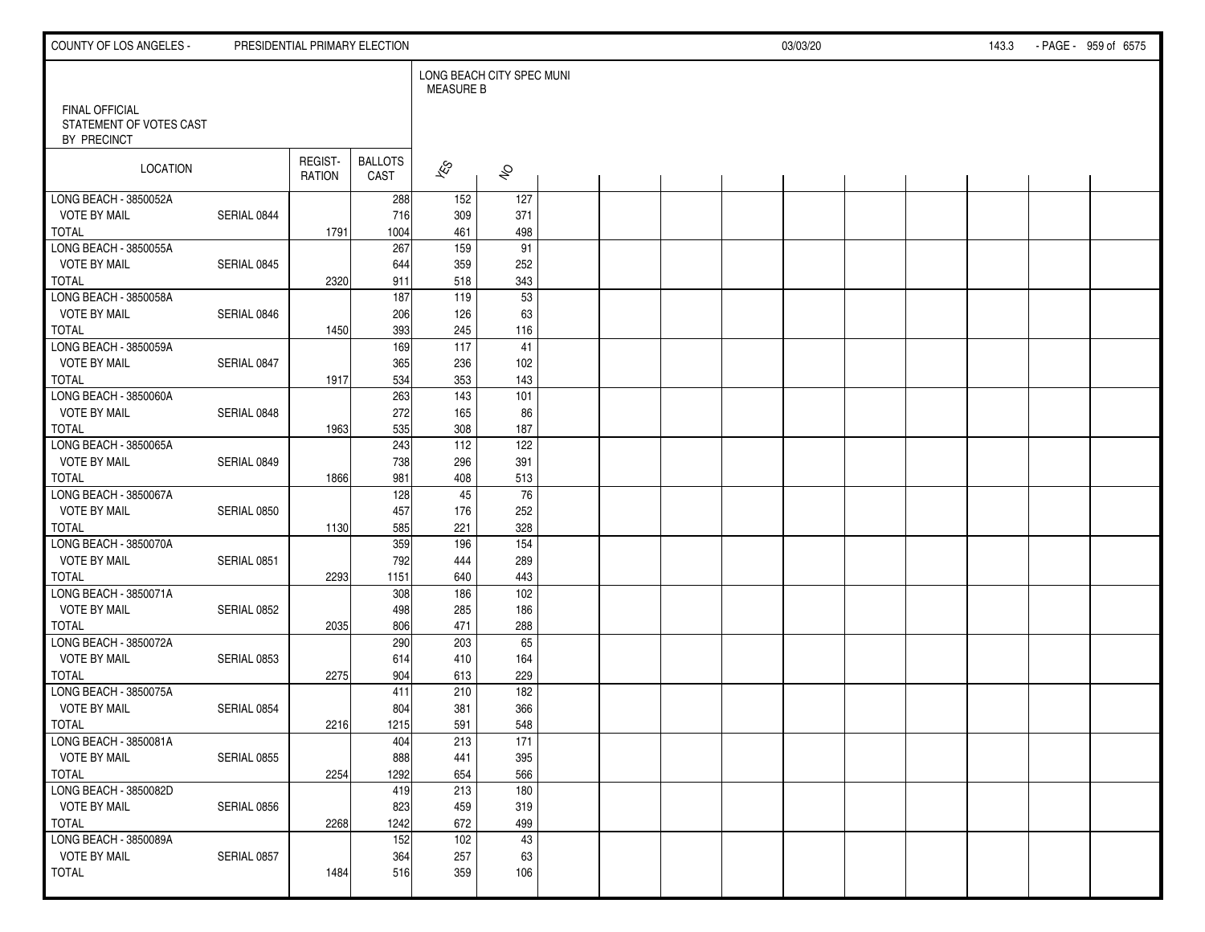LONG BEACH CITY SPEC MUNI
MEASURE B

FINAL OFFICIAL
STATEMENT OF VOTES CAST
BY PRECINCT

| LOCATION | | REGIST-RATION | BALLOTS CAST | YES | NO |
|---|---|---|---|---|---|
| LONG BEACH - 3850052A | | | 288 | 152 | 127 |
| VOTE BY MAIL | SERIAL 0844 | | 716 | 309 | 371 |
| TOTAL | | 1791 | 1004 | 461 | 498 |
| LONG BEACH - 3850055A | | | 267 | 159 | 91 |
| VOTE BY MAIL | SERIAL 0845 | | 644 | 359 | 252 |
| TOTAL | | 2320 | 911 | 518 | 343 |
| LONG BEACH - 3850058A | | | 187 | 119 | 53 |
| VOTE BY MAIL | SERIAL 0846 | | 206 | 126 | 63 |
| TOTAL | | 1450 | 393 | 245 | 116 |
| LONG BEACH - 3850059A | | | 169 | 117 | 41 |
| VOTE BY MAIL | SERIAL 0847 | | 365 | 236 | 102 |
| TOTAL | | 1917 | 534 | 353 | 143 |
| LONG BEACH - 3850060A | | | 263 | 143 | 101 |
| VOTE BY MAIL | SERIAL 0848 | | 272 | 165 | 86 |
| TOTAL | | 1963 | 535 | 308 | 187 |
| LONG BEACH - 3850065A | | | 243 | 112 | 122 |
| VOTE BY MAIL | SERIAL 0849 | | 738 | 296 | 391 |
| TOTAL | | 1866 | 981 | 408 | 513 |
| LONG BEACH - 3850067A | | | 128 | 45 | 76 |
| VOTE BY MAIL | SERIAL 0850 | | 457 | 176 | 252 |
| TOTAL | | 1130 | 585 | 221 | 328 |
| LONG BEACH - 3850070A | | | 359 | 196 | 154 |
| VOTE BY MAIL | SERIAL 0851 | | 792 | 444 | 289 |
| TOTAL | | 2293 | 1151 | 640 | 443 |
| LONG BEACH - 3850071A | | | 308 | 186 | 102 |
| VOTE BY MAIL | SERIAL 0852 | | 498 | 285 | 186 |
| TOTAL | | 2035 | 806 | 471 | 288 |
| LONG BEACH - 3850072A | | | 290 | 203 | 65 |
| VOTE BY MAIL | SERIAL 0853 | | 614 | 410 | 164 |
| TOTAL | | 2275 | 904 | 613 | 229 |
| LONG BEACH - 3850075A | | | 411 | 210 | 182 |
| VOTE BY MAIL | SERIAL 0854 | | 804 | 381 | 366 |
| TOTAL | | 2216 | 1215 | 591 | 548 |
| LONG BEACH - 3850081A | | | 404 | 213 | 171 |
| VOTE BY MAIL | SERIAL 0855 | | 888 | 441 | 395 |
| TOTAL | | 2254 | 1292 | 654 | 566 |
| LONG BEACH - 3850082D | | | 419 | 213 | 180 |
| VOTE BY MAIL | SERIAL 0856 | | 823 | 459 | 319 |
| TOTAL | | 2268 | 1242 | 672 | 499 |
| LONG BEACH - 3850089A | | | 152 | 102 | 43 |
| VOTE BY MAIL | SERIAL 0857 | | 364 | 257 | 63 |
| TOTAL | | 1484 | 516 | 359 | 106 |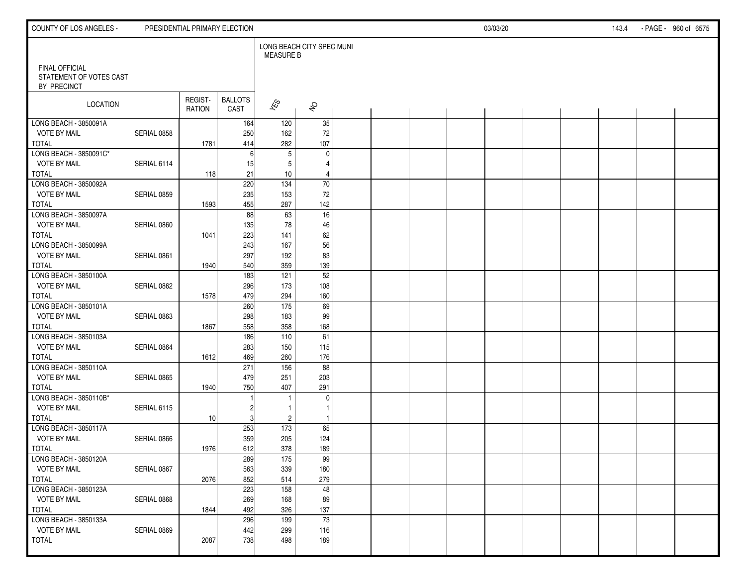FINAL OFFICIAL
STATEMENT OF VOTES CAST
BY PRECINCT

| LOCATION | | REGIST-RATION | BALLOTS CAST | LONG BEACH CITY SPEC MUNI MEASURE B | |
|---|---|---|---|---|---|
| | | | | YES | NO |
| LONG BEACH - 3850091A | | | 164 | 120 | 35 |
| VOTE BY MAIL | SERIAL 0858 | | 250 | 162 | 72 |
| TOTAL | | 1781 | 414 | 282 | 107 |
| LONG BEACH - 3850091C* | | | 6 | 5 | 0 |
| VOTE BY MAIL | SERIAL 6114 | | 15 | 5 | 4 |
| TOTAL | | 118 | 21 | 10 | 4 |
| LONG BEACH - 3850092A | | | 220 | 134 | 70 |
| VOTE BY MAIL | SERIAL 0859 | | 235 | 153 | 72 |
| TOTAL | | 1593 | 455 | 287 | 142 |
| LONG BEACH - 3850097A | | | 88 | 63 | 16 |
| VOTE BY MAIL | SERIAL 0860 | | 135 | 78 | 46 |
| TOTAL | | 1041 | 223 | 141 | 62 |
| LONG BEACH - 3850099A | | | 243 | 167 | 56 |
| VOTE BY MAIL | SERIAL 0861 | | 297 | 192 | 83 |
| TOTAL | | 1940 | 540 | 359 | 139 |
| LONG BEACH - 3850100A | | | 183 | 121 | 52 |
| VOTE BY MAIL | SERIAL 0862 | | 296 | 173 | 108 |
| TOTAL | | 1578 | 479 | 294 | 160 |
| LONG BEACH - 3850101A | | | 260 | 175 | 69 |
| VOTE BY MAIL | SERIAL 0863 | | 298 | 183 | 99 |
| TOTAL | | 1867 | 558 | 358 | 168 |
| LONG BEACH - 3850103A | | | 186 | 110 | 61 |
| VOTE BY MAIL | SERIAL 0864 | | 283 | 150 | 115 |
| TOTAL | | 1612 | 469 | 260 | 176 |
| LONG BEACH - 3850110A | | | 271 | 156 | 88 |
| VOTE BY MAIL | SERIAL 0865 | | 479 | 251 | 203 |
| TOTAL | | 1940 | 750 | 407 | 291 |
| LONG BEACH - 3850110B* | | | 1 | 1 | 0 |
| VOTE BY MAIL | SERIAL 6115 | | 2 | 1 | 1 |
| TOTAL | | 10 | 3 | 2 | 1 |
| LONG BEACH - 3850117A | | | 253 | 173 | 65 |
| VOTE BY MAIL | SERIAL 0866 | | 359 | 205 | 124 |
| TOTAL | | 1976 | 612 | 378 | 189 |
| LONG BEACH - 3850120A | | | 289 | 175 | 99 |
| VOTE BY MAIL | SERIAL 0867 | | 563 | 339 | 180 |
| TOTAL | | 2076 | 852 | 514 | 279 |
| LONG BEACH - 3850123A | | | 223 | 158 | 48 |
| VOTE BY MAIL | SERIAL 0868 | | 269 | 168 | 89 |
| TOTAL | | 1844 | 492 | 326 | 137 |
| LONG BEACH - 3850133A | | | 296 | 199 | 73 |
| VOTE BY MAIL | SERIAL 0869 | | 442 | 299 | 116 |
| TOTAL | | 2087 | 738 | 498 | 189 |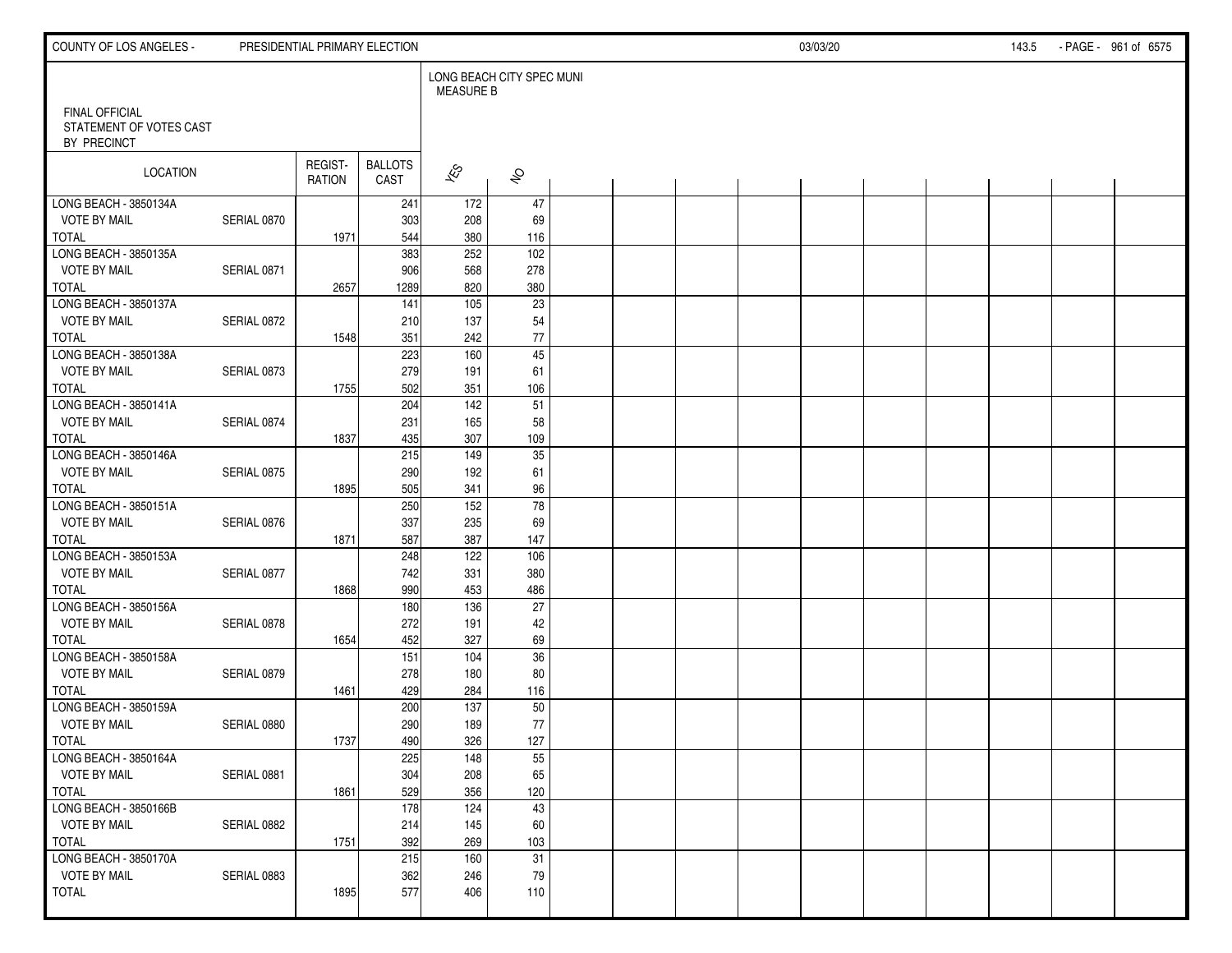FINAL OFFICIAL
STATEMENT OF VOTES CAST
BY PRECINCT

| LOCATION | | REGIST-RATION | BALLOTS CAST | LONG BEACH CITY SPEC MUNI MEASURE B YES | NO |
|---|---|---|---|---|---|
| LONG BEACH - 3850134A | | | 241 | 172 | 47 |
| VOTE BY MAIL | SERIAL 0870 | | 303 | 208 | 69 |
| TOTAL | | 1971 | 544 | 380 | 116 |
| LONG BEACH - 3850135A | | | 383 | 252 | 102 |
| VOTE BY MAIL | SERIAL 0871 | | 906 | 568 | 278 |
| TOTAL | | 2657 | 1289 | 820 | 380 |
| LONG BEACH - 3850137A | | | 141 | 105 | 23 |
| VOTE BY MAIL | SERIAL 0872 | | 210 | 137 | 54 |
| TOTAL | | 1548 | 351 | 242 | 77 |
| LONG BEACH - 3850138A | | | 223 | 160 | 45 |
| VOTE BY MAIL | SERIAL 0873 | | 279 | 191 | 61 |
| TOTAL | | 1755 | 502 | 351 | 106 |
| LONG BEACH - 3850141A | | | 204 | 142 | 51 |
| VOTE BY MAIL | SERIAL 0874 | | 231 | 165 | 58 |
| TOTAL | | 1837 | 435 | 307 | 109 |
| LONG BEACH - 3850146A | | | 215 | 149 | 35 |
| VOTE BY MAIL | SERIAL 0875 | | 290 | 192 | 61 |
| TOTAL | | 1895 | 505 | 341 | 96 |
| LONG BEACH - 3850151A | | | 250 | 152 | 78 |
| VOTE BY MAIL | SERIAL 0876 | | 337 | 235 | 69 |
| TOTAL | | 1871 | 587 | 387 | 147 |
| LONG BEACH - 3850153A | | | 248 | 122 | 106 |
| VOTE BY MAIL | SERIAL 0877 | | 742 | 331 | 380 |
| TOTAL | | 1868 | 990 | 453 | 486 |
| LONG BEACH - 3850156A | | | 180 | 136 | 27 |
| VOTE BY MAIL | SERIAL 0878 | | 272 | 191 | 42 |
| TOTAL | | 1654 | 452 | 327 | 69 |
| LONG BEACH - 3850158A | | | 151 | 104 | 36 |
| VOTE BY MAIL | SERIAL 0879 | | 278 | 180 | 80 |
| TOTAL | | 1461 | 429 | 284 | 116 |
| LONG BEACH - 3850159A | | | 200 | 137 | 50 |
| VOTE BY MAIL | SERIAL 0880 | | 290 | 189 | 77 |
| TOTAL | | 1737 | 490 | 326 | 127 |
| LONG BEACH - 3850164A | | | 225 | 148 | 55 |
| VOTE BY MAIL | SERIAL 0881 | | 304 | 208 | 65 |
| TOTAL | | 1861 | 529 | 356 | 120 |
| LONG BEACH - 3850166B | | | 178 | 124 | 43 |
| VOTE BY MAIL | SERIAL 0882 | | 214 | 145 | 60 |
| TOTAL | | 1751 | 392 | 269 | 103 |
| LONG BEACH - 3850170A | | | 215 | 160 | 31 |
| VOTE BY MAIL | SERIAL 0883 | | 362 | 246 | 79 |
| TOTAL | | 1895 | 577 | 406 | 110 |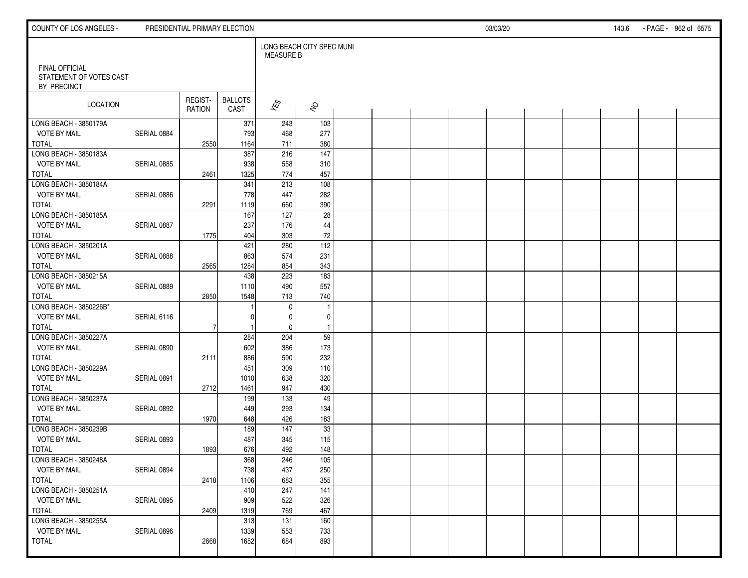FINAL OFFICIAL STATEMENT OF VOTES CAST BY PRECINCT

LONG BEACH CITY SPEC MUNI MEASURE B

| LOCATION | | REGISTRATION | BALLOTS CAST | YES | NO |
|---|---|---|---|---|---|
| LONG BEACH - 3850179A | | | 371 | 243 | 103 |
| VOTE BY MAIL | SERIAL 0884 | | 793 | 468 | 277 |
| TOTAL | | 2550 | 1164 | 711 | 380 |
| LONG BEACH - 3850183A | | | 387 | 216 | 147 |
| VOTE BY MAIL | SERIAL 0885 | | 938 | 558 | 310 |
| TOTAL | | 2461 | 1325 | 774 | 457 |
| LONG BEACH - 3850184A | | | 341 | 213 | 108 |
| VOTE BY MAIL | SERIAL 0886 | | 778 | 447 | 282 |
| TOTAL | | 2291 | 1119 | 660 | 390 |
| LONG BEACH - 3850185A | | | 167 | 127 | 28 |
| VOTE BY MAIL | SERIAL 0887 | | 237 | 176 | 44 |
| TOTAL | | 1775 | 404 | 303 | 72 |
| LONG BEACH - 3850201A | | | 421 | 280 | 112 |
| VOTE BY MAIL | SERIAL 0888 | | 863 | 574 | 231 |
| TOTAL | | 2565 | 1284 | 854 | 343 |
| LONG BEACH - 3850215A | | | 438 | 223 | 183 |
| VOTE BY MAIL | SERIAL 0889 | | 1110 | 490 | 557 |
| TOTAL | | 2850 | 1548 | 713 | 740 |
| LONG BEACH - 3850226B* | | | 1 | 0 | 1 |
| VOTE BY MAIL | SERIAL 6116 | | 0 | 0 | 0 |
| TOTAL | | 7 | 1 | 0 | 1 |
| LONG BEACH - 3850227A | | | 284 | 204 | 59 |
| VOTE BY MAIL | SERIAL 0890 | | 602 | 386 | 173 |
| TOTAL | | 2111 | 886 | 590 | 232 |
| LONG BEACH - 3850229A | | | 451 | 309 | 110 |
| VOTE BY MAIL | SERIAL 0891 | | 1010 | 638 | 320 |
| TOTAL | | 2712 | 1461 | 947 | 430 |
| LONG BEACH - 3850237A | | | 199 | 133 | 49 |
| VOTE BY MAIL | SERIAL 0892 | | 449 | 293 | 134 |
| TOTAL | | 1970 | 648 | 426 | 183 |
| LONG BEACH - 3850239B | | | 189 | 147 | 33 |
| VOTE BY MAIL | SERIAL 0893 | | 487 | 345 | 115 |
| TOTAL | | 1893 | 676 | 492 | 148 |
| LONG BEACH - 3850248A | | | 368 | 246 | 105 |
| VOTE BY MAIL | SERIAL 0894 | | 738 | 437 | 250 |
| TOTAL | | 2418 | 1106 | 683 | 355 |
| LONG BEACH - 3850251A | | | 410 | 247 | 141 |
| VOTE BY MAIL | SERIAL 0895 | | 909 | 522 | 326 |
| TOTAL | | 2409 | 1319 | 769 | 467 |
| LONG BEACH - 3850255A | | | 313 | 131 | 160 |
| VOTE BY MAIL | SERIAL 0896 | | 1339 | 553 | 733 |
| TOTAL | | 2668 | 1652 | 684 | 893 |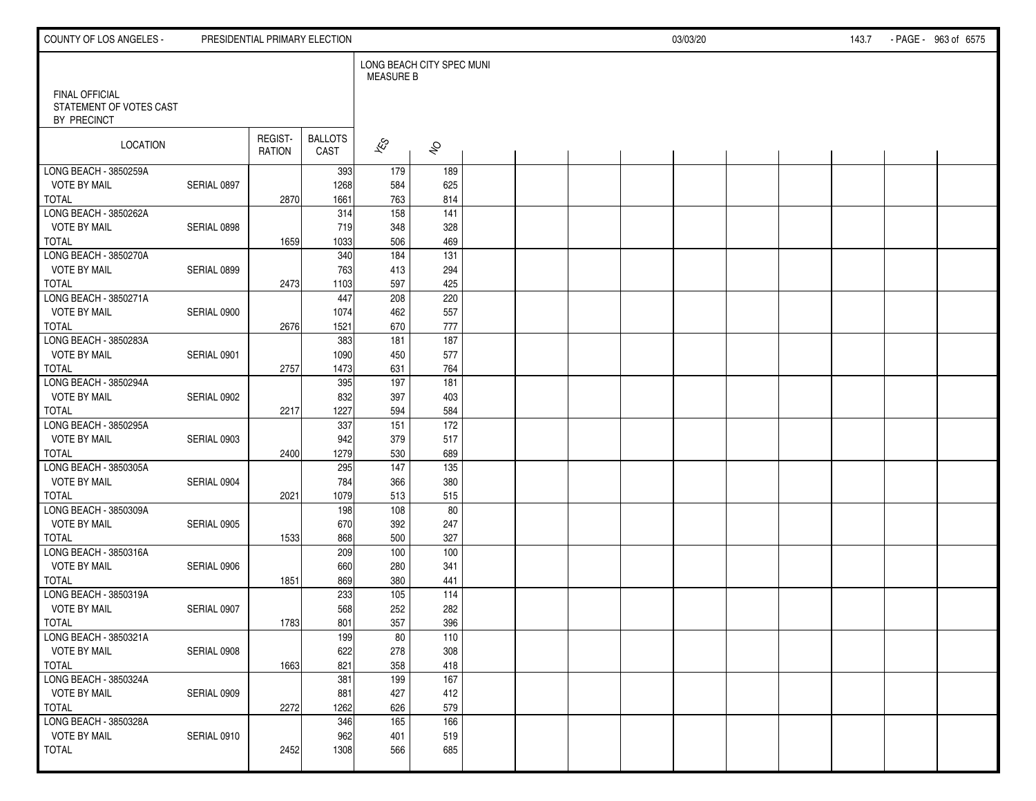FINAL OFFICIAL STATEMENT OF VOTES CAST BY PRECINCT

LONG BEACH CITY SPEC MUNI MEASURE B

| LOCATION | | REGISTRATION | BALLOTS CAST | YES | NO |
|---|---|---|---|---|---|
| LONG BEACH - 3850259A | | | 393 | 179 | 189 |
| VOTE BY MAIL | SERIAL 0897 | | 1268 | 584 | 625 |
| TOTAL | | 2870 | 1661 | 763 | 814 |
| LONG BEACH - 3850262A | | | 314 | 158 | 141 |
| VOTE BY MAIL | SERIAL 0898 | | 719 | 348 | 328 |
| TOTAL | | 1659 | 1033 | 506 | 469 |
| LONG BEACH - 3850270A | | | 340 | 184 | 131 |
| VOTE BY MAIL | SERIAL 0899 | | 763 | 413 | 294 |
| TOTAL | | 2473 | 1103 | 597 | 425 |
| LONG BEACH - 3850271A | | | 447 | 208 | 220 |
| VOTE BY MAIL | SERIAL 0900 | | 1074 | 462 | 557 |
| TOTAL | | 2676 | 1521 | 670 | 777 |
| LONG BEACH - 3850283A | | | 383 | 181 | 187 |
| VOTE BY MAIL | SERIAL 0901 | | 1090 | 450 | 577 |
| TOTAL | | 2757 | 1473 | 631 | 764 |
| LONG BEACH - 3850294A | | | 395 | 197 | 181 |
| VOTE BY MAIL | SERIAL 0902 | | 832 | 397 | 403 |
| TOTAL | | 2217 | 1227 | 594 | 584 |
| LONG BEACH - 3850295A | | | 337 | 151 | 172 |
| VOTE BY MAIL | SERIAL 0903 | | 942 | 379 | 517 |
| TOTAL | | 2400 | 1279 | 530 | 689 |
| LONG BEACH - 3850305A | | | 295 | 147 | 135 |
| VOTE BY MAIL | SERIAL 0904 | | 784 | 366 | 380 |
| TOTAL | | 2021 | 1079 | 513 | 515 |
| LONG BEACH - 3850309A | | | 198 | 108 | 80 |
| VOTE BY MAIL | SERIAL 0905 | | 670 | 392 | 247 |
| TOTAL | | 1533 | 868 | 500 | 327 |
| LONG BEACH - 3850316A | | | 209 | 100 | 100 |
| VOTE BY MAIL | SERIAL 0906 | | 660 | 280 | 341 |
| TOTAL | | 1851 | 869 | 380 | 441 |
| LONG BEACH - 3850319A | | | 233 | 105 | 114 |
| VOTE BY MAIL | SERIAL 0907 | | 568 | 252 | 282 |
| TOTAL | | 1783 | 801 | 357 | 396 |
| LONG BEACH - 3850321A | | | 199 | 80 | 110 |
| VOTE BY MAIL | SERIAL 0908 | | 622 | 278 | 308 |
| TOTAL | | 1663 | 821 | 358 | 418 |
| LONG BEACH - 3850324A | | | 381 | 199 | 167 |
| VOTE BY MAIL | SERIAL 0909 | | 881 | 427 | 412 |
| TOTAL | | 2272 | 1262 | 626 | 579 |
| LONG BEACH - 3850328A | | | 346 | 165 | 166 |
| VOTE BY MAIL | SERIAL 0910 | | 962 | 401 | 519 |
| TOTAL | | 2452 | 1308 | 566 | 685 |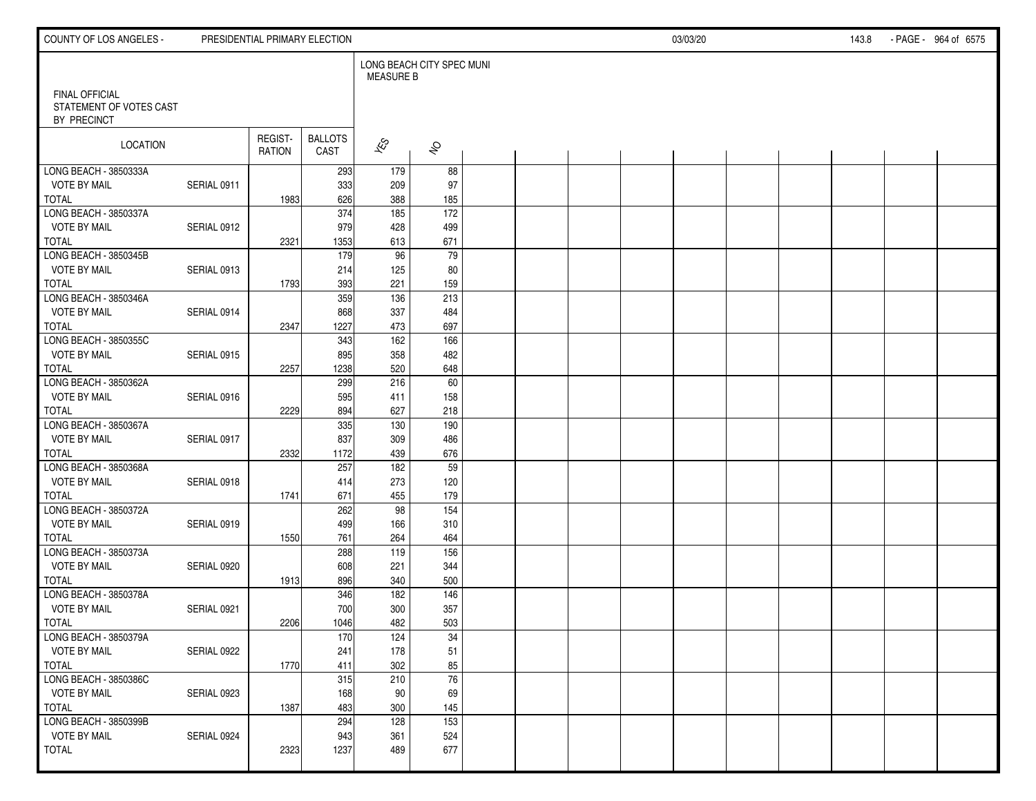FINAL OFFICIAL
STATEMENT OF VOTES CAST
BY PRECINCT

| LOCATION | | REGIST-RATION | BALLOTS CAST | LONG BEACH CITY SPEC MUNI MEASURE B | |
|---|---|---|---|---|---|
| | | | | YES | NO |
| LONG BEACH - 3850333A | | | 293 | 179 | 88 |
| VOTE BY MAIL | SERIAL 0911 | | 333 | 209 | 97 |
| TOTAL | | 1983 | 626 | 388 | 185 |
| LONG BEACH - 3850337A | | | 374 | 185 | 172 |
| VOTE BY MAIL | SERIAL 0912 | | 979 | 428 | 499 |
| TOTAL | | 2321 | 1353 | 613 | 671 |
| LONG BEACH - 3850345B | | | 179 | 96 | 79 |
| VOTE BY MAIL | SERIAL 0913 | | 214 | 125 | 80 |
| TOTAL | | 1793 | 393 | 221 | 159 |
| LONG BEACH - 3850346A | | | 359 | 136 | 213 |
| VOTE BY MAIL | SERIAL 0914 | | 868 | 337 | 484 |
| TOTAL | | 2347 | 1227 | 473 | 697 |
| LONG BEACH - 3850355C | | | 343 | 162 | 166 |
| VOTE BY MAIL | SERIAL 0915 | | 895 | 358 | 482 |
| TOTAL | | 2257 | 1238 | 520 | 648 |
| LONG BEACH - 3850362A | | | 299 | 216 | 60 |
| VOTE BY MAIL | SERIAL 0916 | | 595 | 411 | 158 |
| TOTAL | | 2229 | 894 | 627 | 218 |
| LONG BEACH - 3850367A | | | 335 | 130 | 190 |
| VOTE BY MAIL | SERIAL 0917 | | 837 | 309 | 486 |
| TOTAL | | 2332 | 1172 | 439 | 676 |
| LONG BEACH - 3850368A | | | 257 | 182 | 59 |
| VOTE BY MAIL | SERIAL 0918 | | 414 | 273 | 120 |
| TOTAL | | 1741 | 671 | 455 | 179 |
| LONG BEACH - 3850372A | | | 262 | 98 | 154 |
| VOTE BY MAIL | SERIAL 0919 | | 499 | 166 | 310 |
| TOTAL | | 1550 | 761 | 264 | 464 |
| LONG BEACH - 3850373A | | | 288 | 119 | 156 |
| VOTE BY MAIL | SERIAL 0920 | | 608 | 221 | 344 |
| TOTAL | | 1913 | 896 | 340 | 500 |
| LONG BEACH - 3850378A | | | 346 | 182 | 146 |
| VOTE BY MAIL | SERIAL 0921 | | 700 | 300 | 357 |
| TOTAL | | 2206 | 1046 | 482 | 503 |
| LONG BEACH - 3850379A | | | 170 | 124 | 34 |
| VOTE BY MAIL | SERIAL 0922 | | 241 | 178 | 51 |
| TOTAL | | 1770 | 411 | 302 | 85 |
| LONG BEACH - 3850386C | | | 315 | 210 | 76 |
| VOTE BY MAIL | SERIAL 0923 | | 168 | 90 | 69 |
| TOTAL | | 1387 | 483 | 300 | 145 |
| LONG BEACH - 3850399B | | | 294 | 128 | 153 |
| VOTE BY MAIL | SERIAL 0924 | | 943 | 361 | 524 |
| TOTAL | | 2323 | 1237 | 489 | 677 |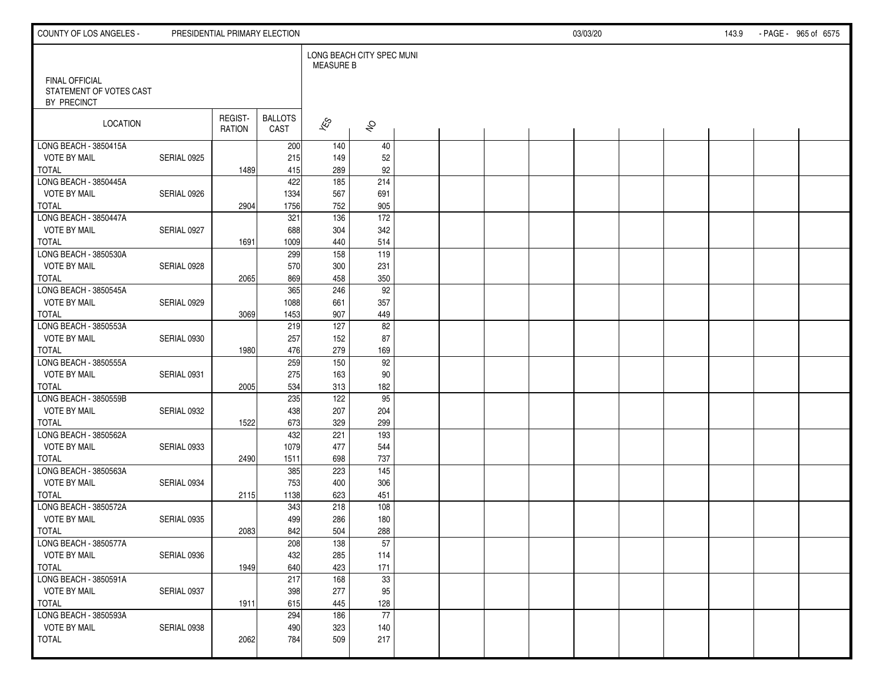FINAL OFFICIAL STATEMENT OF VOTES CAST BY PRECINCT

LONG BEACH CITY SPEC MUNI MEASURE B

| LOCATION | | REGISTRATION | BALLOTS CAST | YES | NO |
|---|---|---|---|---|---|
| LONG BEACH - 3850415A | | | 200 | 140 | 40 |
| VOTE BY MAIL | SERIAL 0925 | | 215 | 149 | 52 |
| TOTAL | | 1489 | 415 | 289 | 92 |
| LONG BEACH - 3850445A | | | 422 | 185 | 214 |
| VOTE BY MAIL | SERIAL 0926 | | 1334 | 567 | 691 |
| TOTAL | | 2904 | 1756 | 752 | 905 |
| LONG BEACH - 3850447A | | | 321 | 136 | 172 |
| VOTE BY MAIL | SERIAL 0927 | | 688 | 304 | 342 |
| TOTAL | | 1691 | 1009 | 440 | 514 |
| LONG BEACH - 3850530A | | | 299 | 158 | 119 |
| VOTE BY MAIL | SERIAL 0928 | | 570 | 300 | 231 |
| TOTAL | | 2065 | 869 | 458 | 350 |
| LONG BEACH - 3850545A | | | 365 | 246 | 92 |
| VOTE BY MAIL | SERIAL 0929 | | 1088 | 661 | 357 |
| TOTAL | | 3069 | 1453 | 907 | 449 |
| LONG BEACH - 3850553A | | | 219 | 127 | 82 |
| VOTE BY MAIL | SERIAL 0930 | | 257 | 152 | 87 |
| TOTAL | | 1980 | 476 | 279 | 169 |
| LONG BEACH - 3850555A | | | 259 | 150 | 92 |
| VOTE BY MAIL | SERIAL 0931 | | 275 | 163 | 90 |
| TOTAL | | 2005 | 534 | 313 | 182 |
| LONG BEACH - 3850559B | | | 235 | 122 | 95 |
| VOTE BY MAIL | SERIAL 0932 | | 438 | 207 | 204 |
| TOTAL | | 1522 | 673 | 329 | 299 |
| LONG BEACH - 3850562A | | | 432 | 221 | 193 |
| VOTE BY MAIL | SERIAL 0933 | | 1079 | 477 | 544 |
| TOTAL | | 2490 | 1511 | 698 | 737 |
| LONG BEACH - 3850563A | | | 385 | 223 | 145 |
| VOTE BY MAIL | SERIAL 0934 | | 753 | 400 | 306 |
| TOTAL | | 2115 | 1138 | 623 | 451 |
| LONG BEACH - 3850572A | | | 343 | 218 | 108 |
| VOTE BY MAIL | SERIAL 0935 | | 499 | 286 | 180 |
| TOTAL | | 2083 | 842 | 504 | 288 |
| LONG BEACH - 3850577A | | | 208 | 138 | 57 |
| VOTE BY MAIL | SERIAL 0936 | | 432 | 285 | 114 |
| TOTAL | | 1949 | 640 | 423 | 171 |
| LONG BEACH - 3850591A | | | 217 | 168 | 33 |
| VOTE BY MAIL | SERIAL 0937 | | 398 | 277 | 95 |
| TOTAL | | 1911 | 615 | 445 | 128 |
| LONG BEACH - 3850593A | | | 294 | 186 | 77 |
| VOTE BY MAIL | SERIAL 0938 | | 490 | 323 | 140 |
| TOTAL | | 2062 | 784 | 509 | 217 |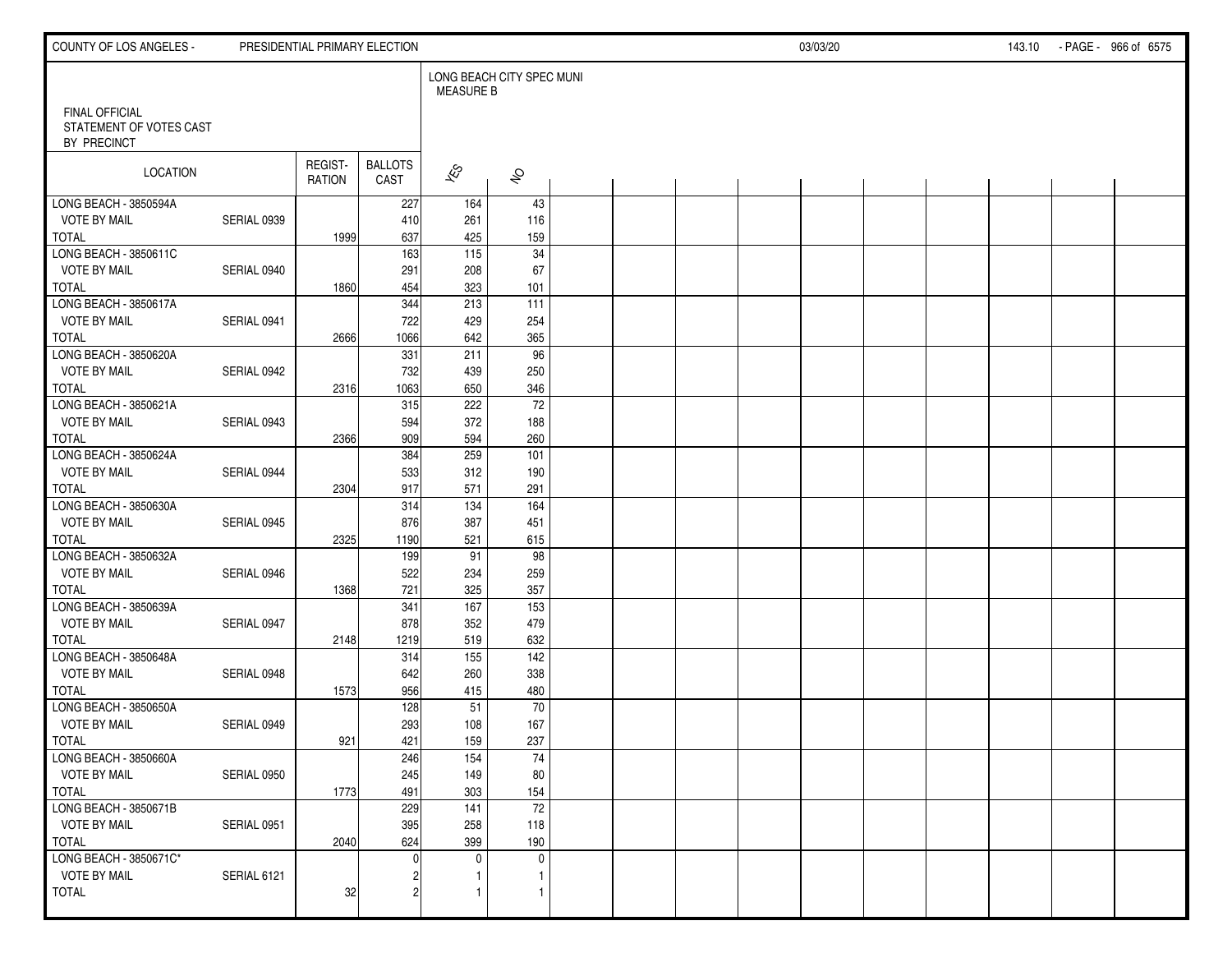FINAL OFFICIAL
STATEMENT OF VOTES CAST
BY PRECINCT

LONG BEACH CITY SPEC MUNI
MEASURE B

| LOCATION | | REGIST-RATION | BALLOTS CAST | YES | NO |
|---|---|---|---|---|---|
| LONG BEACH - 3850594A | | | 227 | 164 | 43 |
| VOTE BY MAIL | SERIAL 0939 | | 410 | 261 | 116 |
| TOTAL | | 1999 | 637 | 425 | 159 |
| LONG BEACH - 3850611C | | | 163 | 115 | 34 |
| VOTE BY MAIL | SERIAL 0940 | | 291 | 208 | 67 |
| TOTAL | | 1860 | 454 | 323 | 101 |
| LONG BEACH - 3850617A | | | 344 | 213 | 111 |
| VOTE BY MAIL | SERIAL 0941 | | 722 | 429 | 254 |
| TOTAL | | 2666 | 1066 | 642 | 365 |
| LONG BEACH - 3850620A | | | 331 | 211 | 96 |
| VOTE BY MAIL | SERIAL 0942 | | 732 | 439 | 250 |
| TOTAL | | 2316 | 1063 | 650 | 346 |
| LONG BEACH - 3850621A | | | 315 | 222 | 72 |
| VOTE BY MAIL | SERIAL 0943 | | 594 | 372 | 188 |
| TOTAL | | 2366 | 909 | 594 | 260 |
| LONG BEACH - 3850624A | | | 384 | 259 | 101 |
| VOTE BY MAIL | SERIAL 0944 | | 533 | 312 | 190 |
| TOTAL | | 2304 | 917 | 571 | 291 |
| LONG BEACH - 3850630A | | | 314 | 134 | 164 |
| VOTE BY MAIL | SERIAL 0945 | | 876 | 387 | 451 |
| TOTAL | | 2325 | 1190 | 521 | 615 |
| LONG BEACH - 3850632A | | | 199 | 91 | 98 |
| VOTE BY MAIL | SERIAL 0946 | | 522 | 234 | 259 |
| TOTAL | | 1368 | 721 | 325 | 357 |
| LONG BEACH - 3850639A | | | 341 | 167 | 153 |
| VOTE BY MAIL | SERIAL 0947 | | 878 | 352 | 479 |
| TOTAL | | 2148 | 1219 | 519 | 632 |
| LONG BEACH - 3850648A | | | 314 | 155 | 142 |
| VOTE BY MAIL | SERIAL 0948 | | 642 | 260 | 338 |
| TOTAL | | 1573 | 956 | 415 | 480 |
| LONG BEACH - 3850650A | | | 128 | 51 | 70 |
| VOTE BY MAIL | SERIAL 0949 | | 293 | 108 | 167 |
| TOTAL | | 921 | 421 | 159 | 237 |
| LONG BEACH - 3850660A | | | 246 | 154 | 74 |
| VOTE BY MAIL | SERIAL 0950 | | 245 | 149 | 80 |
| TOTAL | | 1773 | 491 | 303 | 154 |
| LONG BEACH - 3850671B | | | 229 | 141 | 72 |
| VOTE BY MAIL | SERIAL 0951 | | 395 | 258 | 118 |
| TOTAL | | 2040 | 624 | 399 | 190 |
| LONG BEACH - 3850671C* | | | 0 | 0 | 0 |
| VOTE BY MAIL | SERIAL 6121 | | 2 | 1 | 1 |
| TOTAL | | 32 | 2 | 1 | 1 |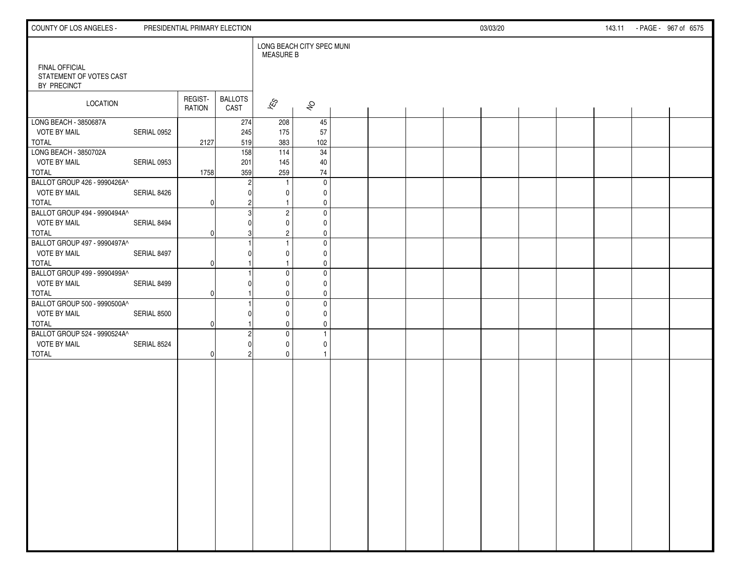FINAL OFFICIAL STATEMENT OF VOTES CAST BY PRECINCT

LONG BEACH CITY SPEC MUNI MEASURE B

| LOCATION | | REGISTRATION | BALLOTS CAST | YES | NO |
|---|---|---|---|---|---|
| LONG BEACH - 3850687A | | | 274 | 208 | 45 |
| VOTE BY MAIL | SERIAL 0952 | | 245 | 175 | 57 |
| TOTAL | | 2127 | 519 | 383 | 102 |
| LONG BEACH - 3850702A | | | 158 | 114 | 34 |
| VOTE BY MAIL | SERIAL 0953 | | 201 | 145 | 40 |
| TOTAL | | 1758 | 359 | 259 | 74 |
| BALLOT GROUP 426 - 9990426A^ | | | 2 | 1 | 0 |
| VOTE BY MAIL | SERIAL 8426 | | 0 | 0 | 0 |
| TOTAL | | 0 | 2 | 1 | 0 |
| BALLOT GROUP 494 - 9990494A^ | | | 3 | 2 | 0 |
| VOTE BY MAIL | SERIAL 8494 | | 0 | 0 | 0 |
| TOTAL | | 0 | 3 | 2 | 0 |
| BALLOT GROUP 497 - 9990497A^ | | | 1 | 1 | 0 |
| VOTE BY MAIL | SERIAL 8497 | | 0 | 0 | 0 |
| TOTAL | | 0 | 1 | 1 | 0 |
| BALLOT GROUP 499 - 9990499A^ | | | 1 | 0 | 0 |
| VOTE BY MAIL | SERIAL 8499 | | 0 | 0 | 0 |
| TOTAL | | 0 | 1 | 0 | 0 |
| BALLOT GROUP 500 - 9990500A^ | | | 1 | 0 | 0 |
| VOTE BY MAIL | SERIAL 8500 | | 0 | 0 | 0 |
| TOTAL | | 0 | 1 | 0 | 0 |
| BALLOT GROUP 524 - 9990524A^ | | | 2 | 0 | 1 |
| VOTE BY MAIL | SERIAL 8524 | | 0 | 0 | 0 |
| TOTAL | | 0 | 2 | 0 | 1 |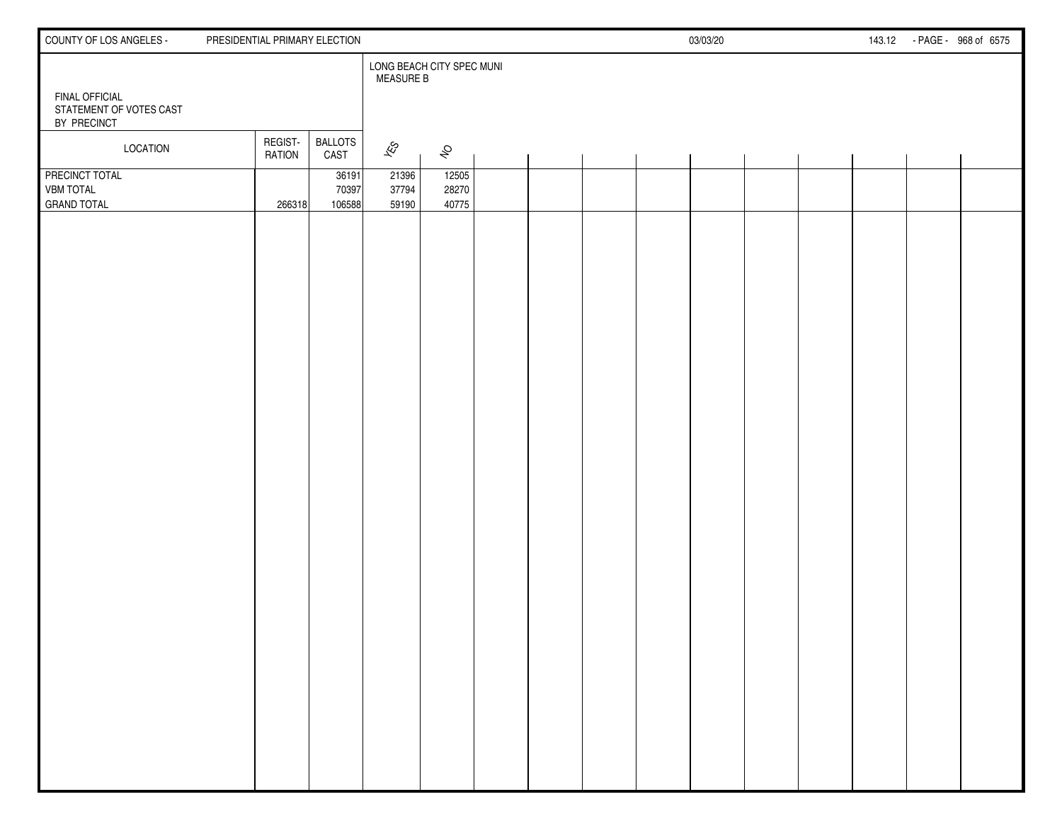FINAL OFFICIAL
STATEMENT OF VOTES CAST
BY PRECINCT

LONG BEACH CITY SPEC MUNI
MEASURE B

| LOCATION | REGISTRATION | BALLOTS CAST | YES | NO |
|---|---|---|---|---|
| PRECINCT TOTAL | | 36191 | 21396 | 12505 |
| VBM TOTAL | | 70397 | 37794 | 28270 |
| GRAND TOTAL | 266318 | 106588 | 59190 | 40775 |